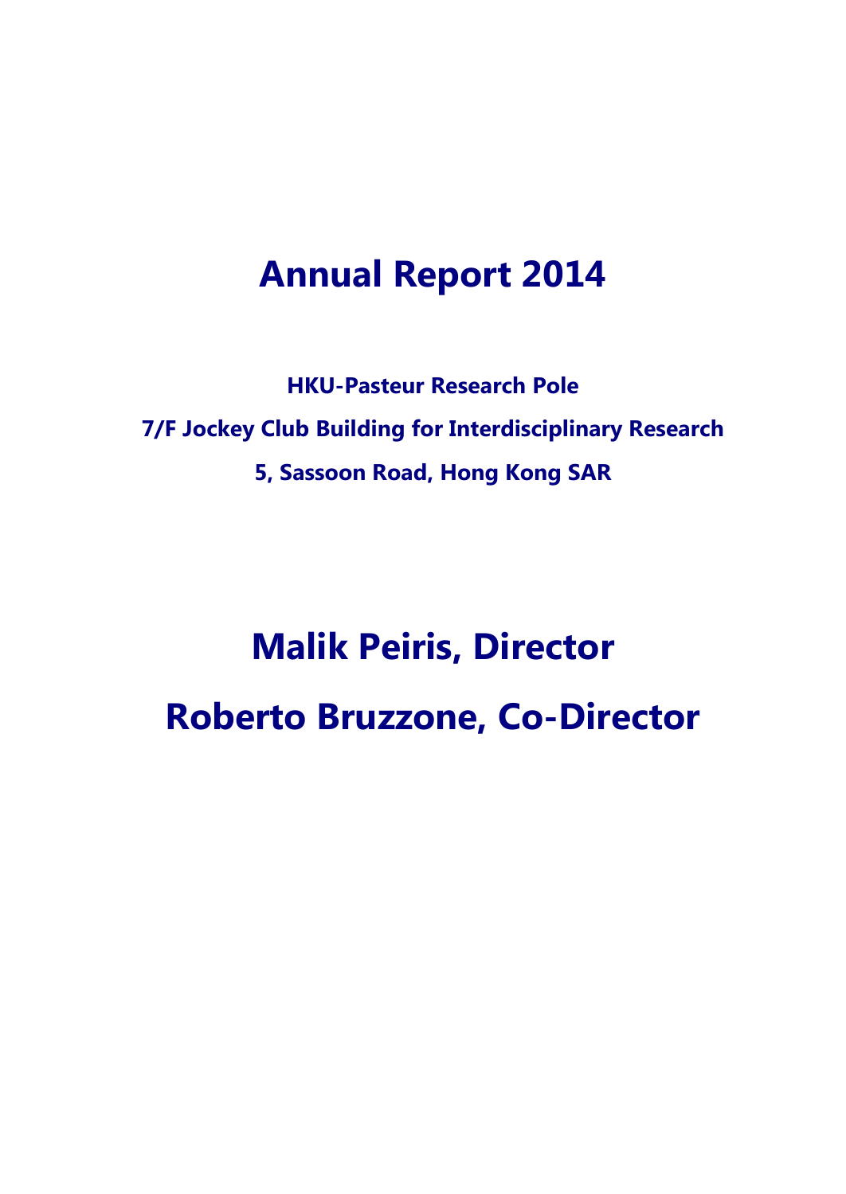# Annual Report 2014

**HKU-Pasteur Research Pole**

**7/F Jockey Club Building for Interdisciplinary Research**

**5, Sassoon Road, Hong Kong SAR**

## Malik Peiris, Director

## Roberto Bruzzone, Co-Director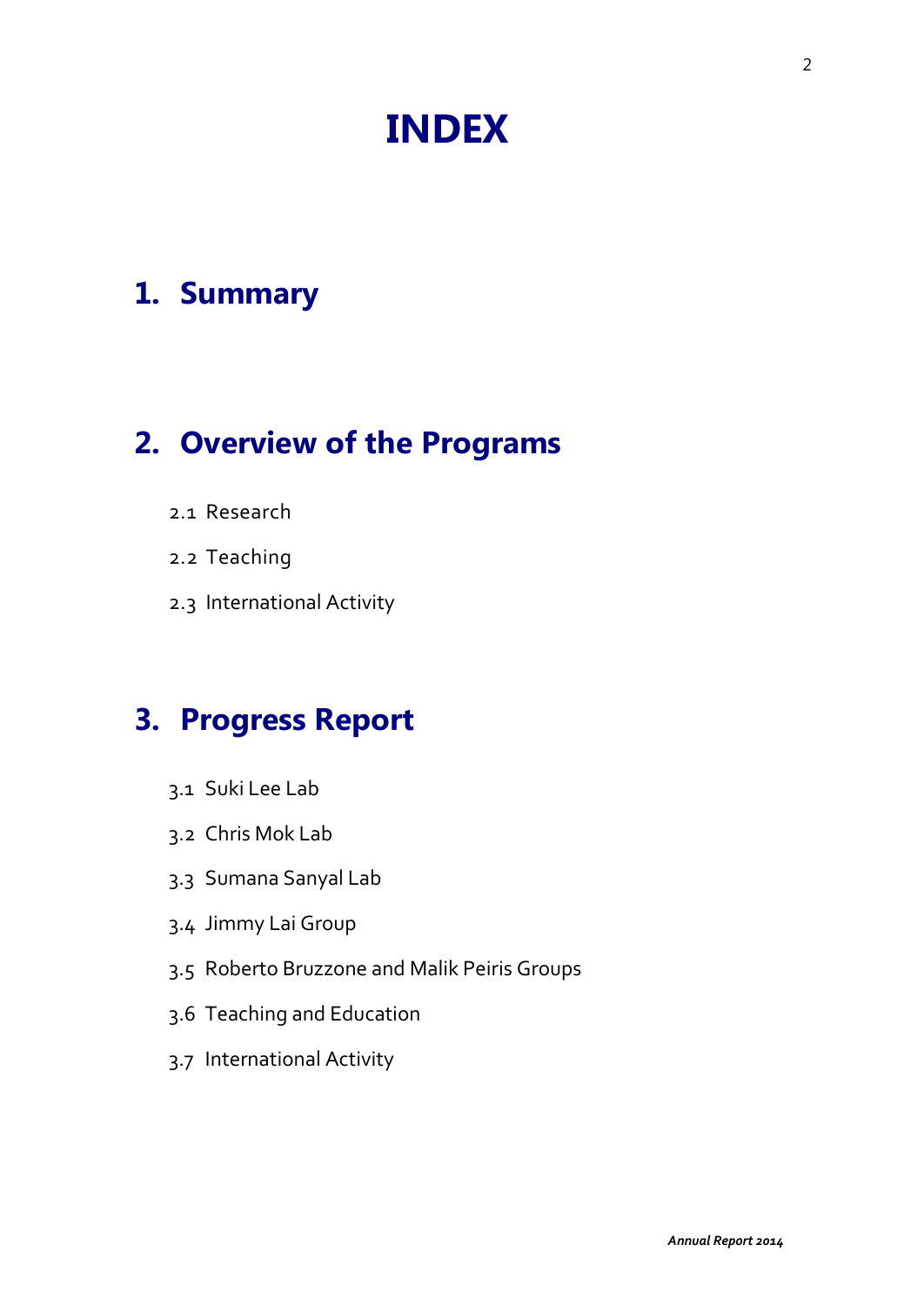# INDEX

## 1. Summary

## 2. Overview of the Programs

2.1 Research

2.2 Teaching

2.3 International Activity

## 3. Progress Report

3.1 Suki Lee Lab

3.2 Chris Mok Lab

3.3 Sumana Sanyal Lab

3.4 Jimmy Lai Group

3.5 Roberto Bruzzone and Malik Peiris Groups

3.6 Teaching and Education

3.7 International Activity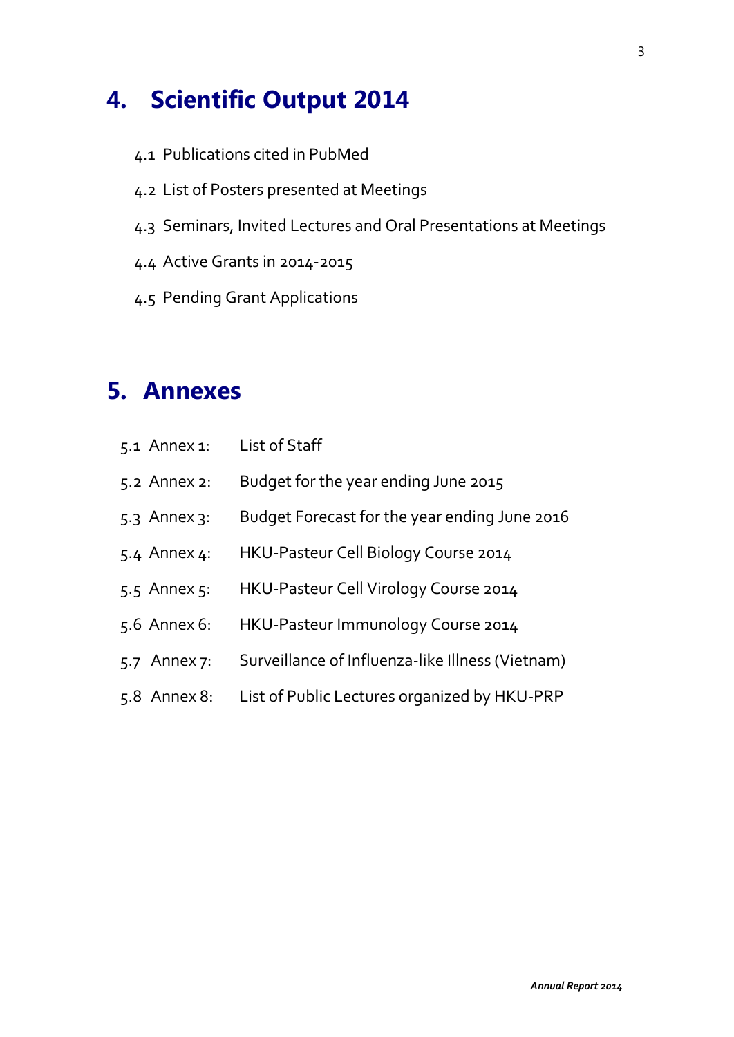# 4. Scientific Output 2014

4.1 Publications cited in PubMed

4.2 List of Posters presented at Meetings

4.3 Seminars, Invited Lectures and Oral Presentations at Meetings

4.4 Active Grants in 2014-2015

4.5 Pending Grant Applications

# 5. Annexes

5.1 Annex 1: List of Staff

5.2 Annex 2: Budget for the year ending June 2015

5.3 Annex 3: Budget Forecast for the year ending June 2016

5.4 Annex 4: HKU-Pasteur Cell Biology Course 2014

5.5 Annex 5: HKU-Pasteur Cell Virology Course 2014

5.6 Annex 6: HKU-Pasteur Immunology Course 2014

5.7 Annex 7: Surveillance of Influenza-like Illness (Vietnam)

5.8 Annex 8: List of Public Lectures organized by HKU-PRP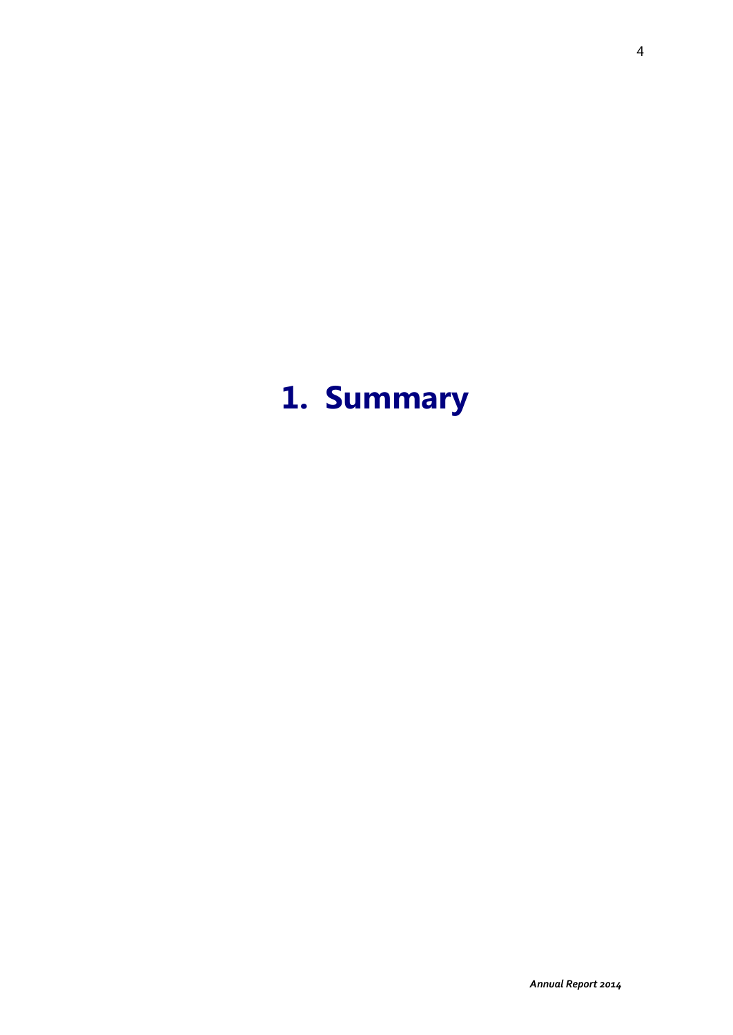# 1. Summary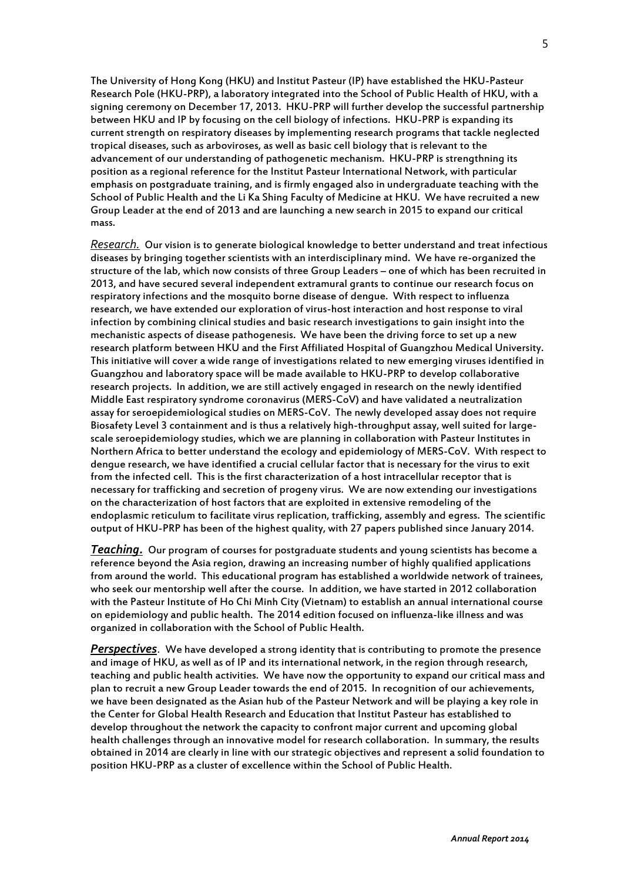The University of Hong Kong (HKU) and Institut Pasteur (IP) have established the HKU-Pasteur Research Pole (HKU-PRP), a laboratory integrated into the School of Public Health of HKU, with a signing ceremony on December 17, 2013. HKU-PRP will further develop the successful partnership between HKU and IP by focusing on the cell biology of infections. HKU-PRP is expanding its current strength on respiratory diseases by implementing research programs that tackle neglected tropical diseases, such as arboviroses, as well as basic cell biology that is relevant to the advancement of our understanding of pathogenetic mechanism. HKU-PRP is strengthning its position as a regional reference for the Institut Pasteur International Network, with particular emphasis on postgraduate training, and is firmly engaged also in undergraduate teaching with the School of Public Health and the Li Ka Shing Faculty of Medicine at HKU. We have recruited a new Group Leader at the end of 2013 and are launching a new search in 2015 to expand our critical mass.

*Research.* Our vision is to generate biological knowledge to better understand and treat infectious diseases by bringing together scientists with an interdisciplinary mind. We have re-organized the structure of the lab, which now consists of three Group Leaders – one of which has been recruited in 2013, and have secured several independent extramural grants to continue our research focus on respiratory infections and the mosquito borne disease of dengue. With respect to influenza research, we have extended our exploration of virus-host interaction and host response to viral infection by combining clinical studies and basic research investigations to gain insight into the mechanistic aspects of disease pathogenesis. We have been the driving force to set up a new research platform between HKU and the First Affiliated Hospital of Guangzhou Medical University. This initiative will cover a wide range of investigations related to new emerging viruses identified in Guangzhou and laboratory space will be made available to HKU-PRP to develop collaborative research projects. In addition, we are still actively engaged in research on the newly identified Middle East respiratory syndrome coronavirus (MERS-CoV) and have validated a neutralization assay for seroepidemiological studies on MERS-CoV. The newly developed assay does not require Biosafety Level 3 containment and is thus a relatively high-throughput assay, well suited for large-scale seroepidemiology studies, which we are planning in collaboration with Pasteur Institutes in Northern Africa to better understand the ecology and epidemiology of MERS-CoV. With respect to dengue research, we have identified a crucial cellular factor that is necessary for the virus to exit from the infected cell. This is the first characterization of a host intracellular receptor that is necessary for trafficking and secretion of progeny virus. We are now extending our investigations on the characterization of host factors that are exploited in extensive remodeling of the endoplasmic reticulum to facilitate virus replication, trafficking, assembly and egress. The scientific output of HKU-PRP has been of the highest quality, with 27 papers published since January 2014.

***Teaching.*** Our program of courses for postgraduate students and young scientists has become a reference beyond the Asia region, drawing an increasing number of highly qualified applications from around the world. This educational program has established a worldwide network of trainees, who seek our mentorship well after the course. In addition, we have started in 2012 collaboration with the Pasteur Institute of Ho Chi Minh City (Vietnam) to establish an annual international course on epidemiology and public health. The 2014 edition focused on influenza-like illness and was organized in collaboration with the School of Public Health.

***Perspectives***. We have developed a strong identity that is contributing to promote the presence and image of HKU, as well as of IP and its international network, in the region through research, teaching and public health activities. We have now the opportunity to expand our critical mass and plan to recruit a new Group Leader towards the end of 2015. In recognition of our achievements, we have been designated as the Asian hub of the Pasteur Network and will be playing a key role in the Center for Global Health Research and Education that Institut Pasteur has established to develop throughout the network the capacity to confront major current and upcoming global health challenges through an innovative model for research collaboration. In summary, the results obtained in 2014 are clearly in line with our strategic objectives and represent a solid foundation to position HKU-PRP as a cluster of excellence within the School of Public Health.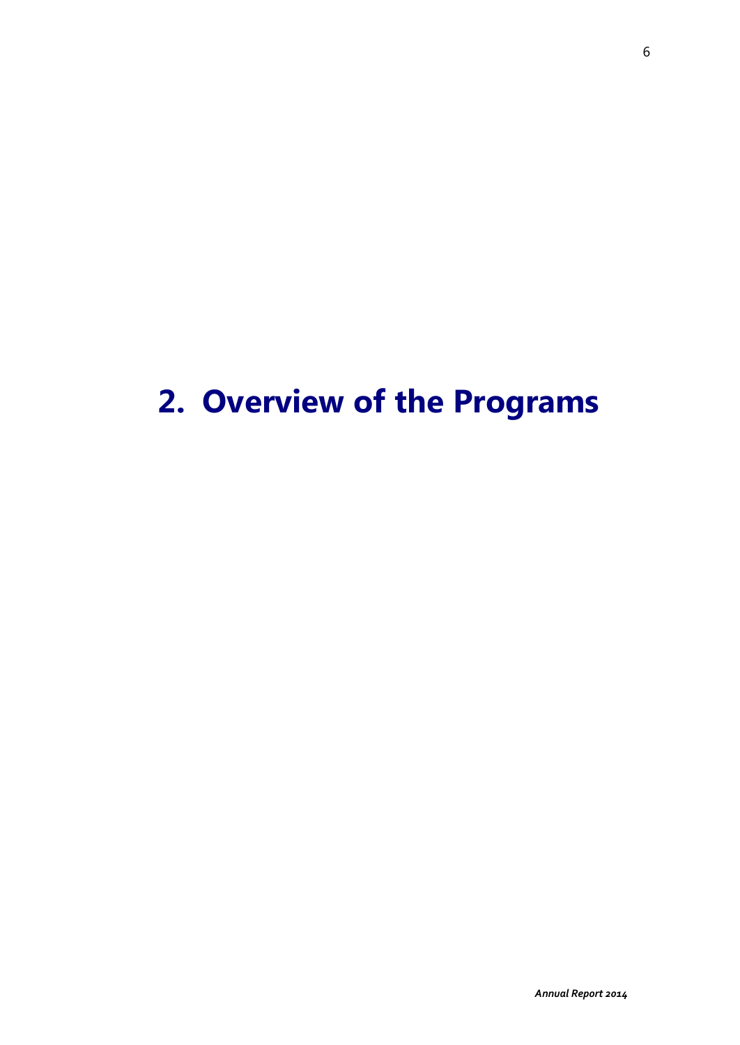# 2. Overview of the Programs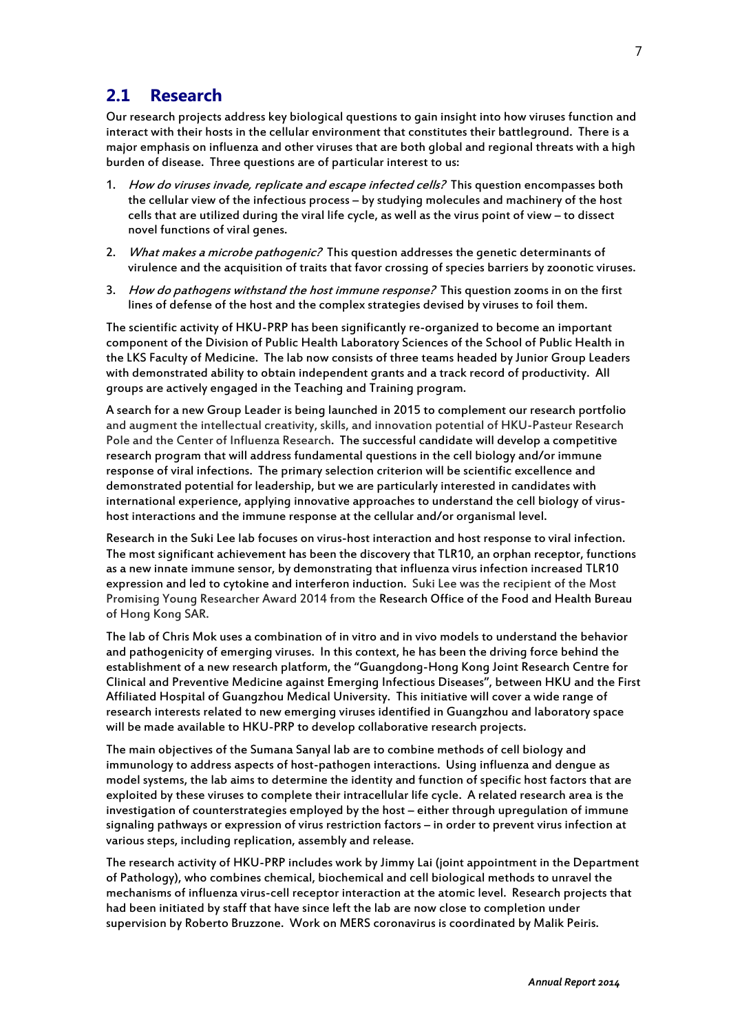## 2.1 Research

Our research projects address key biological questions to gain insight into how viruses function and interact with their hosts in the cellular environment that constitutes their battleground. There is a major emphasis on influenza and other viruses that are both global and regional threats with a high burden of disease. Three questions are of particular interest to us:

1. *How do viruses invade, replicate and escape infected cells?* This question encompasses both the cellular view of the infectious process – by studying molecules and machinery of the host cells that are utilized during the viral life cycle, as well as the virus point of view – to dissect novel functions of viral genes.
2. *What makes a microbe pathogenic?* This question addresses the genetic determinants of virulence and the acquisition of traits that favor crossing of species barriers by zoonotic viruses.
3. *How do pathogens withstand the host immune response?* This question zooms in on the first lines of defense of the host and the complex strategies devised by viruses to foil them.

The scientific activity of HKU-PRP has been significantly re-organized to become an important component of the Division of Public Health Laboratory Sciences of the School of Public Health in the LKS Faculty of Medicine. The lab now consists of three teams headed by Junior Group Leaders with demonstrated ability to obtain independent grants and a track record of productivity. All groups are actively engaged in the Teaching and Training program.

A search for a new Group Leader is being launched in 2015 to complement our research portfolio and augment the intellectual creativity, skills, and innovation potential of HKU-Pasteur Research Pole and the Center of Influenza Research. The successful candidate will develop a competitive research program that will address fundamental questions in the cell biology and/or immune response of viral infections. The primary selection criterion will be scientific excellence and demonstrated potential for leadership, but we are particularly interested in candidates with international experience, applying innovative approaches to understand the cell biology of virus-host interactions and the immune response at the cellular and/or organismal level.

Research in the Suki Lee lab focuses on virus-host interaction and host response to viral infection. The most significant achievement has been the discovery that TLR10, an orphan receptor, functions as a new innate immune sensor, by demonstrating that influenza virus infection increased TLR10 expression and led to cytokine and interferon induction. Suki Lee was the recipient of the Most Promising Young Researcher Award 2014 from the Research Office of the Food and Health Bureau of Hong Kong SAR.

The lab of Chris Mok uses a combination of in vitro and in vivo models to understand the behavior and pathogenicity of emerging viruses. In this context, he has been the driving force behind the establishment of a new research platform, the "Guangdong-Hong Kong Joint Research Centre for Clinical and Preventive Medicine against Emerging Infectious Diseases", between HKU and the First Affiliated Hospital of Guangzhou Medical University. This initiative will cover a wide range of research interests related to new emerging viruses identified in Guangzhou and laboratory space will be made available to HKU-PRP to develop collaborative research projects.

The main objectives of the Sumana Sanyal lab are to combine methods of cell biology and immunology to address aspects of host-pathogen interactions. Using influenza and dengue as model systems, the lab aims to determine the identity and function of specific host factors that are exploited by these viruses to complete their intracellular life cycle. A related research area is the investigation of counterstrategies employed by the host – either through upregulation of immune signaling pathways or expression of virus restriction factors – in order to prevent virus infection at various steps, including replication, assembly and release.

The research activity of HKU-PRP includes work by Jimmy Lai (joint appointment in the Department of Pathology), who combines chemical, biochemical and cell biological methods to unravel the mechanisms of influenza virus-cell receptor interaction at the atomic level. Research projects that had been initiated by staff that have since left the lab are now close to completion under supervision by Roberto Bruzzone. Work on MERS coronavirus is coordinated by Malik Peiris.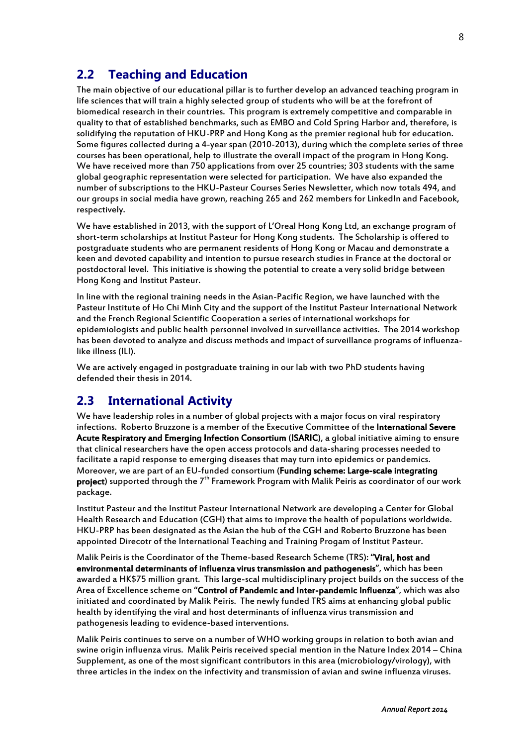## 2.2 Teaching and Education

The main objective of our educational pillar is to further develop an advanced teaching program in life sciences that will train a highly selected group of students who will be at the forefront of biomedical research in their countries. This program is extremely competitive and comparable in quality to that of established benchmarks, such as EMBO and Cold Spring Harbor and, therefore, is solidifying the reputation of HKU-PRP and Hong Kong as the premier regional hub for education. Some figures collected during a 4-year span (2010-2013), during which the complete series of three courses has been operational, help to illustrate the overall impact of the program in Hong Kong. We have received more than 750 applications from over 25 countries; 303 students with the same global geographic representation were selected for participation. We have also expanded the number of subscriptions to the HKU-Pasteur Courses Series Newsletter, which now totals 494, and our groups in social media have grown, reaching 265 and 262 members for LinkedIn and Facebook, respectively.

We have established in 2013, with the support of L'Oreal Hong Kong Ltd, an exchange program of short-term scholarships at Institut Pasteur for Hong Kong students. The Scholarship is offered to postgraduate students who are permanent residents of Hong Kong or Macau and demonstrate a keen and devoted capability and intention to pursue research studies in France at the doctoral or postdoctoral level. This initiative is showing the potential to create a very solid bridge between Hong Kong and Institut Pasteur.

In line with the regional training needs in the Asian-Pacific Region, we have launched with the Pasteur Institute of Ho Chi Minh City and the support of the Institut Pasteur International Network and the French Regional Scientific Cooperation a series of international workshops for epidemiologists and public health personnel involved in surveillance activities. The 2014 workshop has been devoted to analyze and discuss methods and impact of surveillance programs of influenza-like illness (ILI).

We are actively engaged in postgraduate training in our lab with two PhD students having defended their thesis in 2014.

## 2.3 International Activity

We have leadership roles in a number of global projects with a major focus on viral respiratory infections. Roberto Bruzzone is a member of the Executive Committee of the **International Severe Acute Respiratory and Emerging Infection Consortium (ISARIC)**, a global initiative aiming to ensure that clinical researchers have the open access protocols and data-sharing processes needed to facilitate a rapid response to emerging diseases that may turn into epidemics or pandemics. Moreover, we are part of an EU-funded consortium (**Funding scheme: Large-scale integrating project**) supported through the 7th Framework Program with Malik Peiris as coordinator of our work package.

Institut Pasteur and the Institut Pasteur International Network are developing a Center for Global Health Research and Education (CGH) that aims to improve the health of populations worldwide. HKU-PRP has been designated as the Asian the hub of the CGH and Roberto Bruzzone has been appointed Direcotr of the International Teaching and Training Progam of Institut Pasteur.

Malik Peiris is the Coordinator of the Theme-based Research Scheme (TRS): "**Viral, host and environmental determinants of influenza virus transmission and pathogenesis**", which has been awarded a HK$75 million grant. This large-scal multidisciplinary project builds on the success of the Area of Excellence scheme on "**Control of Pandemic and Inter-pandemic Influenza**", which was also initiated and coordinated by Malik Peiris. The newly funded TRS aims at enhancing global public health by identifying the viral and host determinants of influenza virus transmission and pathogenesis leading to evidence-based interventions.

Malik Peiris continues to serve on a number of WHO working groups in relation to both avian and swine origin influenza virus. Malik Peiris received special mention in the Nature Index 2014 – China Supplement, as one of the most significant contributors in this area (microbiology/virology), with three articles in the index on the infectivity and transmission of avian and swine influenza viruses.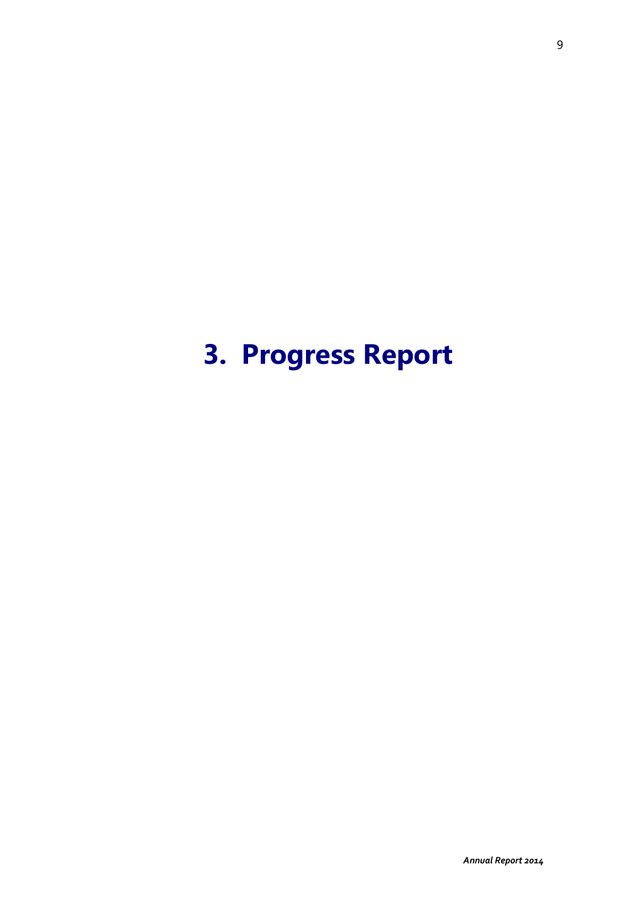# 3. Progress Report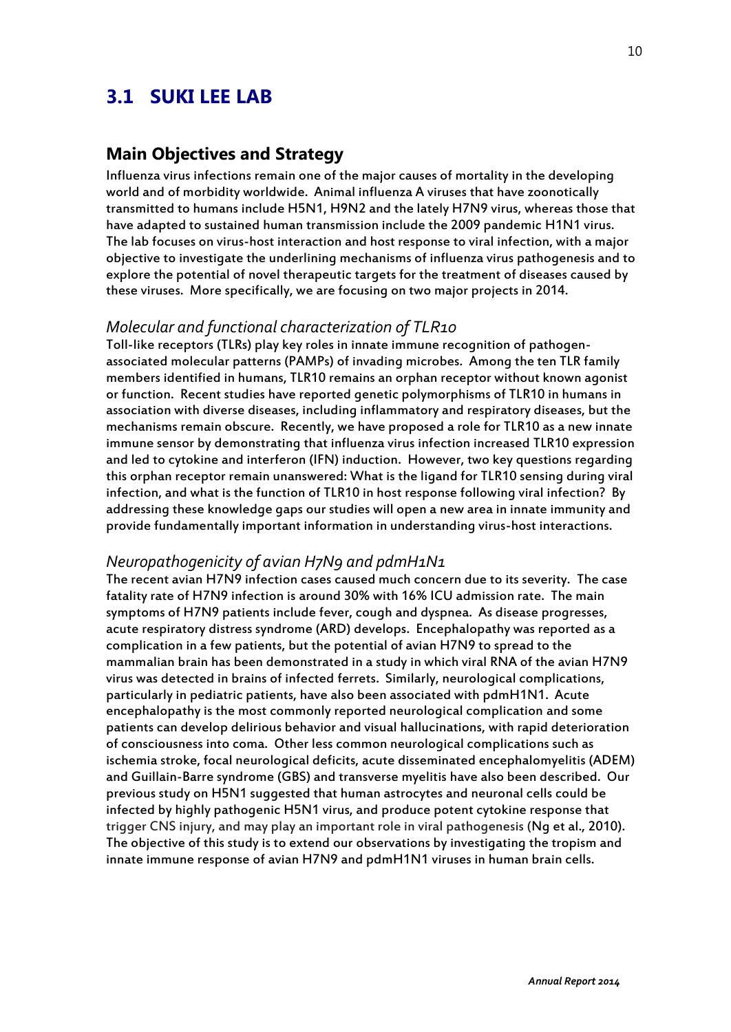## 3.1 SUKI LEE LAB

### Main Objectives and Strategy

Influenza virus infections remain one of the major causes of mortality in the developing world and of morbidity worldwide. Animal influenza A viruses that have zoonotically transmitted to humans include H5N1, H9N2 and the lately H7N9 virus, whereas those that have adapted to sustained human transmission include the 2009 pandemic H1N1 virus. The lab focuses on virus-host interaction and host response to viral infection, with a major objective to investigate the underlining mechanisms of influenza virus pathogenesis and to explore the potential of novel therapeutic targets for the treatment of diseases caused by these viruses. More specifically, we are focusing on two major projects in 2014.

#### *Molecular and functional characterization of TLR10*

Toll-like receptors (TLRs) play key roles in innate immune recognition of pathogen-associated molecular patterns (PAMPs) of invading microbes. Among the ten TLR family members identified in humans, TLR10 remains an orphan receptor without known agonist or function. Recent studies have reported genetic polymorphisms of TLR10 in humans in association with diverse diseases, including inflammatory and respiratory diseases, but the mechanisms remain obscure. Recently, we have proposed a role for TLR10 as a new innate immune sensor by demonstrating that influenza virus infection increased TLR10 expression and led to cytokine and interferon (IFN) induction. However, two key questions regarding this orphan receptor remain unanswered: What is the ligand for TLR10 sensing during viral infection, and what is the function of TLR10 in host response following viral infection? By addressing these knowledge gaps our studies will open a new area in innate immunity and provide fundamentally important information in understanding virus-host interactions.

#### *Neuropathogenicity of avian H7N9 and pdmH1N1*

The recent avian H7N9 infection cases caused much concern due to its severity. The case fatality rate of H7N9 infection is around 30% with 16% ICU admission rate. The main symptoms of H7N9 patients include fever, cough and dyspnea. As disease progresses, acute respiratory distress syndrome (ARD) develops. Encephalopathy was reported as a complication in a few patients, but the potential of avian H7N9 to spread to the mammalian brain has been demonstrated in a study in which viral RNA of the avian H7N9 virus was detected in brains of infected ferrets. Similarly, neurological complications, particularly in pediatric patients, have also been associated with pdmH1N1. Acute encephalopathy is the most commonly reported neurological complication and some patients can develop delirious behavior and visual hallucinations, with rapid deterioration of consciousness into coma. Other less common neurological complications such as ischemia stroke, focal neurological deficits, acute disseminated encephalomyelitis (ADEM) and Guillain-Barre syndrome (GBS) and transverse myelitis have also been described. Our previous study on H5N1 suggested that human astrocytes and neuronal cells could be infected by highly pathogenic H5N1 virus, and produce potent cytokine response that trigger CNS injury, and may play an important role in viral pathogenesis (Ng et al., 2010). The objective of this study is to extend our observations by investigating the tropism and innate immune response of avian H7N9 and pdmH1N1 viruses in human brain cells.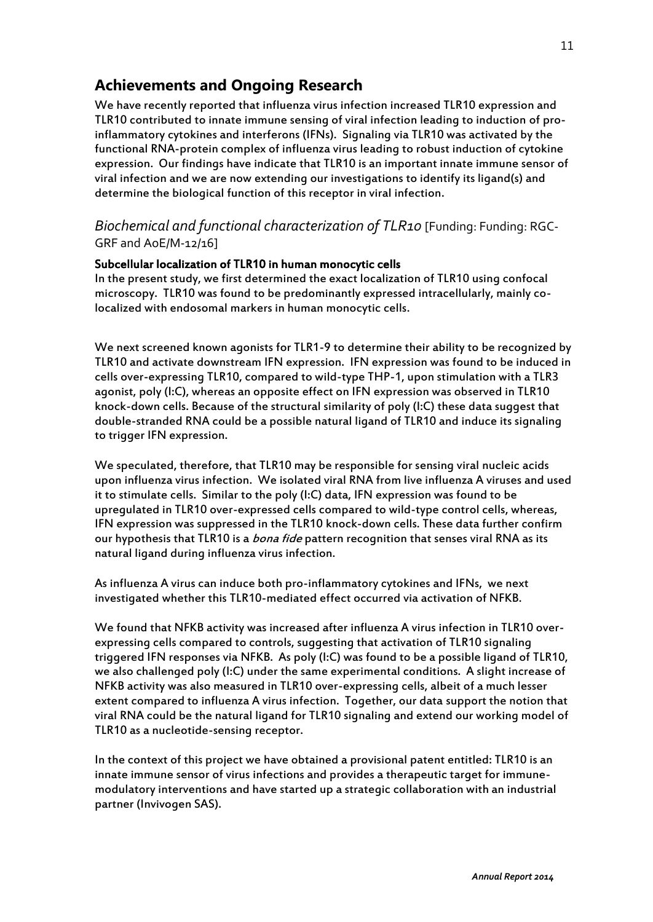## Achievements and Ongoing Research

We have recently reported that influenza virus infection increased TLR10 expression and TLR10 contributed to innate immune sensing of viral infection leading to induction of pro-inflammatory cytokines and interferons (IFNs). Signaling via TLR10 was activated by the functional RNA-protein complex of influenza virus leading to robust induction of cytokine expression. Our findings have indicate that TLR10 is an important innate immune sensor of viral infection and we are now extending our investigations to identify its ligand(s) and determine the biological function of this receptor in viral infection.

### *Biochemical and functional characterization of TLR10* [Funding: Funding: RGC-GRF and AoE/M-12/16]

**Subcellular localization of TLR10 in human monocytic cells**

In the present study, we first determined the exact localization of TLR10 using confocal microscopy. TLR10 was found to be predominantly expressed intracellularly, mainly co-localized with endosomal markers in human monocytic cells.

We next screened known agonists for TLR1-9 to determine their ability to be recognized by TLR10 and activate downstream IFN expression. IFN expression was found to be induced in cells over-expressing TLR10, compared to wild-type THP-1, upon stimulation with a TLR3 agonist, poly (I:C), whereas an opposite effect on IFN expression was observed in TLR10 knock-down cells. Because of the structural similarity of poly (I:C) these data suggest that double-stranded RNA could be a possible natural ligand of TLR10 and induce its signaling to trigger IFN expression.

We speculated, therefore, that TLR10 may be responsible for sensing viral nucleic acids upon influenza virus infection. We isolated viral RNA from live influenza A viruses and used it to stimulate cells. Similar to the poly (I:C) data, IFN expression was found to be upregulated in TLR10 over-expressed cells compared to wild-type control cells, whereas, IFN expression was suppressed in the TLR10 knock-down cells. These data further confirm our hypothesis that TLR10 is a *bona fide* pattern recognition that senses viral RNA as its natural ligand during influenza virus infection.

As influenza A virus can induce both pro-inflammatory cytokines and IFNs, we next investigated whether this TLR10-mediated effect occurred via activation of NFKB.

We found that NFKB activity was increased after influenza A virus infection in TLR10 over-expressing cells compared to controls, suggesting that activation of TLR10 signaling triggered IFN responses via NFKB. As poly (I:C) was found to be a possible ligand of TLR10, we also challenged poly (I:C) under the same experimental conditions. A slight increase of NFKB activity was also measured in TLR10 over-expressing cells, albeit of a much lesser extent compared to influenza A virus infection. Together, our data support the notion that viral RNA could be the natural ligand for TLR10 signaling and extend our working model of TLR10 as a nucleotide-sensing receptor.

In the context of this project we have obtained a provisional patent entitled: TLR10 is an innate immune sensor of virus infections and provides a therapeutic target for immune-modulatory interventions and have started up a strategic collaboration with an industrial partner (Invivogen SAS).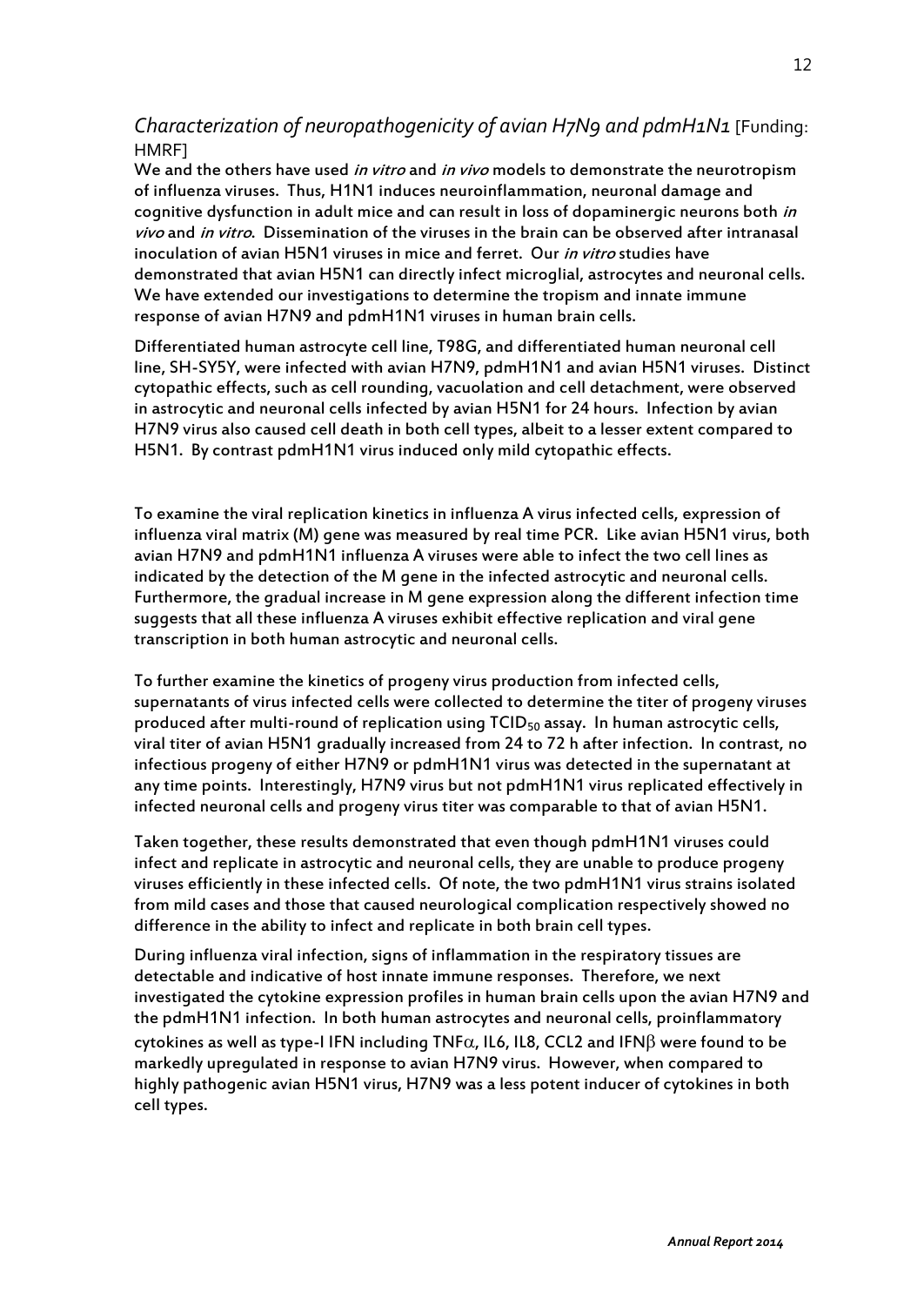## *Characterization of neuropathogenicity of avian H7N9 and pdmH1N1* [Funding: HMRF]

We and the others have used *in vitro* and *in vivo* models to demonstrate the neurotropism of influenza viruses. Thus, H1N1 induces neuroinflammation, neuronal damage and cognitive dysfunction in adult mice and can result in loss of dopaminergic neurons both *in vivo* and *in vitro*. Dissemination of the viruses in the brain can be observed after intranasal inoculation of avian H5N1 viruses in mice and ferret. Our *in vitro* studies have demonstrated that avian H5N1 can directly infect microglial, astrocytes and neuronal cells. We have extended our investigations to determine the tropism and innate immune response of avian H7N9 and pdmH1N1 viruses in human brain cells.

Differentiated human astrocyte cell line, T98G, and differentiated human neuronal cell line, SH-SY5Y, were infected with avian H7N9, pdmH1N1 and avian H5N1 viruses. Distinct cytopathic effects, such as cell rounding, vacuolation and cell detachment, were observed in astrocytic and neuronal cells infected by avian H5N1 for 24 hours. Infection by avian H7N9 virus also caused cell death in both cell types, albeit to a lesser extent compared to H5N1. By contrast pdmH1N1 virus induced only mild cytopathic effects.

To examine the viral replication kinetics in influenza A virus infected cells, expression of influenza viral matrix (M) gene was measured by real time PCR. Like avian H5N1 virus, both avian H7N9 and pdmH1N1 influenza A viruses were able to infect the two cell lines as indicated by the detection of the M gene in the infected astrocytic and neuronal cells. Furthermore, the gradual increase in M gene expression along the different infection time suggests that all these influenza A viruses exhibit effective replication and viral gene transcription in both human astrocytic and neuronal cells.

To further examine the kinetics of progeny virus production from infected cells, supernatants of virus infected cells were collected to determine the titer of progeny viruses produced after multi-round of replication using $TCID_{50}$ assay. In human astrocytic cells, viral titer of avian H5N1 gradually increased from 24 to 72 h after infection. In contrast, no infectious progeny of either H7N9 or pdmH1N1 virus was detected in the supernatant at any time points. Interestingly, H7N9 virus but not pdmH1N1 virus replicated effectively in infected neuronal cells and progeny virus titer was comparable to that of avian H5N1.

Taken together, these results demonstrated that even though pdmH1N1 viruses could infect and replicate in astrocytic and neuronal cells, they are unable to produce progeny viruses efficiently in these infected cells. Of note, the two pdmH1N1 virus strains isolated from mild cases and those that caused neurological complication respectively showed no difference in the ability to infect and replicate in both brain cell types.

During influenza viral infection, signs of inflammation in the respiratory tissues are detectable and indicative of host innate immune responses. Therefore, we next investigated the cytokine expression profiles in human brain cells upon the avian H7N9 and the pdmH1N1 infection. In both human astrocytes and neuronal cells, proinflammatory cytokines as well as type-I IFN including TNF$\alpha$, IL6, IL8, CCL2 and IFN$\beta$ were found to be markedly upregulated in response to avian H7N9 virus. However, when compared to highly pathogenic avian H5N1 virus, H7N9 was a less potent inducer of cytokines in both cell types.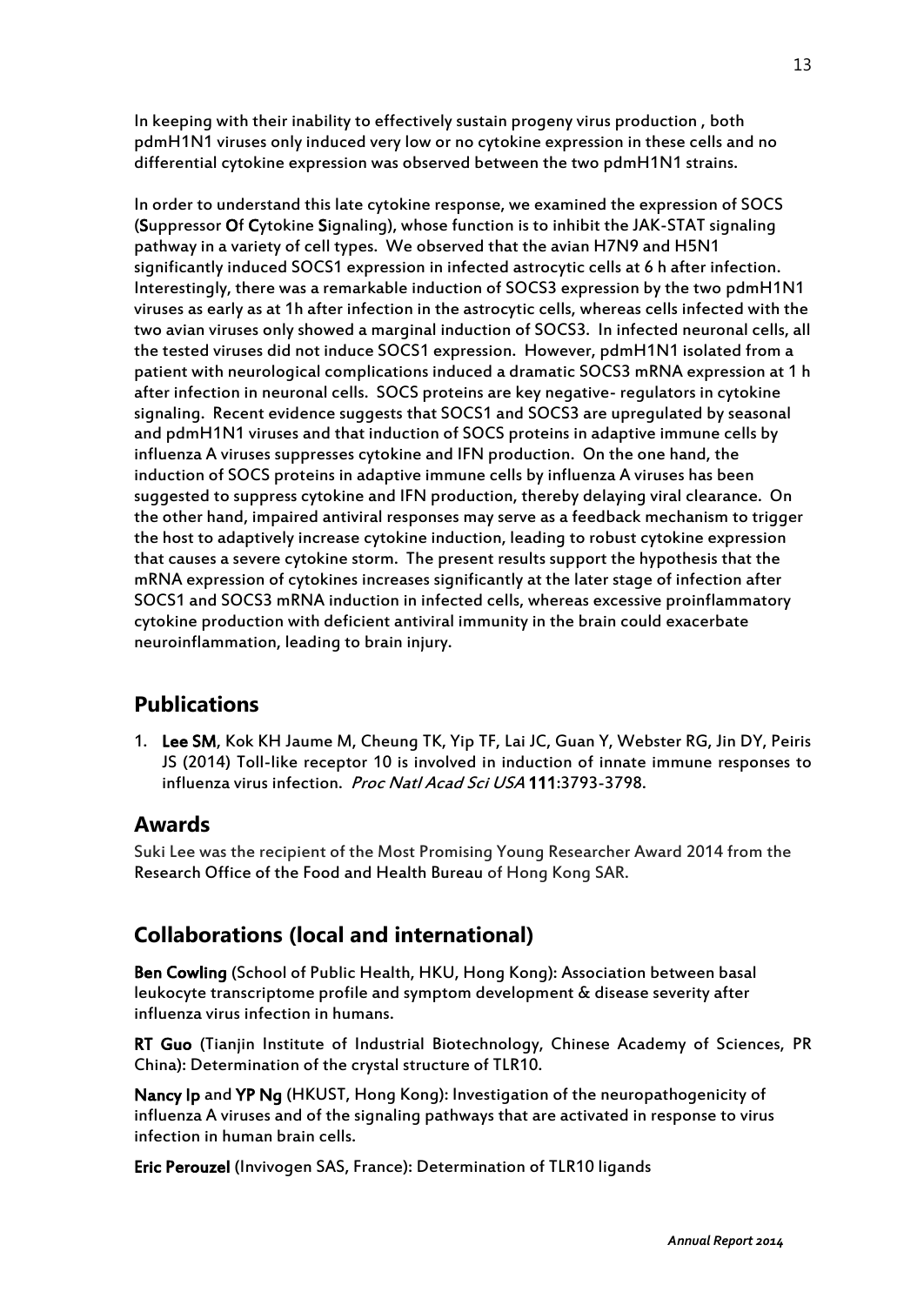In keeping with their inability to effectively sustain progeny virus production , both pdmH1N1 viruses only induced very low or no cytokine expression in these cells and no differential cytokine expression was observed between the two pdmH1N1 strains.

In order to understand this late cytokine response, we examined the expression of SOCS (**S**uppressor **O**f **C**ytokine **S**ignaling), whose function is to inhibit the JAK-STAT signaling pathway in a variety of cell types. We observed that the avian H7N9 and H5N1 significantly induced SOCS1 expression in infected astrocytic cells at 6 h after infection. Interestingly, there was a remarkable induction of SOCS3 expression by the two pdmH1N1 viruses as early as at 1h after infection in the astrocytic cells, whereas cells infected with the two avian viruses only showed a marginal induction of SOCS3. In infected neuronal cells, all the tested viruses did not induce SOCS1 expression. However, pdmH1N1 isolated from a patient with neurological complications induced a dramatic SOCS3 mRNA expression at 1 h after infection in neuronal cells. SOCS proteins are key negative- regulators in cytokine signaling. Recent evidence suggests that SOCS1 and SOCS3 are upregulated by seasonal and pdmH1N1 viruses and that induction of SOCS proteins in adaptive immune cells by influenza A viruses suppresses cytokine and IFN production. On the one hand, the induction of SOCS proteins in adaptive immune cells by influenza A viruses has been suggested to suppress cytokine and IFN production, thereby delaying viral clearance. On the other hand, impaired antiviral responses may serve as a feedback mechanism to trigger the host to adaptively increase cytokine induction, leading to robust cytokine expression that causes a severe cytokine storm. The present results support the hypothesis that the mRNA expression of cytokines increases significantly at the later stage of infection after SOCS1 and SOCS3 mRNA induction in infected cells, whereas excessive proinflammatory cytokine production with deficient antiviral immunity in the brain could exacerbate neuroinflammation, leading to brain injury.

## Publications

1. **Lee SM**, Kok KH Jaume M, Cheung TK, Yip TF, Lai JC, Guan Y, Webster RG, Jin DY, Peiris JS (2014) Toll-like receptor 10 is involved in induction of innate immune responses to influenza virus infection. *Proc Natl Acad Sci USA* **111**:3793-3798.

## Awards

Suki Lee was the recipient of the Most Promising Young Researcher Award 2014 from the Research Office of the Food and Health Bureau of Hong Kong SAR.

## Collaborations (local and international)

**Ben Cowling** (School of Public Health, HKU, Hong Kong): Association between basal leukocyte transcriptome profile and symptom development & disease severity after influenza virus infection in humans.

**RT Guo** (Tianjin Institute of Industrial Biotechnology, Chinese Academy of Sciences, PR China): Determination of the crystal structure of TLR10.

**Nancy Ip** and **YP Ng** (HKUST, Hong Kong): Investigation of the neuropathogenicity of influenza A viruses and of the signaling pathways that are activated in response to virus infection in human brain cells.

**Eric Perouzel** (Invivogen SAS, France): Determination of TLR10 ligands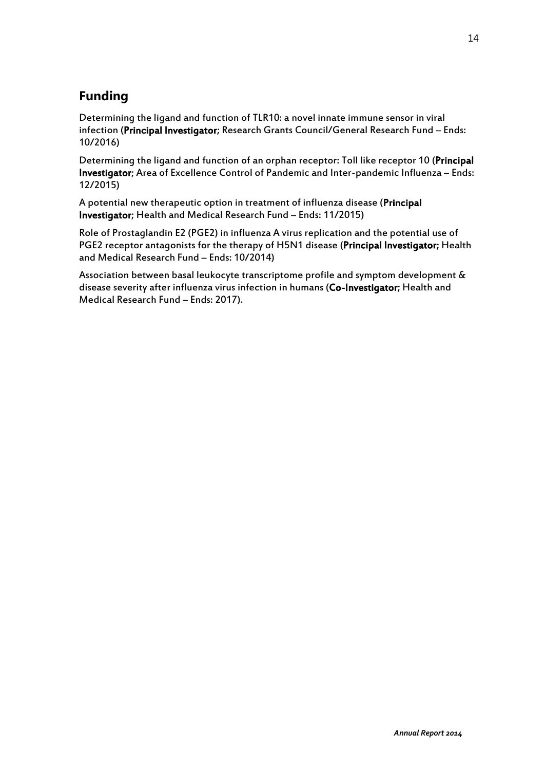## Funding

Determining the ligand and function of TLR10: a novel innate immune sensor in viral infection (**Principal Investigator**; Research Grants Council/General Research Fund – Ends: 10/2016)

Determining the ligand and function of an orphan receptor: Toll like receptor 10 (**Principal Investigator**; Area of Excellence Control of Pandemic and Inter-pandemic Influenza – Ends: 12/2015)

A potential new therapeutic option in treatment of influenza disease (**Principal Investigator**; Health and Medical Research Fund – Ends: 11/2015)

Role of Prostaglandin E2 (PGE2) in influenza A virus replication and the potential use of PGE2 receptor antagonists for the therapy of H5N1 disease (**Principal Investigator**; Health and Medical Research Fund – Ends: 10/2014)

Association between basal leukocyte transcriptome profile and symptom development & disease severity after influenza virus infection in humans (**Co-Investigator**; Health and Medical Research Fund – Ends: 2017).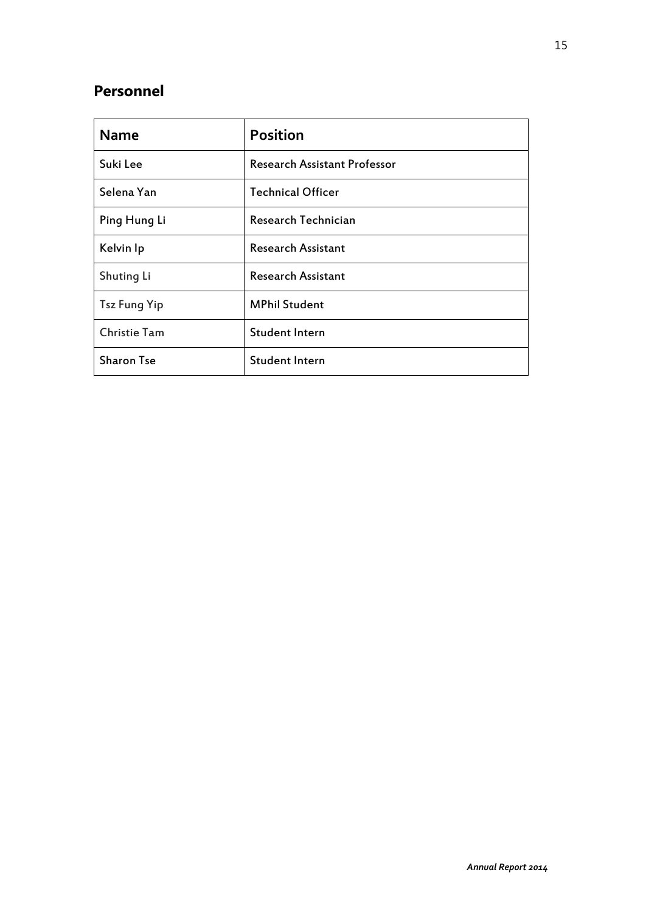## Personnel

| Name | Position |
|---|---|
| Suki Lee | Research Assistant Professor |
| Selena Yan | Technical Officer |
| Ping Hung Li | Research Technician |
| Kelvin Ip | Research Assistant |
| Shuting Li | Research Assistant |
| Tsz Fung Yip | MPhil Student |
| Christie Tam | Student Intern |
| Sharon Tse | Student Intern |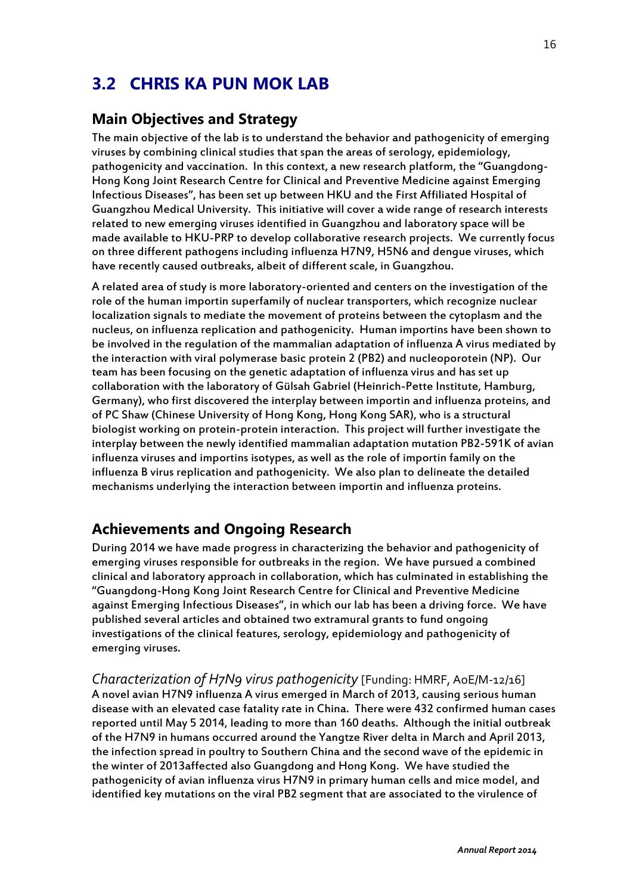## 3.2 CHRIS KA PUN MOK LAB

### Main Objectives and Strategy

The main objective of the lab is to understand the behavior and pathogenicity of emerging viruses by combining clinical studies that span the areas of serology, epidemiology, pathogenicity and vaccination. In this context, a new research platform, the "Guangdong-Hong Kong Joint Research Centre for Clinical and Preventive Medicine against Emerging Infectious Diseases", has been set up between HKU and the First Affiliated Hospital of Guangzhou Medical University. This initiative will cover a wide range of research interests related to new emerging viruses identified in Guangzhou and laboratory space will be made available to HKU-PRP to develop collaborative research projects. We currently focus on three different pathogens including influenza H7N9, H5N6 and dengue viruses, which have recently caused outbreaks, albeit of different scale, in Guangzhou.

A related area of study is more laboratory-oriented and centers on the investigation of the role of the human importin superfamily of nuclear transporters, which recognize nuclear localization signals to mediate the movement of proteins between the cytoplasm and the nucleus, on influenza replication and pathogenicity. Human importins have been shown to be involved in the regulation of the mammalian adaptation of influenza A virus mediated by the interaction with viral polymerase basic protein 2 (PB2) and nucleoporotein (NP). Our team has been focusing on the genetic adaptation of influenza virus and has set up collaboration with the laboratory of Gülsah Gabriel (Heinrich-Pette Institute, Hamburg, Germany), who first discovered the interplay between importin and influenza proteins, and of PC Shaw (Chinese University of Hong Kong, Hong Kong SAR), who is a structural biologist working on protein-protein interaction. This project will further investigate the interplay between the newly identified mammalian adaptation mutation PB2-591K of avian influenza viruses and importins isotypes, as well as the role of importin family on the influenza B virus replication and pathogenicity. We also plan to delineate the detailed mechanisms underlying the interaction between importin and influenza proteins.

### Achievements and Ongoing Research

During 2014 we have made progress in characterizing the behavior and pathogenicity of emerging viruses responsible for outbreaks in the region. We have pursued a combined clinical and laboratory approach in collaboration, which has culminated in establishing the "Guangdong-Hong Kong Joint Research Centre for Clinical and Preventive Medicine against Emerging Infectious Diseases", in which our lab has been a driving force. We have published several articles and obtained two extramural grants to fund ongoing investigations of the clinical features, serology, epidemiology and pathogenicity of emerging viruses.

*Characterization of H7N9 virus pathogenicity* [Funding: HMRF, AoE/M-12/16]
A novel avian H7N9 influenza A virus emerged in March of 2013, causing serious human disease with an elevated case fatality rate in China. There were 432 confirmed human cases reported until May 5 2014, leading to more than 160 deaths. Although the initial outbreak of the H7N9 in humans occurred around the Yangtze River delta in March and April 2013, the infection spread in poultry to Southern China and the second wave of the epidemic in the winter of 2013affected also Guangdong and Hong Kong. We have studied the pathogenicity of avian influenza virus H7N9 in primary human cells and mice model, and identified key mutations on the viral PB2 segment that are associated to the virulence of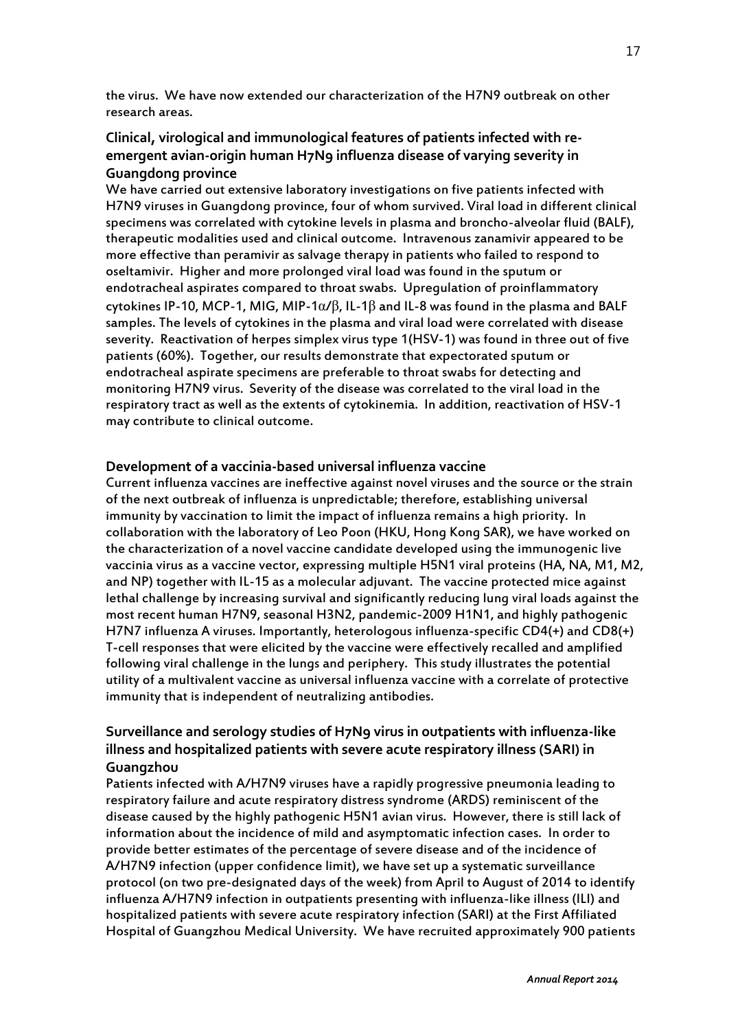the virus. We have now extended our characterization of the H7N9 outbreak on other research areas.

### Clinical, virological and immunological features of patients infected with re-emergent avian-origin human H7N9 influenza disease of varying severity in Guangdong province

We have carried out extensive laboratory investigations on five patients infected with H7N9 viruses in Guangdong province, four of whom survived. Viral load in different clinical specimens was correlated with cytokine levels in plasma and broncho-alveolar fluid (BALF), therapeutic modalities used and clinical outcome. Intravenous zanamivir appeared to be more effective than peramivir as salvage therapy in patients who failed to respond to oseltamivir. Higher and more prolonged viral load was found in the sputum or endotracheal aspirates compared to throat swabs. Upregulation of proinflammatory cytokines IP-10, MCP-1, MIG, MIP-1$\alpha$/$\beta$, IL-1$\beta$ and IL-8 was found in the plasma and BALF samples. The levels of cytokines in the plasma and viral load were correlated with disease severity. Reactivation of herpes simplex virus type 1(HSV-1) was found in three out of five patients (60%). Together, our results demonstrate that expectorated sputum or endotracheal aspirate specimens are preferable to throat swabs for detecting and monitoring H7N9 virus. Severity of the disease was correlated to the viral load in the respiratory tract as well as the extents of cytokinemia. In addition, reactivation of HSV-1 may contribute to clinical outcome.

### Development of a vaccinia-based universal influenza vaccine

Current influenza vaccines are ineffective against novel viruses and the source or the strain of the next outbreak of influenza is unpredictable; therefore, establishing universal immunity by vaccination to limit the impact of influenza remains a high priority. In collaboration with the laboratory of Leo Poon (HKU, Hong Kong SAR), we have worked on the characterization of a novel vaccine candidate developed using the immunogenic live vaccinia virus as a vaccine vector, expressing multiple H5N1 viral proteins (HA, NA, M1, M2, and NP) together with IL-15 as a molecular adjuvant. The vaccine protected mice against lethal challenge by increasing survival and significantly reducing lung viral loads against the most recent human H7N9, seasonal H3N2, pandemic-2009 H1N1, and highly pathogenic H7N7 influenza A viruses. Importantly, heterologous influenza-specific CD4(+) and CD8(+) T-cell responses that were elicited by the vaccine were effectively recalled and amplified following viral challenge in the lungs and periphery. This study illustrates the potential utility of a multivalent vaccine as universal influenza vaccine with a correlate of protective immunity that is independent of neutralizing antibodies.

### Surveillance and serology studies of H7N9 virus in outpatients with influenza-like illness and hospitalized patients with severe acute respiratory illness (SARI) in Guangzhou

Patients infected with A/H7N9 viruses have a rapidly progressive pneumonia leading to respiratory failure and acute respiratory distress syndrome (ARDS) reminiscent of the disease caused by the highly pathogenic H5N1 avian virus. However, there is still lack of information about the incidence of mild and asymptomatic infection cases. In order to provide better estimates of the percentage of severe disease and of the incidence of A/H7N9 infection (upper confidence limit), we have set up a systematic surveillance protocol (on two pre-designated days of the week) from April to August of 2014 to identify influenza A/H7N9 infection in outpatients presenting with influenza-like illness (ILI) and hospitalized patients with severe acute respiratory infection (SARI) at the First Affiliated Hospital of Guangzhou Medical University. We have recruited approximately 900 patients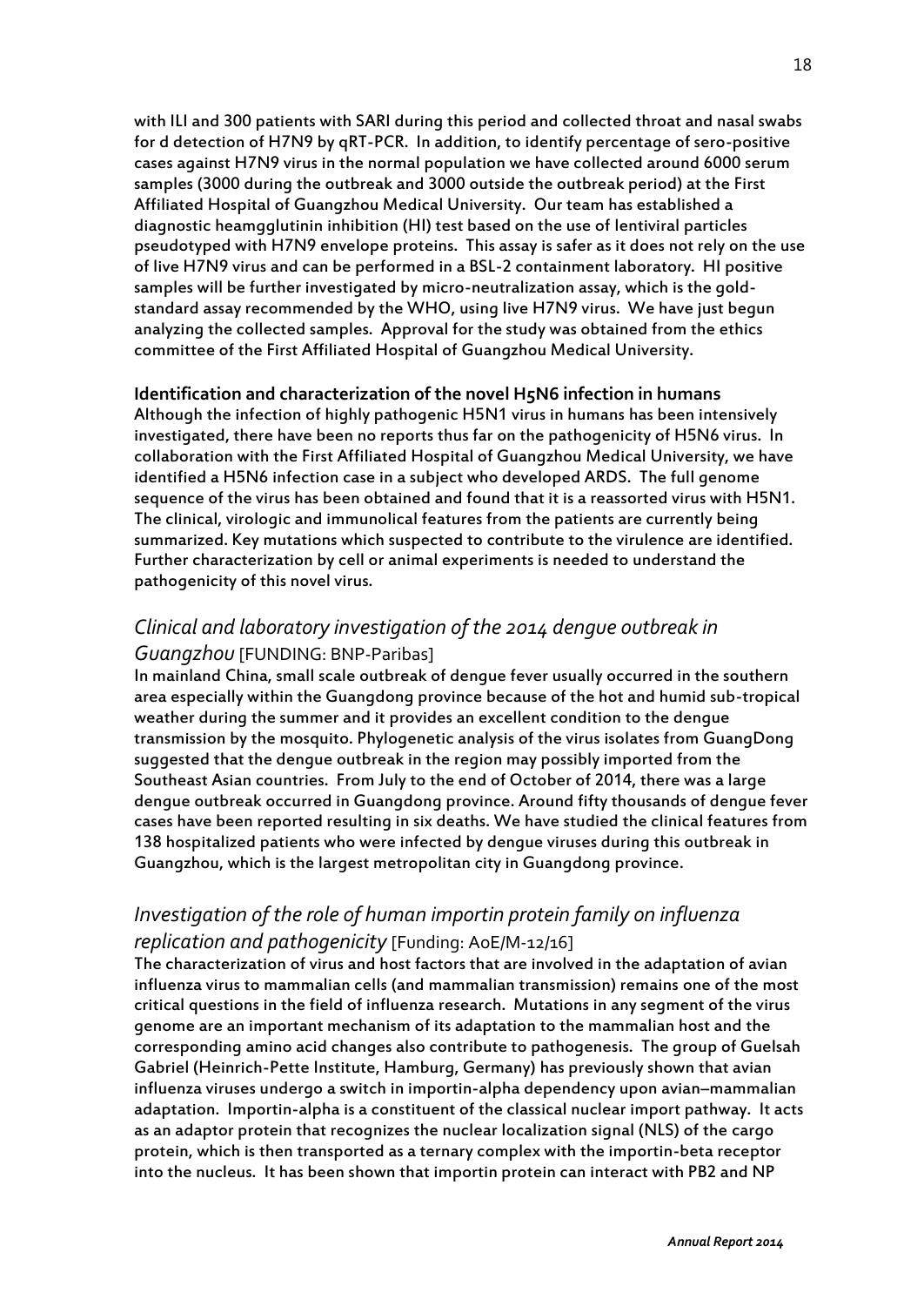with ILI and 300 patients with SARI during this period and collected throat and nasal swabs for d detection of H7N9 by qRT-PCR. In addition, to identify percentage of sero-positive cases against H7N9 virus in the normal population we have collected around 6000 serum samples (3000 during the outbreak and 3000 outside the outbreak period) at the First Affiliated Hospital of Guangzhou Medical University. Our team has established a diagnostic heamgglutinin inhibition (HI) test based on the use of lentiviral particles pseudotyped with H7N9 envelope proteins. This assay is safer as it does not rely on the use of live H7N9 virus and can be performed in a BSL-2 containment laboratory. HI positive samples will be further investigated by micro-neutralization assay, which is the gold-standard assay recommended by the WHO, using live H7N9 virus. We have just begun analyzing the collected samples. Approval for the study was obtained from the ethics committee of the First Affiliated Hospital of Guangzhou Medical University.

**Identification and characterization of the novel H5N6 infection in humans**
Although the infection of highly pathogenic H5N1 virus in humans has been intensively investigated, there have been no reports thus far on the pathogenicity of H5N6 virus. In collaboration with the First Affiliated Hospital of Guangzhou Medical University, we have identified a H5N6 infection case in a subject who developed ARDS. The full genome sequence of the virus has been obtained and found that it is a reassorted virus with H5N1. The clinical, virologic and immunolical features from the patients are currently being summarized. Key mutations which suspected to contribute to the virulence are identified. Further characterization by cell or animal experiments is needed to understand the pathogenicity of this novel virus.

## *Clinical and laboratory investigation of the 2014 dengue outbreak in Guangzhou* [FUNDING: BNP-Paribas]

In mainland China, small scale outbreak of dengue fever usually occurred in the southern area especially within the Guangdong province because of the hot and humid sub-tropical weather during the summer and it provides an excellent condition to the dengue transmission by the mosquito. Phylogenetic analysis of the virus isolates from GuangDong suggested that the dengue outbreak in the region may possibly imported from the Southeast Asian countries. From July to the end of October of 2014, there was a large dengue outbreak occurred in Guangdong province. Around fifty thousands of dengue fever cases have been reported resulting in six deaths. We have studied the clinical features from 138 hospitalized patients who were infected by dengue viruses during this outbreak in Guangzhou, which is the largest metropolitan city in Guangdong province.

## *Investigation of the role of human importin protein family on influenza replication and pathogenicity* [Funding: AoE/M-12/16]

The characterization of virus and host factors that are involved in the adaptation of avian influenza virus to mammalian cells (and mammalian transmission) remains one of the most critical questions in the field of influenza research. Mutations in any segment of the virus genome are an important mechanism of its adaptation to the mammalian host and the corresponding amino acid changes also contribute to pathogenesis. The group of Guelsah Gabriel (Heinrich-Pette Institute, Hamburg, Germany) has previously shown that avian influenza viruses undergo a switch in importin-alpha dependency upon avian–mammalian adaptation. Importin-alpha is a constituent of the classical nuclear import pathway. It acts as an adaptor protein that recognizes the nuclear localization signal (NLS) of the cargo protein, which is then transported as a ternary complex with the importin-beta receptor into the nucleus. It has been shown that importin protein can interact with PB2 and NP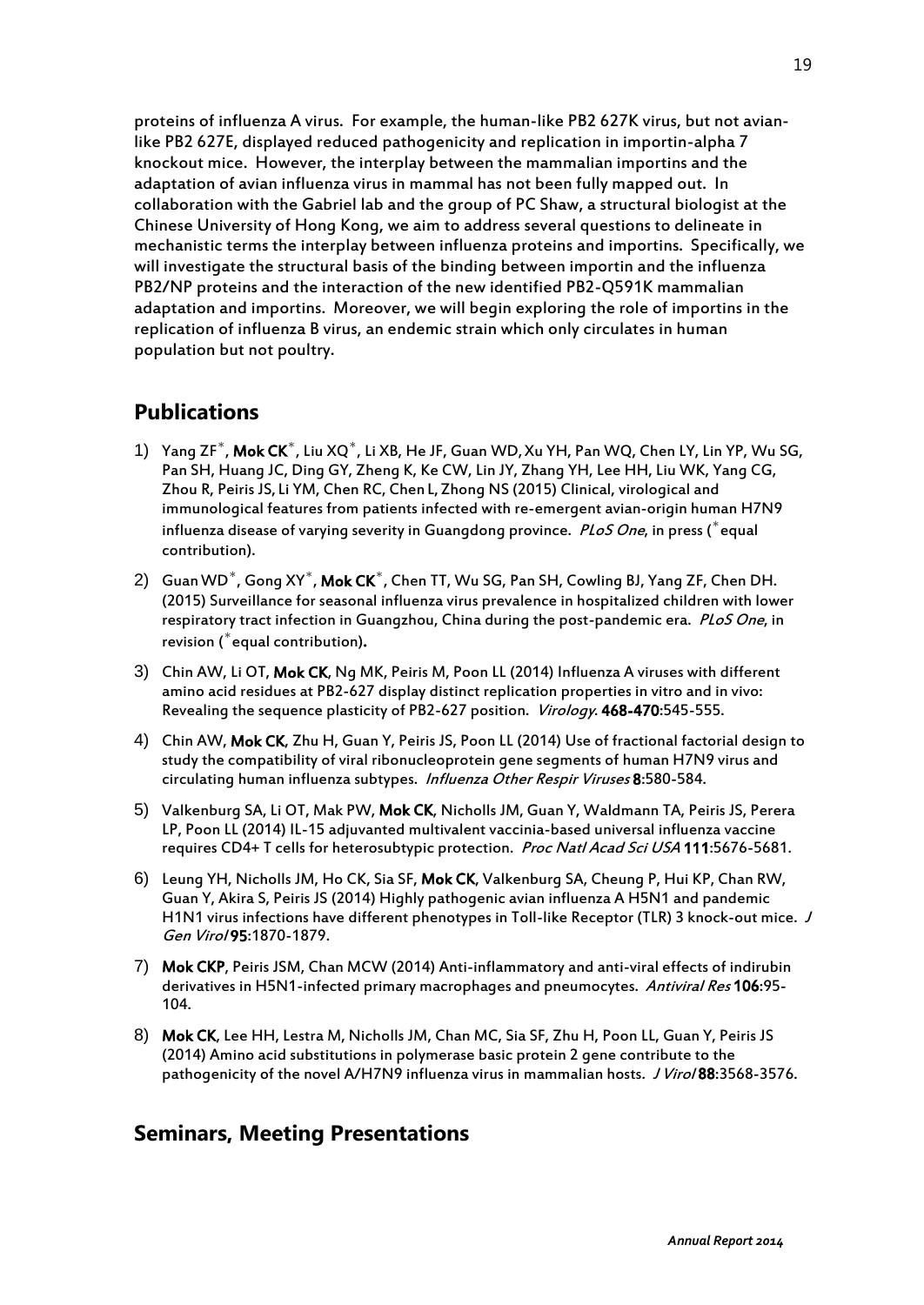proteins of influenza A virus. For example, the human-like PB2 627K virus, but not avian-like PB2 627E, displayed reduced pathogenicity and replication in importin-alpha 7 knockout mice. However, the interplay between the mammalian importins and the adaptation of avian influenza virus in mammal has not been fully mapped out. In collaboration with the Gabriel lab and the group of PC Shaw, a structural biologist at the Chinese University of Hong Kong, we aim to address several questions to delineate in mechanistic terms the interplay between influenza proteins and importins. Specifically, we will investigate the structural basis of the binding between importin and the influenza PB2/NP proteins and the interaction of the new identified PB2-Q591K mammalian adaptation and importins. Moreover, we will begin exploring the role of importins in the replication of influenza B virus, an endemic strain which only circulates in human population but not poultry.

## Publications

1) Yang ZF*, **Mok CK***, Liu XQ*, Li XB, He JF, Guan WD, Xu YH, Pan WQ, Chen LY, Lin YP, Wu SG, Pan SH, Huang JC, Ding GY, Zheng K, Ke CW, Lin JY, Zhang YH, Lee HH, Liu WK, Yang CG, Zhou R, Peiris JS, Li YM, Chen RC, Chen L, Zhong NS (2015) Clinical, virological and immunological features from patients infected with re-emergent avian-origin human H7N9 influenza disease of varying severity in Guangdong province. *PLoS One*, in press (*equal contribution).

2) Guan WD*, Gong XY*, **Mok CK***, Chen TT, Wu SG, Pan SH, Cowling BJ, Yang ZF, Chen DH. (2015) Surveillance for seasonal influenza virus prevalence in hospitalized children with lower respiratory tract infection in Guangzhou, China during the post-pandemic era. *PLoS One*, in revision (*equal contribution).

3) Chin AW, Li OT, **Mok CK**, Ng MK, Peiris M, Poon LL (2014) Influenza A viruses with different amino acid residues at PB2-627 display distinct replication properties in vitro and in vivo: Revealing the sequence plasticity of PB2-627 position. *Virology*. **468-470**:545-555.

4) Chin AW, **Mok CK**, Zhu H, Guan Y, Peiris JS, Poon LL (2014) Use of fractional factorial design to study the compatibility of viral ribonucleoprotein gene segments of human H7N9 virus and circulating human influenza subtypes. *Influenza Other Respir Viruses* **8**:580-584.

5) Valkenburg SA, Li OT, Mak PW, **Mok CK**, Nicholls JM, Guan Y, Waldmann TA, Peiris JS, Perera LP, Poon LL (2014) IL-15 adjuvanted multivalent vaccinia-based universal influenza vaccine requires CD4+ T cells for heterosubtypic protection. *Proc Natl Acad Sci USA* **111**:5676-5681.

6) Leung YH, Nicholls JM, Ho CK, Sia SF, **Mok CK**, Valkenburg SA, Cheung P, Hui KP, Chan RW, Guan Y, Akira S, Peiris JS (2014) Highly pathogenic avian influenza A H5N1 and pandemic H1N1 virus infections have different phenotypes in Toll-like Receptor (TLR) 3 knock-out mice. *J Gen Virol* **95**:1870-1879.

7) **Mok CKP**, Peiris JSM, Chan MCW (2014) Anti-inflammatory and anti-viral effects of indirubin derivatives in H5N1-infected primary macrophages and pneumocytes. *Antiviral Res* **106**:95-104.

8) **Mok CK**, Lee HH, Lestra M, Nicholls JM, Chan MC, Sia SF, Zhu H, Poon LL, Guan Y, Peiris JS (2014) Amino acid substitutions in polymerase basic protein 2 gene contribute to the pathogenicity of the novel A/H7N9 influenza virus in mammalian hosts. *J Virol* **88**:3568-3576.

## Seminars, Meeting Presentations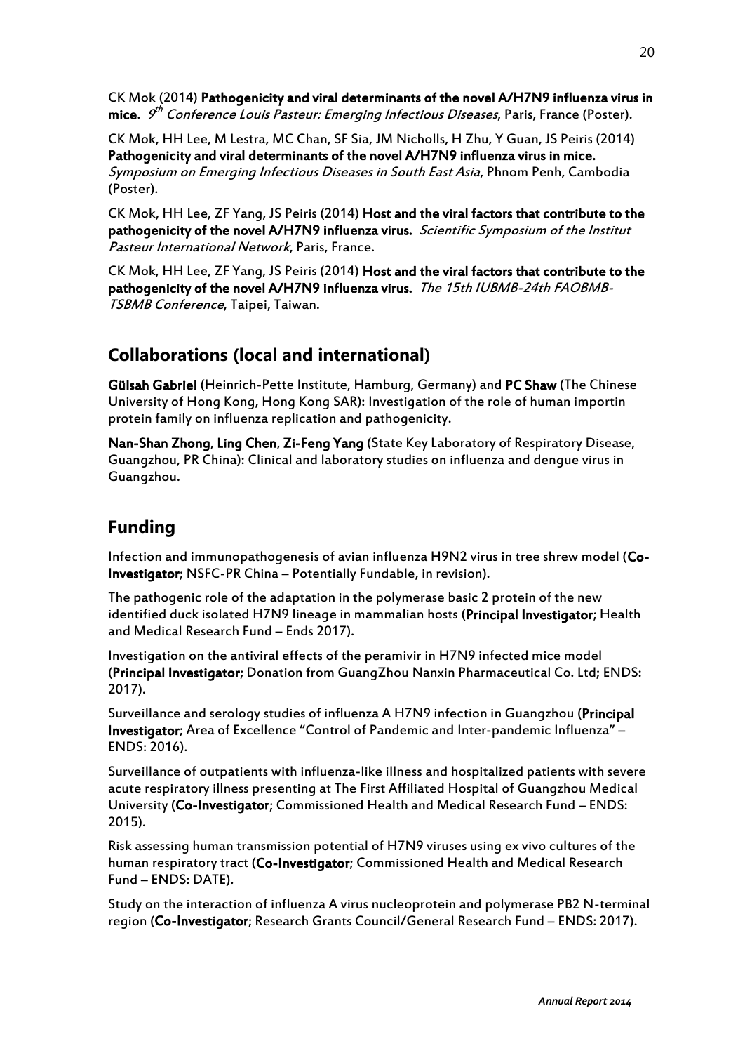CK Mok (2014) **Pathogenicity and viral determinants of the novel A/H7N9 influenza virus in mice**. *9th Conference Louis Pasteur: Emerging Infectious Diseases*, Paris, France (Poster).

CK Mok, HH Lee, M Lestra, MC Chan, SF Sia, JM Nicholls, H Zhu, Y Guan, JS Peiris (2014) **Pathogenicity and viral determinants of the novel A/H7N9 influenza virus in mice.** *Symposium on Emerging Infectious Diseases in South East Asia*, Phnom Penh, Cambodia (Poster).

CK Mok, HH Lee, ZF Yang, JS Peiris (2014) **Host and the viral factors that contribute to the pathogenicity of the novel A/H7N9 influenza virus.** *Scientific Symposium of the Institut Pasteur International Network*, Paris, France.

CK Mok, HH Lee, ZF Yang, JS Peiris (2014) **Host and the viral factors that contribute to the pathogenicity of the novel A/H7N9 influenza virus.** *The 15th IUBMB-24th FAOBMB-TSBMB Conference*, Taipei, Taiwan.

## Collaborations (local and international)

**Gülsah Gabriel** (Heinrich-Pette Institute, Hamburg, Germany) and **PC Shaw** (The Chinese University of Hong Kong, Hong Kong SAR): Investigation of the role of human importin protein family on influenza replication and pathogenicity.

**Nan-Shan Zhong**, **Ling Chen**, **Zi-Feng Yang** (State Key Laboratory of Respiratory Disease, Guangzhou, PR China): Clinical and laboratory studies on influenza and dengue virus in Guangzhou.

## Funding

Infection and immunopathogenesis of avian influenza H9N2 virus in tree shrew model (**Co-Investigator**; NSFC-PR China – Potentially Fundable, in revision).

The pathogenic role of the adaptation in the polymerase basic 2 protein of the new identified duck isolated H7N9 lineage in mammalian hosts (**Principal Investigator**; Health and Medical Research Fund – Ends 2017).

Investigation on the antiviral effects of the peramivir in H7N9 infected mice model (**Principal Investigator**; Donation from GuangZhou Nanxin Pharmaceutical Co. Ltd; ENDS: 2017).

Surveillance and serology studies of influenza A H7N9 infection in Guangzhou (**Principal Investigator**; Area of Excellence "Control of Pandemic and Inter-pandemic Influenza" – ENDS: 2016).

Surveillance of outpatients with influenza-like illness and hospitalized patients with severe acute respiratory illness presenting at The First Affiliated Hospital of Guangzhou Medical University (**Co-Investigator**; Commissioned Health and Medical Research Fund – ENDS: 2015).

Risk assessing human transmission potential of H7N9 viruses using ex vivo cultures of the human respiratory tract (**Co-Investigator**; Commissioned Health and Medical Research Fund – ENDS: DATE).

Study on the interaction of influenza A virus nucleoprotein and polymerase PB2 N-terminal region (**Co-Investigator**; Research Grants Council/General Research Fund – ENDS: 2017).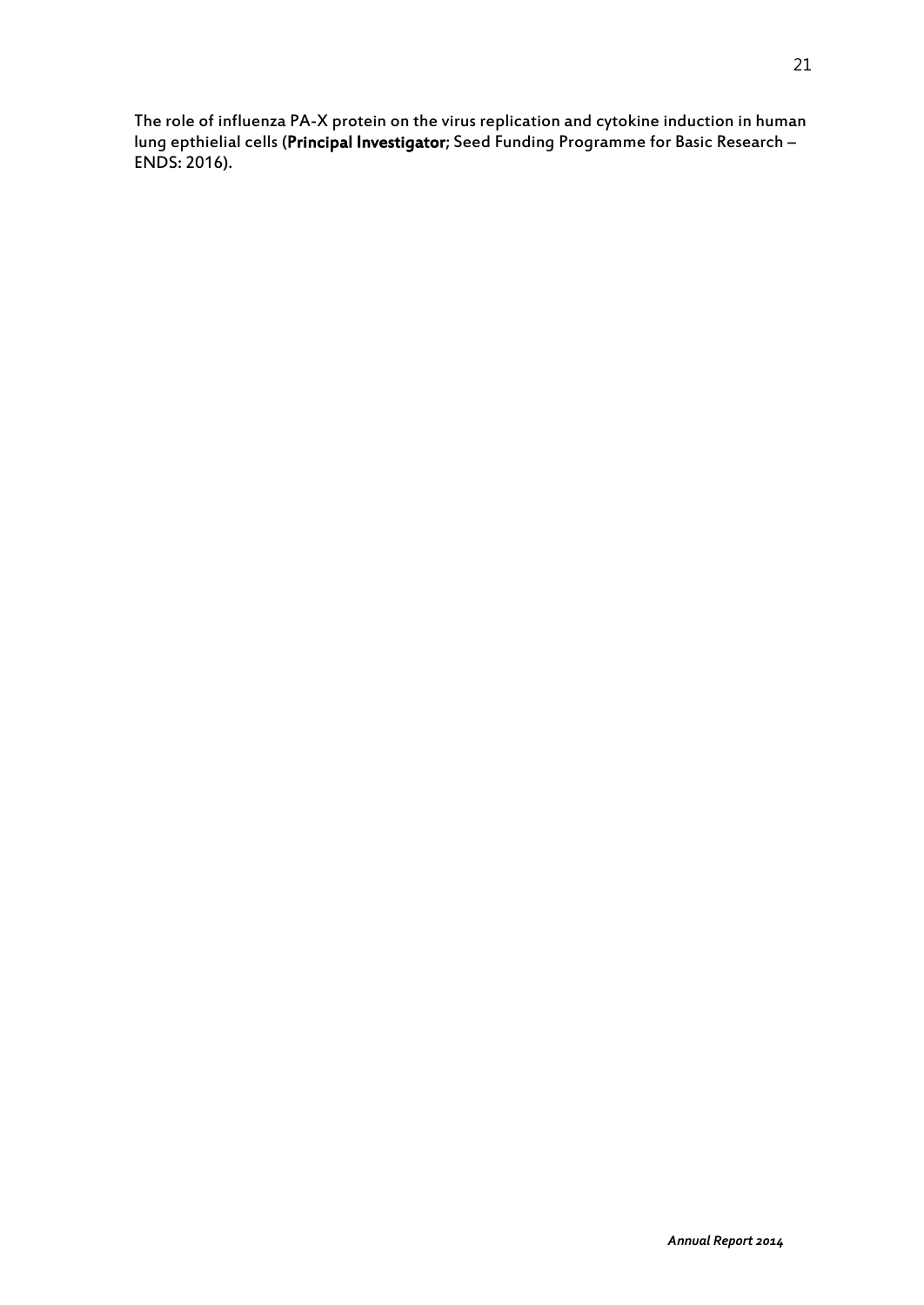The role of influenza PA-X protein on the virus replication and cytokine induction in human lung epthielial cells (**Principal Investigator**; Seed Funding Programme for Basic Research – ENDS: 2016).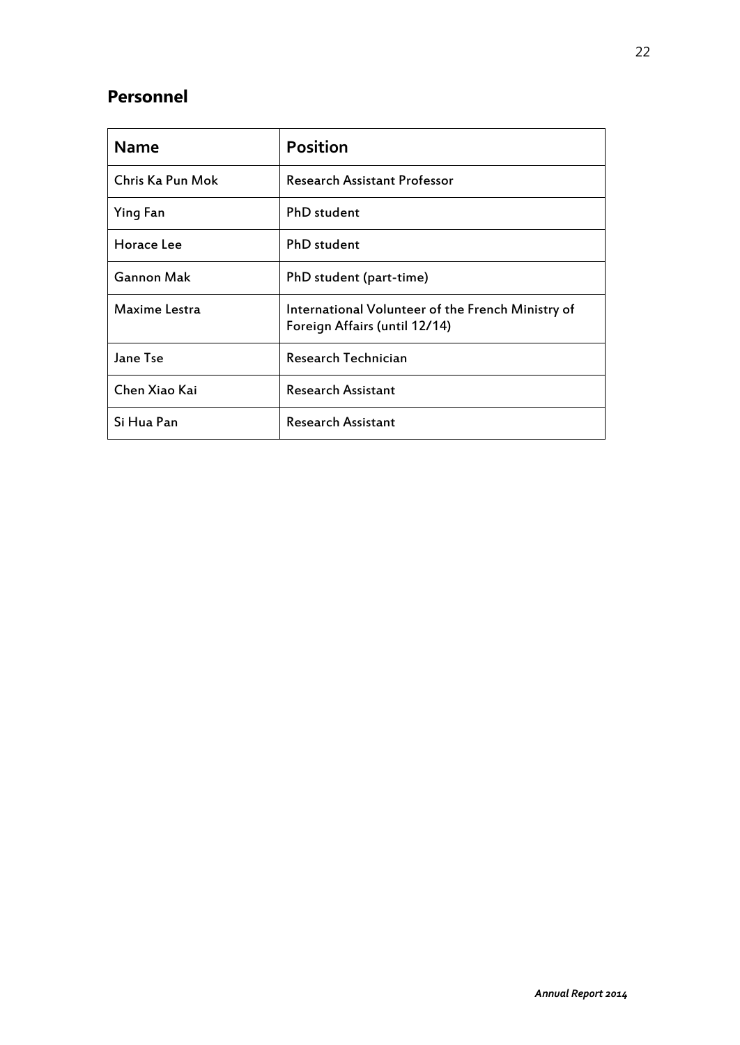## Personnel

| Name | Position |
|---|---|
| Chris Ka Pun Mok | Research Assistant Professor |
| Ying Fan | PhD student |
| Horace Lee | PhD student |
| Gannon Mak | PhD student (part-time) |
| Maxime Lestra | International Volunteer of the French Ministry of Foreign Affairs (until 12/14) |
| Jane Tse | Research Technician |
| Chen Xiao Kai | Research Assistant |
| Si Hua Pan | Research Assistant |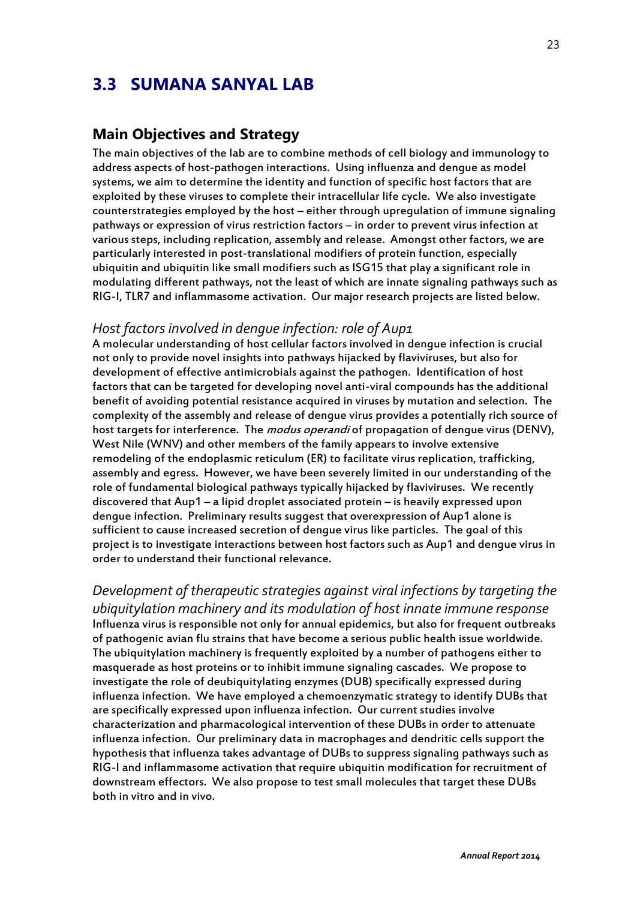## 3.3 SUMANA SANYAL LAB

### Main Objectives and Strategy

The main objectives of the lab are to combine methods of cell biology and immunology to address aspects of host-pathogen interactions. Using influenza and dengue as model systems, we aim to determine the identity and function of specific host factors that are exploited by these viruses to complete their intracellular life cycle. We also investigate counterstrategies employed by the host – either through upregulation of immune signaling pathways or expression of virus restriction factors – in order to prevent virus infection at various steps, including replication, assembly and release. Amongst other factors, we are particularly interested in post-translational modifiers of protein function, especially ubiquitin and ubiquitin like small modifiers such as ISG15 that play a significant role in modulating different pathways, not the least of which are innate signaling pathways such as RIG-I, TLR7 and inflammasome activation. Our major research projects are listed below.

#### *Host factors involved in dengue infection: role of Aup1*

A molecular understanding of host cellular factors involved in dengue infection is crucial not only to provide novel insights into pathways hijacked by flaviviruses, but also for development of effective antimicrobials against the pathogen. Identification of host factors that can be targeted for developing novel anti-viral compounds has the additional benefit of avoiding potential resistance acquired in viruses by mutation and selection. The complexity of the assembly and release of dengue virus provides a potentially rich source of host targets for interference. The *modus operandi* of propagation of dengue virus (DENV), West Nile (WNV) and other members of the family appears to involve extensive remodeling of the endoplasmic reticulum (ER) to facilitate virus replication, trafficking, assembly and egress. However, we have been severely limited in our understanding of the role of fundamental biological pathways typically hijacked by flaviviruses. We recently discovered that Aup1 – a lipid droplet associated protein – is heavily expressed upon dengue infection. Preliminary results suggest that overexpression of Aup1 alone is sufficient to cause increased secretion of dengue virus like particles. The goal of this project is to investigate interactions between host factors such as Aup1 and dengue virus in order to understand their functional relevance.

#### *Development of therapeutic strategies against viral infections by targeting the ubiquitylation machinery and its modulation of host innate immune response*

Influenza virus is responsible not only for annual epidemics, but also for frequent outbreaks of pathogenic avian flu strains that have become a serious public health issue worldwide. The ubiquitylation machinery is frequently exploited by a number of pathogens either to masquerade as host proteins or to inhibit immune signaling cascades. We propose to investigate the role of deubiquitylating enzymes (DUB) specifically expressed during influenza infection. We have employed a chemoenzymatic strategy to identify DUBs that are specifically expressed upon influenza infection. Our current studies involve characterization and pharmacological intervention of these DUBs in order to attenuate influenza infection. Our preliminary data in macrophages and dendritic cells support the hypothesis that influenza takes advantage of DUBs to suppress signaling pathways such as RIG-I and inflammasome activation that require ubiquitin modification for recruitment of downstream effectors. We also propose to test small molecules that target these DUBs both in vitro and in vivo.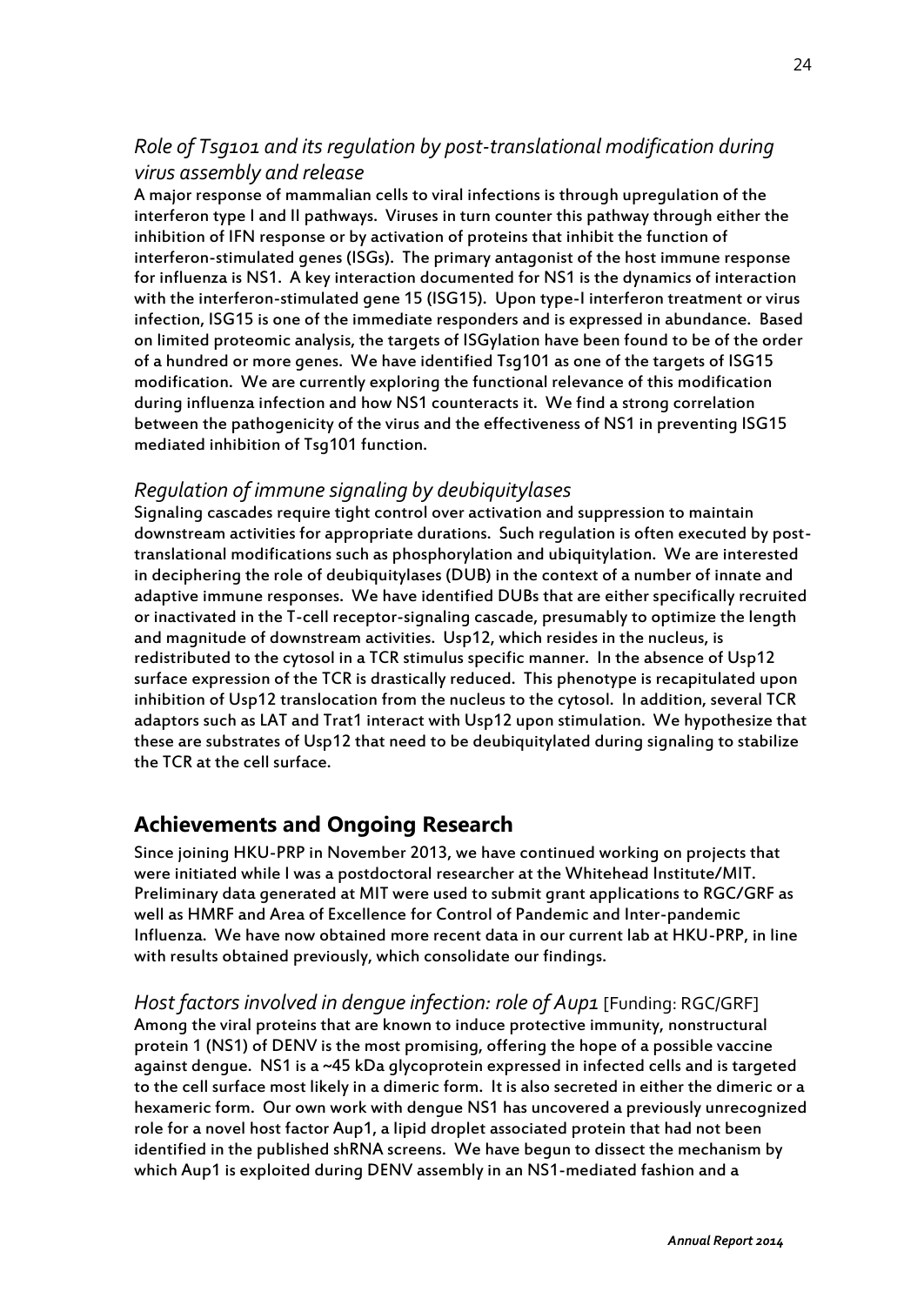### *Role of Tsg101 and its regulation by post-translational modification during virus assembly and release*

A major response of mammalian cells to viral infections is through upregulation of the interferon type I and II pathways. Viruses in turn counter this pathway through either the inhibition of IFN response or by activation of proteins that inhibit the function of interferon-stimulated genes (ISGs). The primary antagonist of the host immune response for influenza is NS1. A key interaction documented for NS1 is the dynamics of interaction with the interferon-stimulated gene 15 (ISG15). Upon type-I interferon treatment or virus infection, ISG15 is one of the immediate responders and is expressed in abundance. Based on limited proteomic analysis, the targets of ISGylation have been found to be of the order of a hundred or more genes. We have identified Tsg101 as one of the targets of ISG15 modification. We are currently exploring the functional relevance of this modification during influenza infection and how NS1 counteracts it. We find a strong correlation between the pathogenicity of the virus and the effectiveness of NS1 in preventing ISG15 mediated inhibition of Tsg101 function.

### *Regulation of immune signaling by deubiquitylases*

Signaling cascades require tight control over activation and suppression to maintain downstream activities for appropriate durations. Such regulation is often executed by post-translational modifications such as phosphorylation and ubiquitylation. We are interested in deciphering the role of deubiquitylases (DUB) in the context of a number of innate and adaptive immune responses. We have identified DUBs that are either specifically recruited or inactivated in the T-cell receptor-signaling cascade, presumably to optimize the length and magnitude of downstream activities. Usp12, which resides in the nucleus, is redistributed to the cytosol in a TCR stimulus specific manner. In the absence of Usp12 surface expression of the TCR is drastically reduced. This phenotype is recapitulated upon inhibition of Usp12 translocation from the nucleus to the cytosol. In addition, several TCR adaptors such as LAT and Trat1 interact with Usp12 upon stimulation. We hypothesize that these are substrates of Usp12 that need to be deubiquitylated during signaling to stabilize the TCR at the cell surface.

## Achievements and Ongoing Research

Since joining HKU-PRP in November 2013, we have continued working on projects that were initiated while I was a postdoctoral researcher at the Whitehead Institute/MIT. Preliminary data generated at MIT were used to submit grant applications to RGC/GRF as well as HMRF and Area of Excellence for Control of Pandemic and Inter-pandemic Influenza. We have now obtained more recent data in our current lab at HKU-PRP, in line with results obtained previously, which consolidate our findings.

### *Host factors involved in dengue infection: role of Aup1* [Funding: RGC/GRF]

Among the viral proteins that are known to induce protective immunity, nonstructural protein 1 (NS1) of DENV is the most promising, offering the hope of a possible vaccine against dengue. NS1 is a ~45 kDa glycoprotein expressed in infected cells and is targeted to the cell surface most likely in a dimeric form. It is also secreted in either the dimeric or a hexameric form. Our own work with dengue NS1 has uncovered a previously unrecognized role for a novel host factor Aup1, a lipid droplet associated protein that had not been identified in the published shRNA screens. We have begun to dissect the mechanism by which Aup1 is exploited during DENV assembly in an NS1-mediated fashion and a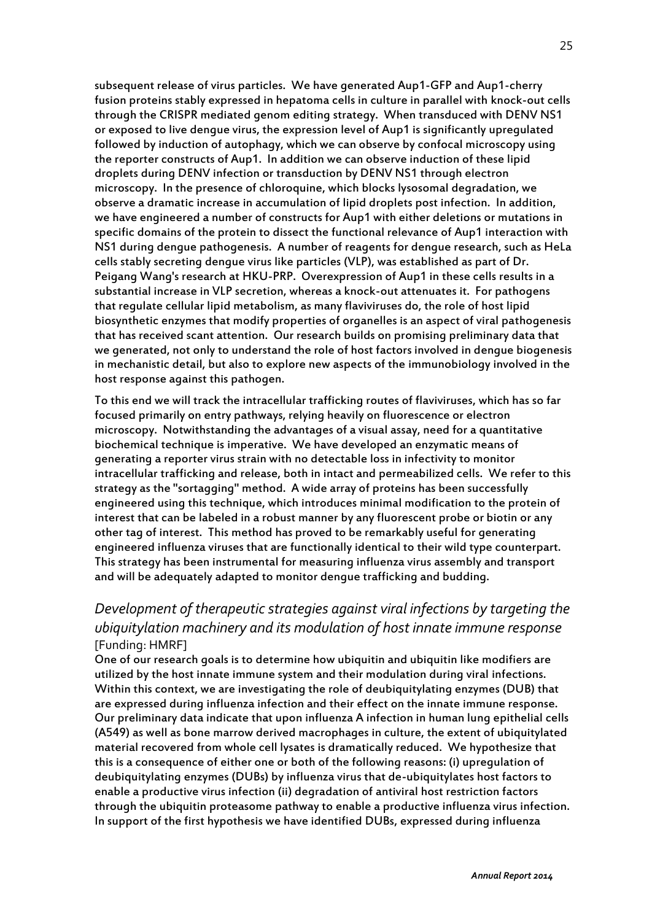subsequent release of virus particles. We have generated Aup1-GFP and Aup1-cherry fusion proteins stably expressed in hepatoma cells in culture in parallel with knock-out cells through the CRISPR mediated genom editing strategy. When transduced with DENV NS1 or exposed to live dengue virus, the expression level of Aup1 is significantly upregulated followed by induction of autophagy, which we can observe by confocal microscopy using the reporter constructs of Aup1. In addition we can observe induction of these lipid droplets during DENV infection or transduction by DENV NS1 through electron microscopy. In the presence of chloroquine, which blocks lysosomal degradation, we observe a dramatic increase in accumulation of lipid droplets post infection. In addition, we have engineered a number of constructs for Aup1 with either deletions or mutations in specific domains of the protein to dissect the functional relevance of Aup1 interaction with NS1 during dengue pathogenesis. A number of reagents for dengue research, such as HeLa cells stably secreting dengue virus like particles (VLP), was established as part of Dr. Peigang Wang's research at HKU-PRP. Overexpression of Aup1 in these cells results in a substantial increase in VLP secretion, whereas a knock-out attenuates it. For pathogens that regulate cellular lipid metabolism, as many flaviviruses do, the role of host lipid biosynthetic enzymes that modify properties of organelles is an aspect of viral pathogenesis that has received scant attention. Our research builds on promising preliminary data that we generated, not only to understand the role of host factors involved in dengue biogenesis in mechanistic detail, but also to explore new aspects of the immunobiology involved in the host response against this pathogen.

To this end we will track the intracellular trafficking routes of flaviviruses, which has so far focused primarily on entry pathways, relying heavily on fluorescence or electron microscopy. Notwithstanding the advantages of a visual assay, need for a quantitative biochemical technique is imperative. We have developed an enzymatic means of generating a reporter virus strain with no detectable loss in infectivity to monitor intracellular trafficking and release, both in intact and permeabilized cells. We refer to this strategy as the "sortagging" method. A wide array of proteins has been successfully engineered using this technique, which introduces minimal modification to the protein of interest that can be labeled in a robust manner by any fluorescent probe or biotin or any other tag of interest. This method has proved to be remarkably useful for generating engineered influenza viruses that are functionally identical to their wild type counterpart. This strategy has been instrumental for measuring influenza virus assembly and transport and will be adequately adapted to monitor dengue trafficking and budding.

## *Development of therapeutic strategies against viral infections by targeting the ubiquitylation machinery and its modulation of host innate immune response*

[Funding: HMRF]

One of our research goals is to determine how ubiquitin and ubiquitin like modifiers are utilized by the host innate immune system and their modulation during viral infections. Within this context, we are investigating the role of deubiquitylating enzymes (DUB) that are expressed during influenza infection and their effect on the innate immune response. Our preliminary data indicate that upon influenza A infection in human lung epithelial cells (A549) as well as bone marrow derived macrophages in culture, the extent of ubiquitylated material recovered from whole cell lysates is dramatically reduced. We hypothesize that this is a consequence of either one or both of the following reasons: (i) upregulation of deubiquitylating enzymes (DUBs) by influenza virus that de-ubiquitylates host factors to enable a productive virus infection (ii) degradation of antiviral host restriction factors through the ubiquitin proteasome pathway to enable a productive influenza virus infection. In support of the first hypothesis we have identified DUBs, expressed during influenza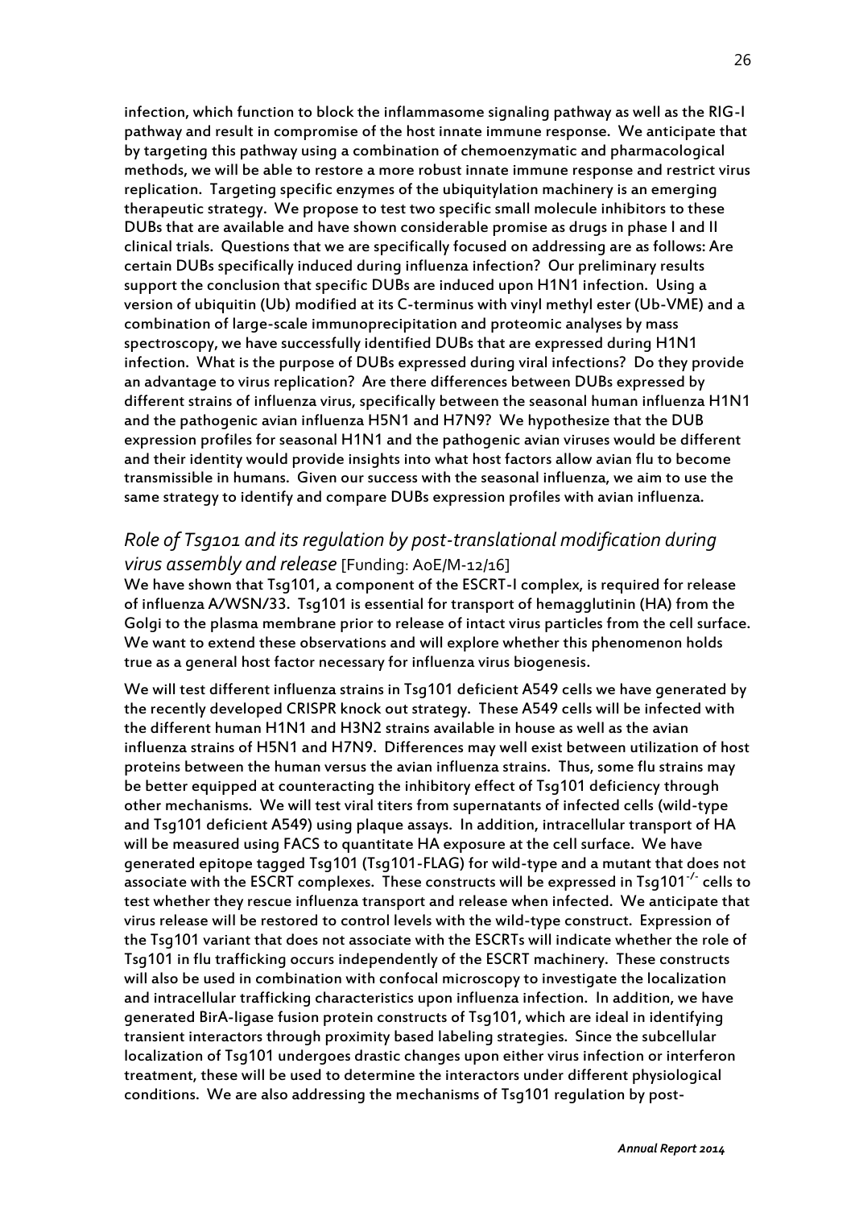infection, which function to block the inflammasome signaling pathway as well as the RIG-I pathway and result in compromise of the host innate immune response. We anticipate that by targeting this pathway using a combination of chemoenzymatic and pharmacological methods, we will be able to restore a more robust innate immune response and restrict virus replication. Targeting specific enzymes of the ubiquitylation machinery is an emerging therapeutic strategy. We propose to test two specific small molecule inhibitors to these DUBs that are available and have shown considerable promise as drugs in phase I and II clinical trials. Questions that we are specifically focused on addressing are as follows: Are certain DUBs specifically induced during influenza infection? Our preliminary results support the conclusion that specific DUBs are induced upon H1N1 infection. Using a version of ubiquitin (Ub) modified at its C-terminus with vinyl methyl ester (Ub-VME) and a combination of large-scale immunoprecipitation and proteomic analyses by mass spectroscopy, we have successfully identified DUBs that are expressed during H1N1 infection. What is the purpose of DUBs expressed during viral infections? Do they provide an advantage to virus replication? Are there differences between DUBs expressed by different strains of influenza virus, specifically between the seasonal human influenza H1N1 and the pathogenic avian influenza H5N1 and H7N9? We hypothesize that the DUB expression profiles for seasonal H1N1 and the pathogenic avian viruses would be different and their identity would provide insights into what host factors allow avian flu to become transmissible in humans. Given our success with the seasonal influenza, we aim to use the same strategy to identify and compare DUBs expression profiles with avian influenza.

### *Role of Tsg101 and its regulation by post-translational modification during virus assembly and release* [Funding: AoE/M-12/16]

We have shown that Tsg101, a component of the ESCRT-I complex, is required for release of influenza A/WSN/33. Tsg101 is essential for transport of hemagglutinin (HA) from the Golgi to the plasma membrane prior to release of intact virus particles from the cell surface. We want to extend these observations and will explore whether this phenomenon holds true as a general host factor necessary for influenza virus biogenesis.

We will test different influenza strains in Tsg101 deficient A549 cells we have generated by the recently developed CRISPR knock out strategy. These A549 cells will be infected with the different human H1N1 and H3N2 strains available in house as well as the avian influenza strains of H5N1 and H7N9. Differences may well exist between utilization of host proteins between the human versus the avian influenza strains. Thus, some flu strains may be better equipped at counteracting the inhibitory effect of Tsg101 deficiency through other mechanisms. We will test viral titers from supernatants of infected cells (wild-type and Tsg101 deficient A549) using plaque assays. In addition, intracellular transport of HA will be measured using FACS to quantitate HA exposure at the cell surface. We have generated epitope tagged Tsg101 (Tsg101-FLAG) for wild-type and a mutant that does not associate with the ESCRT complexes. These constructs will be expressed in Tsg101$^{-/-}$ cells to test whether they rescue influenza transport and release when infected. We anticipate that virus release will be restored to control levels with the wild-type construct. Expression of the Tsg101 variant that does not associate with the ESCRTs will indicate whether the role of Tsg101 in flu trafficking occurs independently of the ESCRT machinery. These constructs will also be used in combination with confocal microscopy to investigate the localization and intracellular trafficking characteristics upon influenza infection. In addition, we have generated BirA-ligase fusion protein constructs of Tsg101, which are ideal in identifying transient interactors through proximity based labeling strategies. Since the subcellular localization of Tsg101 undergoes drastic changes upon either virus infection or interferon treatment, these will be used to determine the interactors under different physiological conditions. We are also addressing the mechanisms of Tsg101 regulation by post-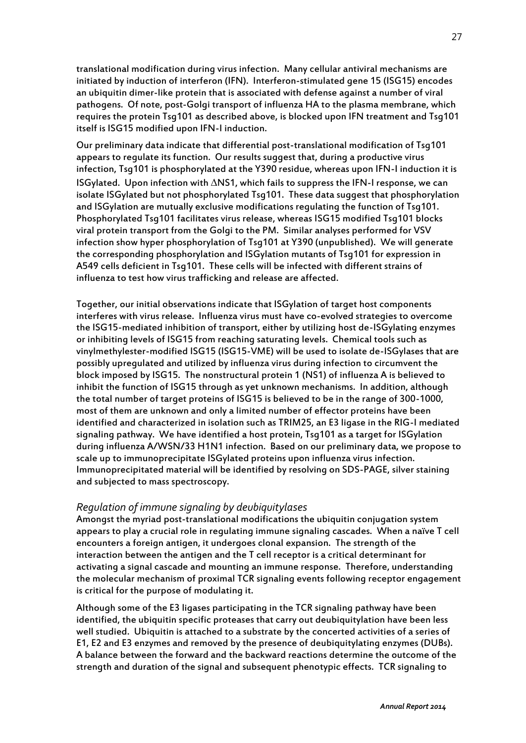translational modification during virus infection. Many cellular antiviral mechanisms are initiated by induction of interferon (IFN). Interferon-stimulated gene 15 (ISG15) encodes an ubiquitin dimer-like protein that is associated with defense against a number of viral pathogens. Of note, post-Golgi transport of influenza HA to the plasma membrane, which requires the protein Tsg101 as described above, is blocked upon IFN treatment and Tsg101 itself is ISG15 modified upon IFN-I induction.

Our preliminary data indicate that differential post-translational modification of Tsg101 appears to regulate its function. Our results suggest that, during a productive virus infection, Tsg101 is phosphorylated at the Y390 residue, whereas upon IFN-I induction it is ISGylated. Upon infection with ΔNS1, which fails to suppress the IFN-I response, we can isolate ISGylated but not phosphorylated Tsg101. These data suggest that phosphorylation and ISGylation are mutually exclusive modifications regulating the function of Tsg101. Phosphorylated Tsg101 facilitates virus release, whereas ISG15 modified Tsg101 blocks viral protein transport from the Golgi to the PM. Similar analyses performed for VSV infection show hyper phosphorylation of Tsg101 at Y390 (unpublished). We will generate the corresponding phosphorylation and ISGylation mutants of Tsg101 for expression in A549 cells deficient in Tsg101. These cells will be infected with different strains of influenza to test how virus trafficking and release are affected.

Together, our initial observations indicate that ISGylation of target host components interferes with virus release. Influenza virus must have co-evolved strategies to overcome the ISG15-mediated inhibition of transport, either by utilizing host de-ISGylating enzymes or inhibiting levels of ISG15 from reaching saturating levels. Chemical tools such as vinylmethylester-modified ISG15 (ISG15-VME) will be used to isolate de-ISGylases that are possibly upregulated and utilized by influenza virus during infection to circumvent the block imposed by ISG15. The nonstructural protein 1 (NS1) of influenza A is believed to inhibit the function of ISG15 through as yet unknown mechanisms. In addition, although the total number of target proteins of ISG15 is believed to be in the range of 300-1000, most of them are unknown and only a limited number of effector proteins have been identified and characterized in isolation such as TRIM25, an E3 ligase in the RIG-I mediated signaling pathway. We have identified a host protein, Tsg101 as a target for ISGylation during influenza A/WSN/33 H1N1 infection. Based on our preliminary data, we propose to scale up to immunoprecipitate ISGylated proteins upon influenza virus infection. Immunoprecipitated material will be identified by resolving on SDS-PAGE, silver staining and subjected to mass spectroscopy.

### *Regulation of immune signaling by deubiquitylases*

Amongst the myriad post-translational modifications the ubiquitin conjugation system appears to play a crucial role in regulating immune signaling cascades. When a naïve T cell encounters a foreign antigen, it undergoes clonal expansion. The strength of the interaction between the antigen and the T cell receptor is a critical determinant for activating a signal cascade and mounting an immune response. Therefore, understanding the molecular mechanism of proximal TCR signaling events following receptor engagement is critical for the purpose of modulating it.

Although some of the E3 ligases participating in the TCR signaling pathway have been identified, the ubiquitin specific proteases that carry out deubiquitylation have been less well studied. Ubiquitin is attached to a substrate by the concerted activities of a series of E1, E2 and E3 enzymes and removed by the presence of deubiquitylating enzymes (DUBs). A balance between the forward and the backward reactions determine the outcome of the strength and duration of the signal and subsequent phenotypic effects. TCR signaling to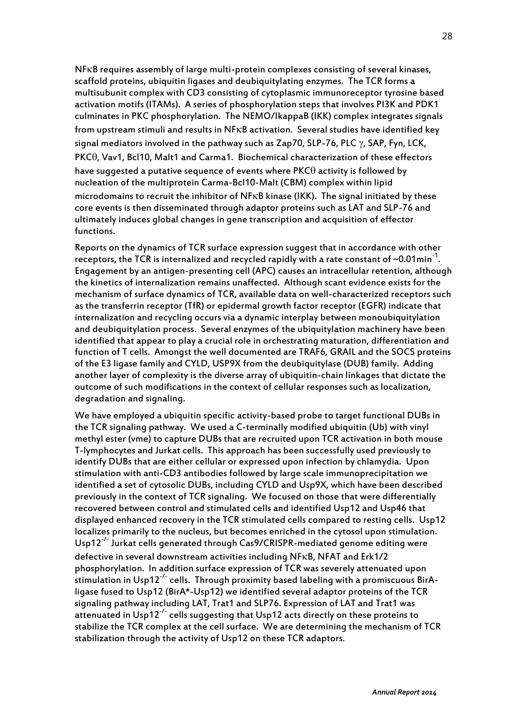NFκB requires assembly of large multi-protein complexes consisting of several kinases, scaffold proteins, ubiquitin ligases and deubiquitylating enzymes. The TCR forms a multisubunit complex with CD3 consisting of cytoplasmic immunoreceptor tyrosine based activation motifs (ITAMs). A series of phosphorylation steps that involves PI3K and PDK1 culminates in PKC phosphorylation. The NEMO/IkappaB (IKK) complex integrates signals from upstream stimuli and results in NFκB activation. Several studies have identified key signal mediators involved in the pathway such as Zap70, SLP-76, PLC $\gamma$, SAP, Fyn, LCK, PKC$\theta$, Vav1, Bcl10, Malt1 and Carma1. Biochemical characterization of these effectors have suggested a putative sequence of events where PKC$\theta$ activity is followed by nucleation of the multiprotein Carma-Bcl10-Malt (CBM) complex within lipid microdomains to recruit the inhibitor of NFκB kinase (IKK). The signal initiated by these core events is then disseminated through adaptor proteins such as LAT and SLP-76 and ultimately induces global changes in gene transcription and acquisition of effector functions.

Reports on the dynamics of TCR surface expression suggest that in accordance with other receptors, the TCR is internalized and recycled rapidly with a rate constant of ~0.01min$^{-1}$. Engagement by an antigen-presenting cell (APC) causes an intracellular retention, although the kinetics of internalization remains unaffected. Although scant evidence exists for the mechanism of surface dynamics of TCR, available data on well-characterized receptors such as the transferrin receptor (TfR) or epidermal growth factor receptor (EGFR) indicate that internalization and recycling occurs via a dynamic interplay between monoubiquitylation and deubiquitylation process. Several enzymes of the ubiquitylation machinery have been identified that appear to play a crucial role in orchestrating maturation, differentiation and function of T cells. Amongst the well documented are TRAF6, GRAIL and the SOCS proteins of the E3 ligase family and CYLD, USP9X from the deubiquitylase (DUB) family. Adding another layer of complexity is the diverse array of ubiquitin-chain linkages that dictate the outcome of such modifications in the context of cellular responses such as localization, degradation and signaling.

We have employed a ubiquitin specific activity-based probe to target functional DUBs in the TCR signaling pathway. We used a C-terminally modified ubiquitin (Ub) with vinyl methyl ester (vme) to capture DUBs that are recruited upon TCR activation in both mouse T-lymphocytes and Jurkat cells. This approach has been successfully used previously to identify DUBs that are either cellular or expressed upon infection by chlamydia. Upon stimulation with anti-CD3 antibodies followed by large scale immunoprecipitation we identified a set of cytosolic DUBs, including CYLD and Usp9X, which have been described previously in the context of TCR signaling. We focused on those that were differentially recovered between control and stimulated cells and identified Usp12 and Usp46 that displayed enhanced recovery in the TCR stimulated cells compared to resting cells. Usp12 localizes primarily to the nucleus, but becomes enriched in the cytosol upon stimulation. Usp12$^{-/-}$ Jurkat cells generated through Cas9/CRISPR-mediated genome editing were defective in several downstream activities including NFκB, NFAT and Erk1/2 phosphorylation. In addition surface expression of TCR was severely attenuated upon stimulation in Usp12$^{-/-}$ cells. Through proximity based labeling with a promiscuous BirA-ligase fused to Usp12 (BirA*-Usp12) we identified several adaptor proteins of the TCR signaling pathway including LAT, Trat1 and SLP76. Expression of LAT and Trat1 was attenuated in Usp12$^{-/-}$ cells suggesting that Usp12 acts directly on these proteins to stabilize the TCR complex at the cell surface. We are determining the mechanism of TCR stabilization through the activity of Usp12 on these TCR adaptors.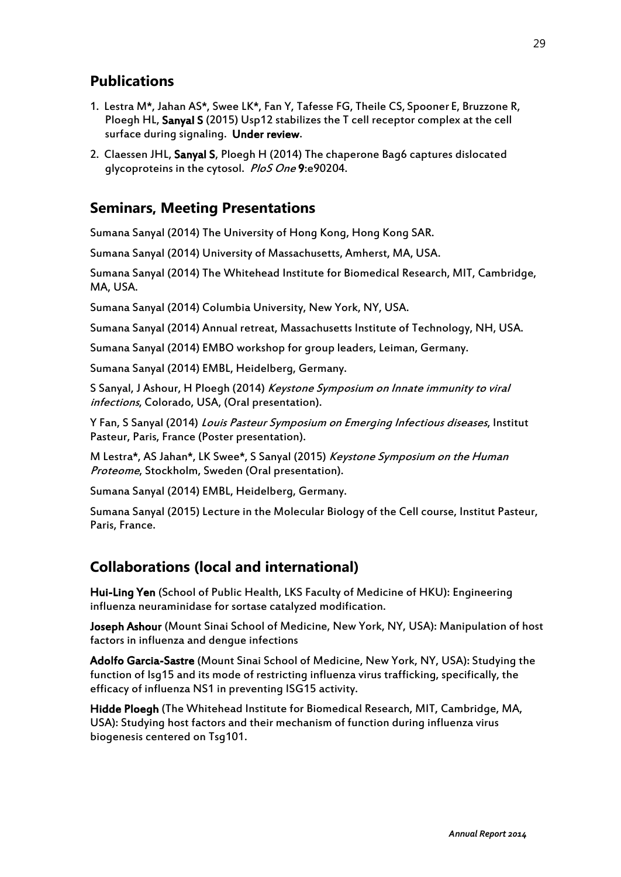## Publications

1. Lestra M*, Jahan AS*, Swee LK*, Fan Y, Tafesse FG, Theile CS, Spooner E, Bruzzone R, Ploegh HL, **Sanyal S** (2015) Usp12 stabilizes the T cell receptor complex at the cell surface during signaling. **Under review**.
2. Claessen JHL, **Sanyal S**, Ploegh H (2014) The chaperone Bag6 captures dislocated glycoproteins in the cytosol. *PloS One* **9**:e90204.

## Seminars, Meeting Presentations

Sumana Sanyal (2014) The University of Hong Kong, Hong Kong SAR.

Sumana Sanyal (2014) University of Massachusetts, Amherst, MA, USA.

Sumana Sanyal (2014) The Whitehead Institute for Biomedical Research, MIT, Cambridge, MA, USA.

Sumana Sanyal (2014) Columbia University, New York, NY, USA.

Sumana Sanyal (2014) Annual retreat, Massachusetts Institute of Technology, NH, USA.

Sumana Sanyal (2014) EMBO workshop for group leaders, Leiman, Germany.

Sumana Sanyal (2014) EMBL, Heidelberg, Germany.

S Sanyal, J Ashour, H Ploegh (2014) *Keystone Symposium on Innate immunity to viral infections*, Colorado, USA, (Oral presentation).

Y Fan, S Sanyal (2014) *Louis Pasteur Symposium on Emerging Infectious diseases*, Institut Pasteur, Paris, France (Poster presentation).

M Lestra*, AS Jahan*, LK Swee*, S Sanyal (2015) *Keystone Symposium on the Human Proteome*, Stockholm, Sweden (Oral presentation).

Sumana Sanyal (2014) EMBL, Heidelberg, Germany.

Sumana Sanyal (2015) Lecture in the Molecular Biology of the Cell course, Institut Pasteur, Paris, France.

## Collaborations (local and international)

**Hui-Ling Yen** (School of Public Health, LKS Faculty of Medicine of HKU): Engineering influenza neuraminidase for sortase catalyzed modification.

**Joseph Ashour** (Mount Sinai School of Medicine, New York, NY, USA): Manipulation of host factors in influenza and dengue infections

**Adolfo Garcia-Sastre** (Mount Sinai School of Medicine, New York, NY, USA): Studying the function of Isg15 and its mode of restricting influenza virus trafficking, specifically, the efficacy of influenza NS1 in preventing ISG15 activity.

**Hidde Ploegh** (The Whitehead Institute for Biomedical Research, MIT, Cambridge, MA, USA): Studying host factors and their mechanism of function during influenza virus biogenesis centered on Tsg101.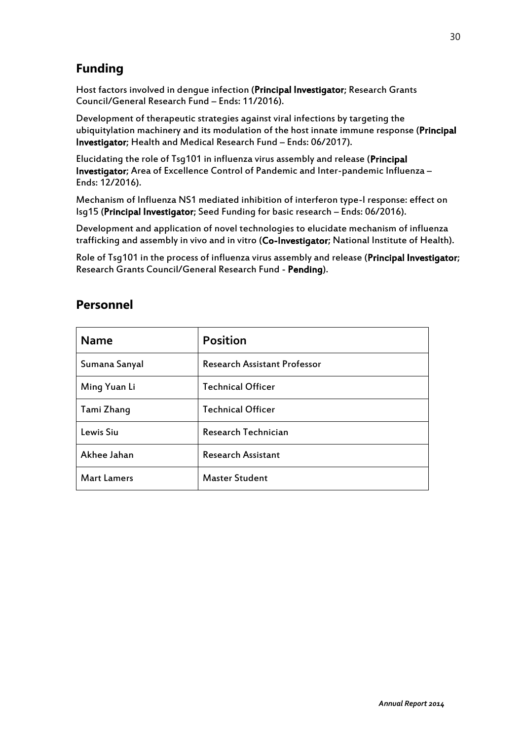## Funding

Host factors involved in dengue infection (**Principal Investigator**; Research Grants Council/General Research Fund – Ends: 11/2016).

Development of therapeutic strategies against viral infections by targeting the ubiquitylation machinery and its modulation of the host innate immune response (**Principal Investigator**; Health and Medical Research Fund – Ends: 06/2017).

Elucidating the role of Tsg101 in influenza virus assembly and release (**Principal Investigator**; Area of Excellence Control of Pandemic and Inter-pandemic Influenza – Ends: 12/2016).

Mechanism of Influenza NS1 mediated inhibition of interferon type-I response: effect on Isg15 (**Principal Investigator**; Seed Funding for basic research – Ends: 06/2016).

Development and application of novel technologies to elucidate mechanism of influenza trafficking and assembly in vivo and in vitro (**Co-Investigator**; National Institute of Health).

Role of Tsg101 in the process of influenza virus assembly and release (**Principal Investigator**; Research Grants Council/General Research Fund - **Pending**).

## Personnel

| Name | Position |
|---|---|
| Sumana Sanyal | Research Assistant Professor |
| Ming Yuan Li | Technical Officer |
| Tami Zhang | Technical Officer |
| Lewis Siu | Research Technician |
| Akhee Jahan | Research Assistant |
| Mart Lamers | Master Student |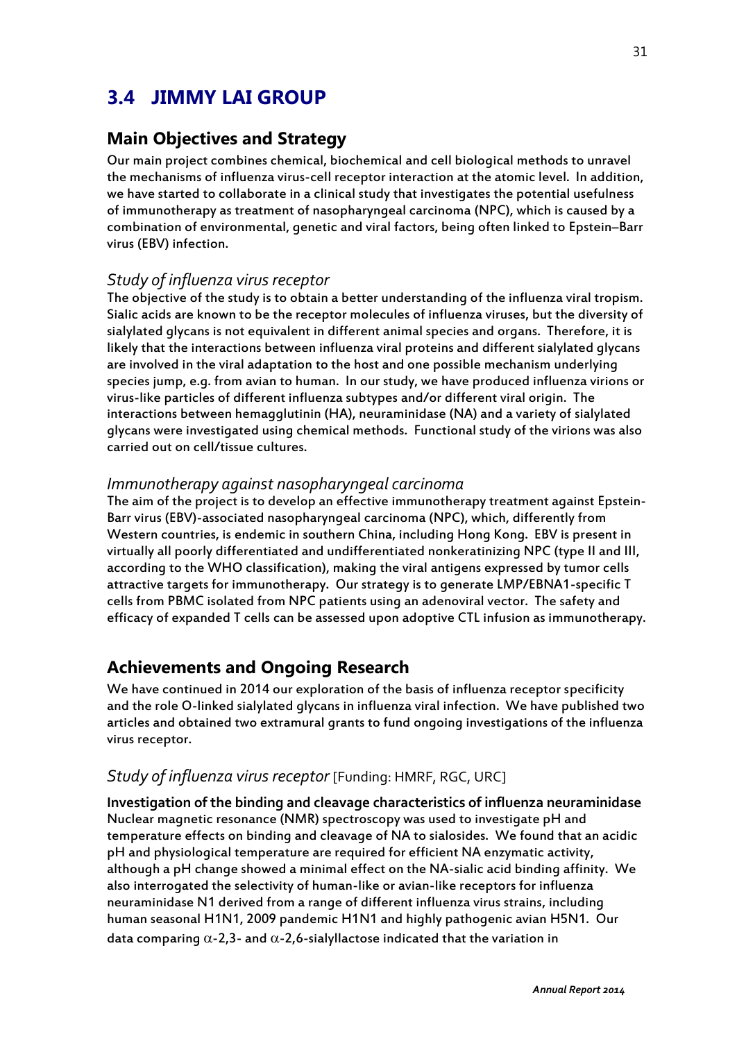## 3.4 JIMMY LAI GROUP

### Main Objectives and Strategy

Our main project combines chemical, biochemical and cell biological methods to unravel the mechanisms of influenza virus-cell receptor interaction at the atomic level. In addition, we have started to collaborate in a clinical study that investigates the potential usefulness of immunotherapy as treatment of nasopharyngeal carcinoma (NPC), which is caused by a combination of environmental, genetic and viral factors, being often linked to Epstein–Barr virus (EBV) infection.

#### *Study of influenza virus receptor*

The objective of the study is to obtain a better understanding of the influenza viral tropism. Sialic acids are known to be the receptor molecules of influenza viruses, but the diversity of sialylated glycans is not equivalent in different animal species and organs. Therefore, it is likely that the interactions between influenza viral proteins and different sialylated glycans are involved in the viral adaptation to the host and one possible mechanism underlying species jump, e.g. from avian to human. In our study, we have produced influenza virions or virus-like particles of different influenza subtypes and/or different viral origin. The interactions between hemagglutinin (HA), neuraminidase (NA) and a variety of sialylated glycans were investigated using chemical methods. Functional study of the virions was also carried out on cell/tissue cultures.

#### *Immunotherapy against nasopharyngeal carcinoma*

The aim of the project is to develop an effective immunotherapy treatment against Epstein-Barr virus (EBV)-associated nasopharyngeal carcinoma (NPC), which, differently from Western countries, is endemic in southern China, including Hong Kong. EBV is present in virtually all poorly differentiated and undifferentiated nonkeratinizing NPC (type II and III, according to the WHO classification), making the viral antigens expressed by tumor cells attractive targets for immunotherapy. Our strategy is to generate LMP/EBNA1-specific T cells from PBMC isolated from NPC patients using an adenoviral vector. The safety and efficacy of expanded T cells can be assessed upon adoptive CTL infusion as immunotherapy.

### Achievements and Ongoing Research

We have continued in 2014 our exploration of the basis of influenza receptor specificity and the role O-linked sialylated glycans in influenza viral infection. We have published two articles and obtained two extramural grants to fund ongoing investigations of the influenza virus receptor.

#### *Study of influenza virus receptor* [Funding: HMRF, RGC, URC]

**Investigation of the binding and cleavage characteristics of influenza neuraminidase**
Nuclear magnetic resonance (NMR) spectroscopy was used to investigate pH and temperature effects on binding and cleavage of NA to sialosides. We found that an acidic pH and physiological temperature are required for efficient NA enzymatic activity, although a pH change showed a minimal effect on the NA-sialic acid binding affinity. We also interrogated the selectivity of human-like or avian-like receptors for influenza neuraminidase N1 derived from a range of different influenza virus strains, including human seasonal H1N1, 2009 pandemic H1N1 and highly pathogenic avian H5N1. Our data comparing $\alpha$-2,3- and $\alpha$-2,6-sialyllactose indicated that the variation in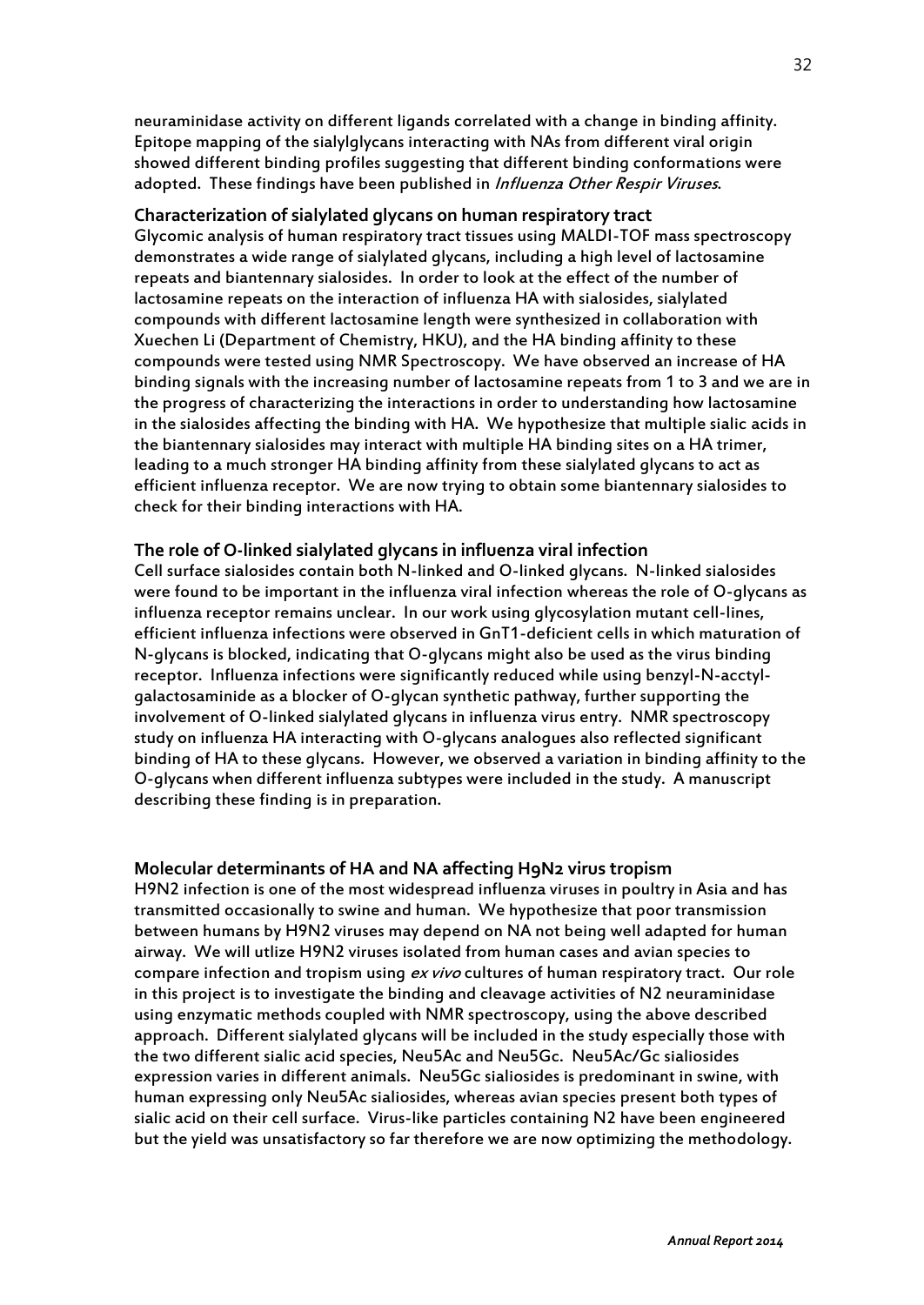neuraminidase activity on different ligands correlated with a change in binding affinity. Epitope mapping of the sialylglycans interacting with NAs from different viral origin showed different binding profiles suggesting that different binding conformations were adopted. These findings have been published in *Influenza Other Respir Viruses*.

### Characterization of sialylated glycans on human respiratory tract

Glycomic analysis of human respiratory tract tissues using MALDI-TOF mass spectroscopy demonstrates a wide range of sialylated glycans, including a high level of lactosamine repeats and biantennary sialosides. In order to look at the effect of the number of lactosamine repeats on the interaction of influenza HA with sialosides, sialylated compounds with different lactosamine length were synthesized in collaboration with Xuechen Li (Department of Chemistry, HKU), and the HA binding affinity to these compounds were tested using NMR Spectroscopy. We have observed an increase of HA binding signals with the increasing number of lactosamine repeats from 1 to 3 and we are in the progress of characterizing the interactions in order to understanding how lactosamine in the sialosides affecting the binding with HA. We hypothesize that multiple sialic acids in the biantennary sialosides may interact with multiple HA binding sites on a HA trimer, leading to a much stronger HA binding affinity from these sialylated glycans to act as efficient influenza receptor. We are now trying to obtain some biantennary sialosides to check for their binding interactions with HA.

### The role of O-linked sialylated glycans in influenza viral infection

Cell surface sialosides contain both N-linked and O-linked glycans. N-linked sialosides were found to be important in the influenza viral infection whereas the role of O-glycans as influenza receptor remains unclear. In our work using glycosylation mutant cell-lines, efficient influenza infections were observed in GnT1-deficient cells in which maturation of N-glycans is blocked, indicating that O-glycans might also be used as the virus binding receptor. Influenza infections were significantly reduced while using benzyl-N-acctyl-galactosaminide as a blocker of O-glycan synthetic pathway, further supporting the involvement of O-linked sialylated glycans in influenza virus entry. NMR spectroscopy study on influenza HA interacting with O-glycans analogues also reflected significant binding of HA to these glycans. However, we observed a variation in binding affinity to the O-glycans when different influenza subtypes were included in the study. A manuscript describing these finding is in preparation.

### Molecular determinants of HA and NA affecting H9N2 virus tropism

H9N2 infection is one of the most widespread influenza viruses in poultry in Asia and has transmitted occasionally to swine and human. We hypothesize that poor transmission between humans by H9N2 viruses may depend on NA not being well adapted for human airway. We will utlize H9N2 viruses isolated from human cases and avian species to compare infection and tropism using *ex vivo* cultures of human respiratory tract. Our role in this project is to investigate the binding and cleavage activities of N2 neuraminidase using enzymatic methods coupled with NMR spectroscopy, using the above described approach. Different sialylated glycans will be included in the study especially those with the two different sialic acid species, Neu5Ac and Neu5Gc. Neu5Ac/Gc sialiosides expression varies in different animals. Neu5Gc sialiosides is predominant in swine, with human expressing only Neu5Ac sialiosides, whereas avian species present both types of sialic acid on their cell surface. Virus-like particles containing N2 have been engineered but the yield was unsatisfactory so far therefore we are now optimizing the methodology.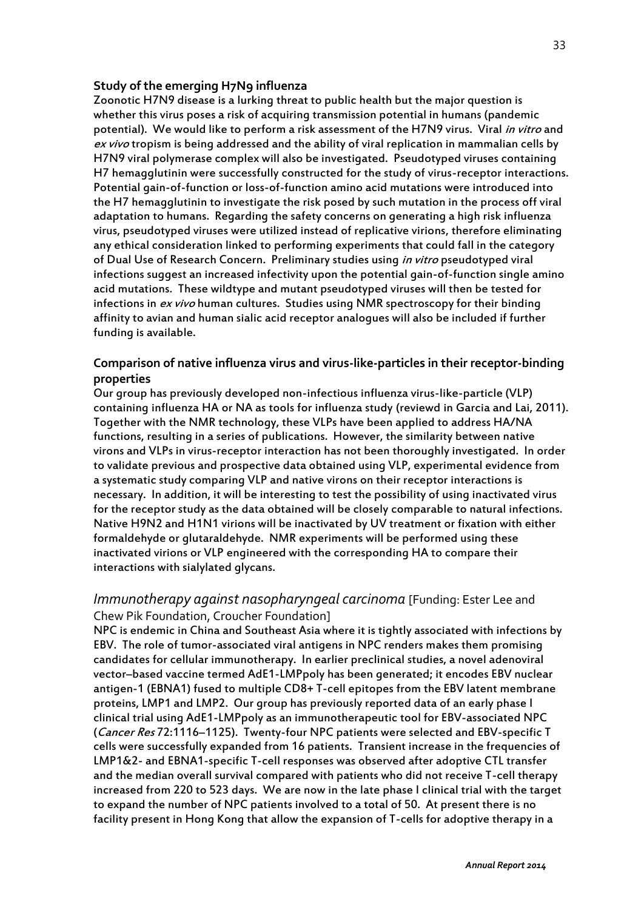### Study of the emerging H7N9 influenza

Zoonotic H7N9 disease is a lurking threat to public health but the major question is whether this virus poses a risk of acquiring transmission potential in humans (pandemic potential). We would like to perform a risk assessment of the H7N9 virus. Viral *in vitro* and *ex vivo* tropism is being addressed and the ability of viral replication in mammalian cells by H7N9 viral polymerase complex will also be investigated. Pseudotyped viruses containing H7 hemagglutinin were successfully constructed for the study of virus-receptor interactions. Potential gain-of-function or loss-of-function amino acid mutations were introduced into the H7 hemagglutinin to investigate the risk posed by such mutation in the process off viral adaptation to humans. Regarding the safety concerns on generating a high risk influenza virus, pseudotyped viruses were utilized instead of replicative virions, therefore eliminating any ethical consideration linked to performing experiments that could fall in the category of Dual Use of Research Concern. Preliminary studies using *in vitro* pseudotyped viral infections suggest an increased infectivity upon the potential gain-of-function single amino acid mutations. These wildtype and mutant pseudotyped viruses will then be tested for infections in *ex vivo* human cultures. Studies using NMR spectroscopy for their binding affinity to avian and human sialic acid receptor analogues will also be included if further funding is available.

### Comparison of native influenza virus and virus-like-particles in their receptor-binding properties

Our group has previously developed non-infectious influenza virus-like-particle (VLP) containing influenza HA or NA as tools for influenza study (reviewd in Garcia and Lai, 2011). Together with the NMR technology, these VLPs have been applied to address HA/NA functions, resulting in a series of publications. However, the similarity between native virons and VLPs in virus-receptor interaction has not been thoroughly investigated. In order to validate previous and prospective data obtained using VLP, experimental evidence from a systematic study comparing VLP and native virons on their receptor interactions is necessary. In addition, it will be interesting to test the possibility of using inactivated virus for the receptor study as the data obtained will be closely comparable to natural infections. Native H9N2 and H1N1 virions will be inactivated by UV treatment or fixation with either formaldehyde or glutaraldehyde. NMR experiments will be performed using these inactivated virions or VLP engineered with the corresponding HA to compare their interactions with sialylated glycans.

## *Immunotherapy against nasopharyngeal carcinoma* [Funding: Ester Lee and Chew Pik Foundation, Croucher Foundation]

NPC is endemic in China and Southeast Asia where it is tightly associated with infections by EBV. The role of tumor-associated viral antigens in NPC renders makes them promising candidates for cellular immunotherapy. In earlier preclinical studies, a novel adenoviral vector–based vaccine termed AdE1-LMPpoly has been generated; it encodes EBV nuclear antigen-1 (EBNA1) fused to multiple CD8+ T-cell epitopes from the EBV latent membrane proteins, LMP1 and LMP2. Our group has previously reported data of an early phase I clinical trial using AdE1-LMPpoly as an immunotherapeutic tool for EBV-associated NPC (*Cancer Res* 72:1116–1125). Twenty-four NPC patients were selected and EBV-specific T cells were successfully expanded from 16 patients. Transient increase in the frequencies of LMP1&2- and EBNA1-specific T-cell responses was observed after adoptive CTL transfer and the median overall survival compared with patients who did not receive T-cell therapy increased from 220 to 523 days. We are now in the late phase I clinical trial with the target to expand the number of NPC patients involved to a total of 50. At present there is no facility present in Hong Kong that allow the expansion of T-cells for adoptive therapy in a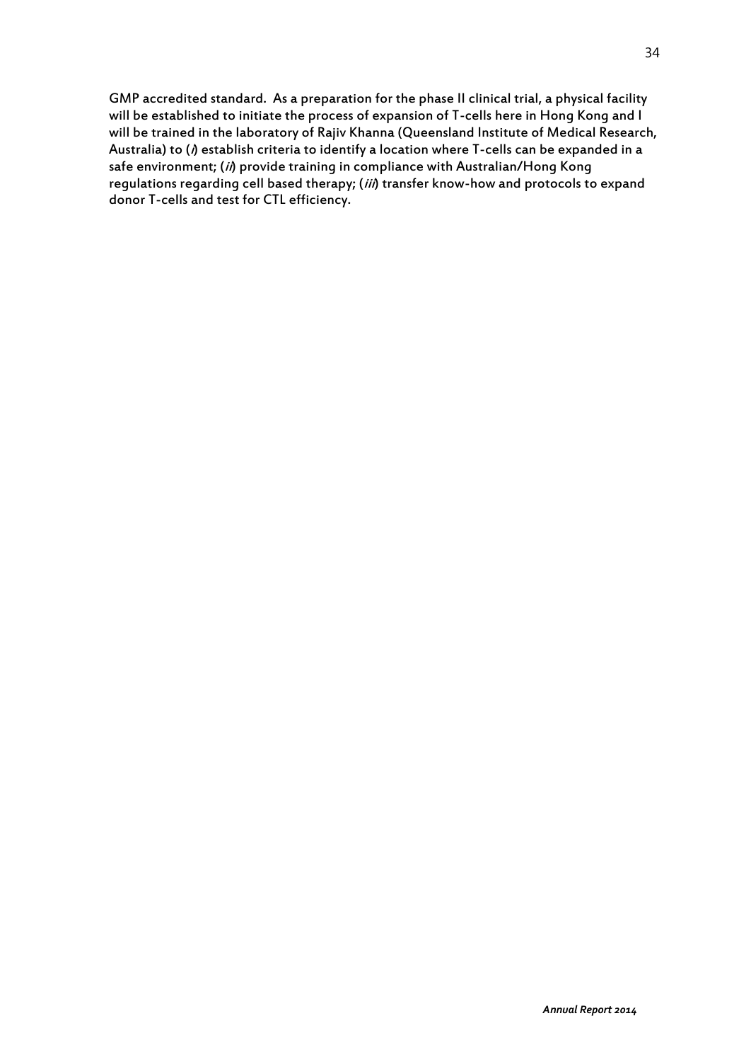GMP accredited standard. As a preparation for the phase II clinical trial, a physical facility will be established to initiate the process of expansion of T-cells here in Hong Kong and I will be trained in the laboratory of Rajiv Khanna (Queensland Institute of Medical Research, Australia) to (*i*) establish criteria to identify a location where T-cells can be expanded in a safe environment; (*ii*) provide training in compliance with Australian/Hong Kong regulations regarding cell based therapy; (*iii*) transfer know-how and protocols to expand donor T-cells and test for CTL efficiency.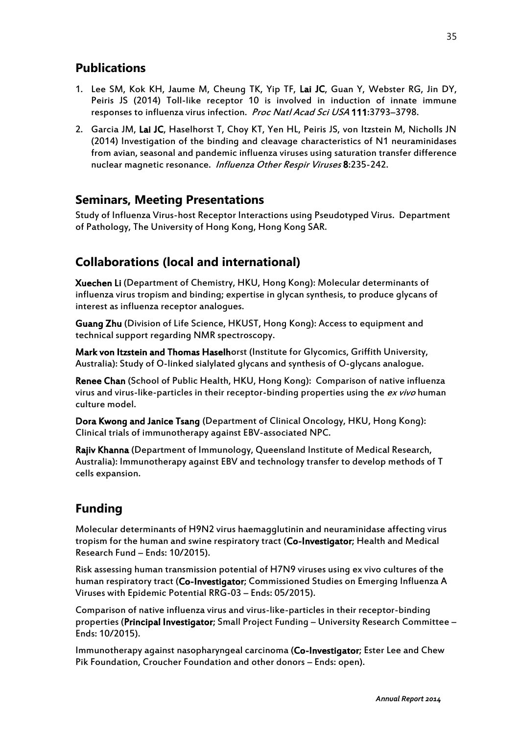## Publications

1. Lee SM, Kok KH, Jaume M, Cheung TK, Yip TF, **Lai JC**, Guan Y, Webster RG, Jin DY, Peiris JS (2014) Toll-like receptor 10 is involved in induction of innate immune responses to influenza virus infection. *Proc Natl Acad Sci USA* **111**:3793–3798.
2. Garcia JM, **Lai JC**, Haselhorst T, Choy KT, Yen HL, Peiris JS, von Itzstein M, Nicholls JN (2014) Investigation of the binding and cleavage characteristics of N1 neuraminidases from avian, seasonal and pandemic influenza viruses using saturation transfer difference nuclear magnetic resonance. *Influenza Other Respir Viruses* **8**:235-242.

## Seminars, Meeting Presentations

Study of Influenza Virus-host Receptor Interactions using Pseudotyped Virus. Department of Pathology, The University of Hong Kong, Hong Kong SAR.

## Collaborations (local and international)

**Xuechen Li** (Department of Chemistry, HKU, Hong Kong): Molecular determinants of influenza virus tropism and binding; expertise in glycan synthesis, to produce glycans of interest as influenza receptor analogues.

**Guang Zhu** (Division of Life Science, HKUST, Hong Kong): Access to equipment and technical support regarding NMR spectroscopy.

**Mark von Itzstein and Thomas Haselh**orst (Institute for Glycomics, Griffith University, Australia): Study of O-linked sialylated glycans and synthesis of O-glycans analogue.

**Renee Chan** (School of Public Health, HKU, Hong Kong): Comparison of native influenza virus and virus-like-particles in their receptor-binding properties using the *ex vivo* human culture model.

**Dora Kwong and Janice Tsang** (Department of Clinical Oncology, HKU, Hong Kong): Clinical trials of immunotherapy against EBV-associated NPC.

**Rajiv Khanna** (Department of Immunology, Queensland Institute of Medical Research, Australia): Immunotherapy against EBV and technology transfer to develop methods of T cells expansion.

## Funding

Molecular determinants of H9N2 virus haemagglutinin and neuraminidase affecting virus tropism for the human and swine respiratory tract (**Co-Investigator**; Health and Medical Research Fund – Ends: 10/2015).

Risk assessing human transmission potential of H7N9 viruses using ex vivo cultures of the human respiratory tract (**Co-Investigator**; Commissioned Studies on Emerging Influenza A Viruses with Epidemic Potential RRG-03 – Ends: 05/2015).

Comparison of native influenza virus and virus-like-particles in their receptor-binding properties (**Principal Investigator**; Small Project Funding – University Research Committee – Ends: 10/2015).

Immunotherapy against nasopharyngeal carcinoma (**Co-Investigator**; Ester Lee and Chew Pik Foundation, Croucher Foundation and other donors – Ends: open).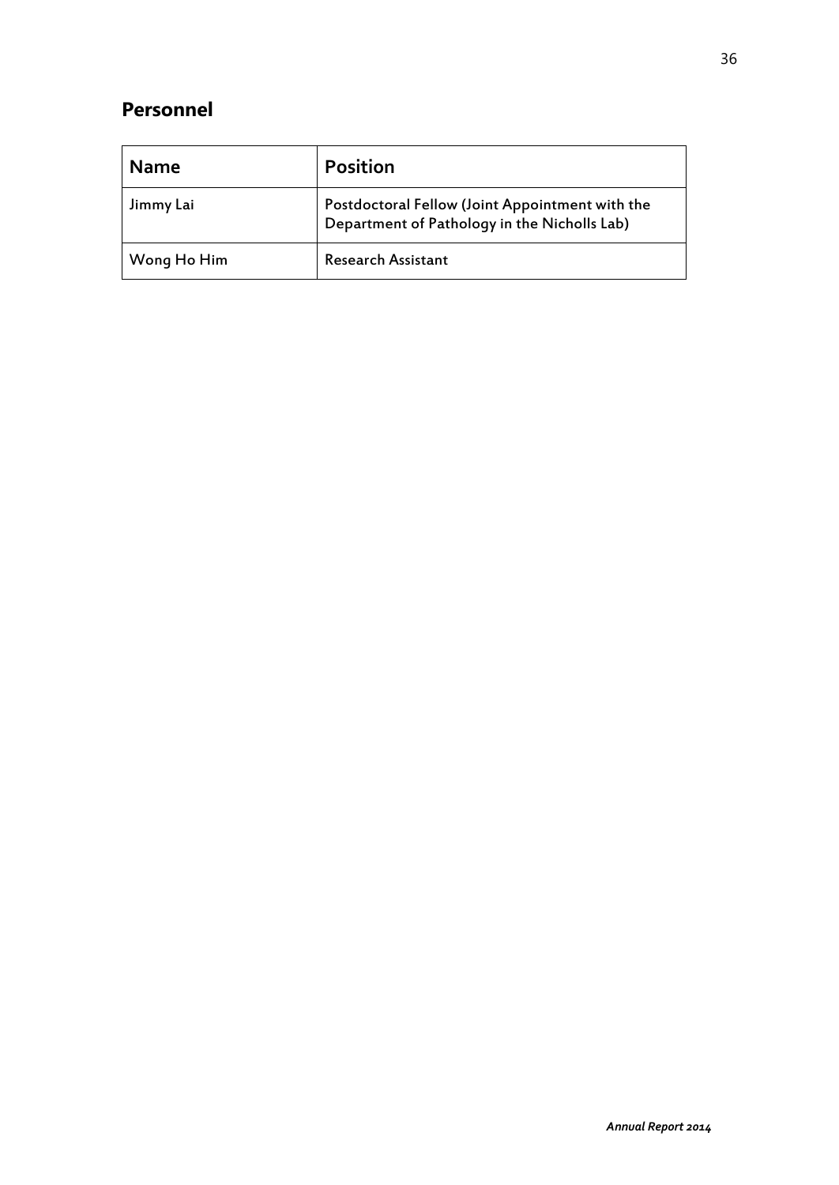## Personnel

| Name | Position |
|---|---|
| Jimmy Lai | Postdoctoral Fellow (Joint Appointment with the Department of Pathology in the Nicholls Lab) |
| Wong Ho Him | Research Assistant |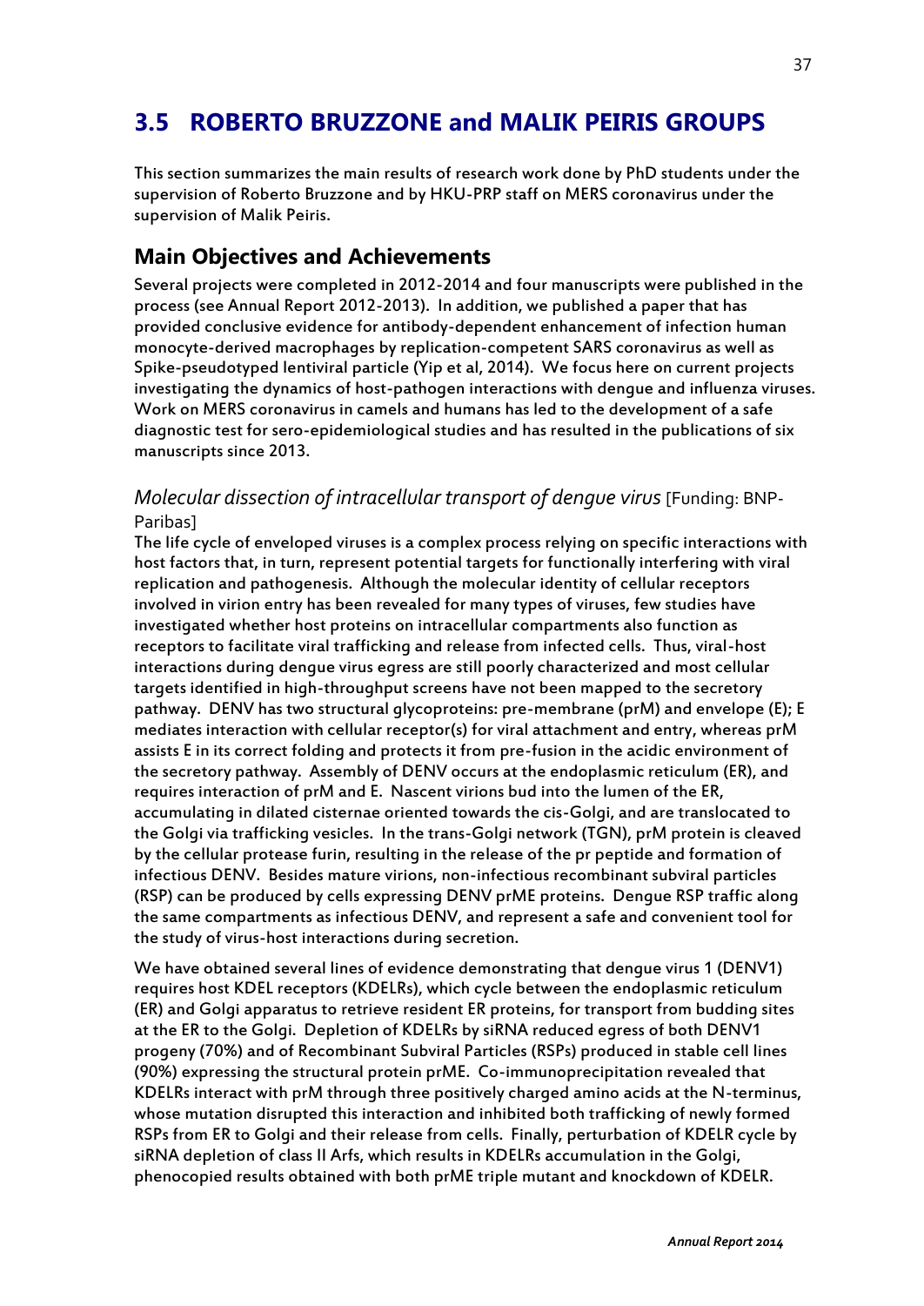## 3.5 ROBERTO BRUZZONE and MALIK PEIRIS GROUPS

This section summarizes the main results of research work done by PhD students under the supervision of Roberto Bruzzone and by HKU-PRP staff on MERS coronavirus under the supervision of Malik Peiris.

### Main Objectives and Achievements

Several projects were completed in 2012-2014 and four manuscripts were published in the process (see Annual Report 2012-2013). In addition, we published a paper that has provided conclusive evidence for antibody-dependent enhancement of infection human monocyte-derived macrophages by replication-competent SARS coronavirus as well as Spike-pseudotyped lentiviral particle (Yip et al, 2014). We focus here on current projects investigating the dynamics of host-pathogen interactions with dengue and influenza viruses. Work on MERS coronavirus in camels and humans has led to the development of a safe diagnostic test for sero-epidemiological studies and has resulted in the publications of six manuscripts since 2013.

#### *Molecular dissection of intracellular transport of dengue virus* [Funding: BNP-Paribas]

The life cycle of enveloped viruses is a complex process relying on specific interactions with host factors that, in turn, represent potential targets for functionally interfering with viral replication and pathogenesis. Although the molecular identity of cellular receptors involved in virion entry has been revealed for many types of viruses, few studies have investigated whether host proteins on intracellular compartments also function as receptors to facilitate viral trafficking and release from infected cells. Thus, viral-host interactions during dengue virus egress are still poorly characterized and most cellular targets identified in high-throughput screens have not been mapped to the secretory pathway. DENV has two structural glycoproteins: pre-membrane (prM) and envelope (E); E mediates interaction with cellular receptor(s) for viral attachment and entry, whereas prM assists E in its correct folding and protects it from pre-fusion in the acidic environment of the secretory pathway. Assembly of DENV occurs at the endoplasmic reticulum (ER), and requires interaction of prM and E. Nascent virions bud into the lumen of the ER, accumulating in dilated cisternae oriented towards the cis-Golgi, and are translocated to the Golgi via trafficking vesicles. In the trans-Golgi network (TGN), prM protein is cleaved by the cellular protease furin, resulting in the release of the pr peptide and formation of infectious DENV. Besides mature virions, non-infectious recombinant subviral particles (RSP) can be produced by cells expressing DENV prME proteins. Dengue RSP traffic along the same compartments as infectious DENV, and represent a safe and convenient tool for the study of virus-host interactions during secretion.

We have obtained several lines of evidence demonstrating that dengue virus 1 (DENV1) requires host KDEL receptors (KDELRs), which cycle between the endoplasmic reticulum (ER) and Golgi apparatus to retrieve resident ER proteins, for transport from budding sites at the ER to the Golgi. Depletion of KDELRs by siRNA reduced egress of both DENV1 progeny (70%) and of Recombinant Subviral Particles (RSPs) produced in stable cell lines (90%) expressing the structural protein prME. Co-immunoprecipitation revealed that KDELRs interact with prM through three positively charged amino acids at the N-terminus, whose mutation disrupted this interaction and inhibited both trafficking of newly formed RSPs from ER to Golgi and their release from cells. Finally, perturbation of KDELR cycle by siRNA depletion of class II Arfs, which results in KDELRs accumulation in the Golgi, phenocopied results obtained with both prME triple mutant and knockdown of KDELR.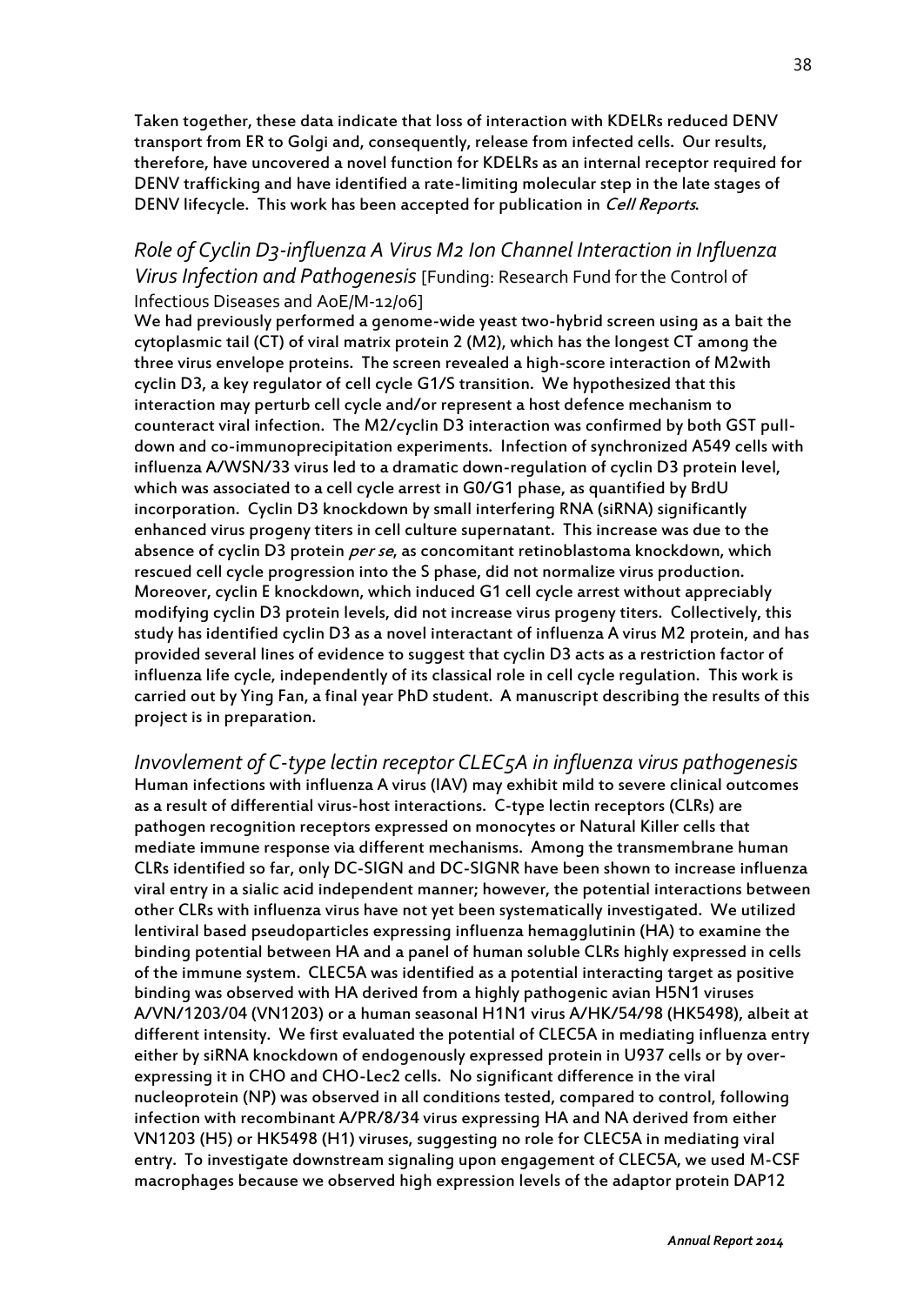Taken together, these data indicate that loss of interaction with KDELRs reduced DENV transport from ER to Golgi and, consequently, release from infected cells. Our results, therefore, have uncovered a novel function for KDELRs as an internal receptor required for DENV trafficking and have identified a rate-limiting molecular step in the late stages of DENV lifecycle. This work has been accepted for publication in *Cell Reports*.

### *Role of Cyclin D3-influenza A Virus M2 Ion Channel Interaction in Influenza Virus Infection and Pathogenesis* [Funding: Research Fund for the Control of Infectious Diseases and AoE/M-12/06]

We had previously performed a genome-wide yeast two-hybrid screen using as a bait the cytoplasmic tail (CT) of viral matrix protein 2 (M2), which has the longest CT among the three virus envelope proteins. The screen revealed a high-score interaction of M2with cyclin D3, a key regulator of cell cycle G1/S transition. We hypothesized that this interaction may perturb cell cycle and/or represent a host defence mechanism to counteract viral infection. The M2/cyclin D3 interaction was confirmed by both GST pull-down and co-immunoprecipitation experiments. Infection of synchronized A549 cells with influenza A/WSN/33 virus led to a dramatic down-regulation of cyclin D3 protein level, which was associated to a cell cycle arrest in G0/G1 phase, as quantified by BrdU incorporation. Cyclin D3 knockdown by small interfering RNA (siRNA) significantly enhanced virus progeny titers in cell culture supernatant. This increase was due to the absence of cyclin D3 protein *per se*, as concomitant retinoblastoma knockdown, which rescued cell cycle progression into the S phase, did not normalize virus production. Moreover, cyclin E knockdown, which induced G1 cell cycle arrest without appreciably modifying cyclin D3 protein levels, did not increase virus progeny titers. Collectively, this study has identified cyclin D3 as a novel interactant of influenza A virus M2 protein, and has provided several lines of evidence to suggest that cyclin D3 acts as a restriction factor of influenza life cycle, independently of its classical role in cell cycle regulation. This work is carried out by Ying Fan, a final year PhD student. A manuscript describing the results of this project is in preparation.

### *Invovlement of C-type lectin receptor CLEC5A in influenza virus pathogenesis*

Human infections with influenza A virus (IAV) may exhibit mild to severe clinical outcomes as a result of differential virus-host interactions. C-type lectin receptors (CLRs) are pathogen recognition receptors expressed on monocytes or Natural Killer cells that mediate immune response via different mechanisms. Among the transmembrane human CLRs identified so far, only DC-SIGN and DC-SIGNR have been shown to increase influenza viral entry in a sialic acid independent manner; however, the potential interactions between other CLRs with influenza virus have not yet been systematically investigated. We utilized lentiviral based pseudoparticles expressing influenza hemagglutinin (HA) to examine the binding potential between HA and a panel of human soluble CLRs highly expressed in cells of the immune system. CLEC5A was identified as a potential interacting target as positive binding was observed with HA derived from a highly pathogenic avian H5N1 viruses A/VN/1203/04 (VN1203) or a human seasonal H1N1 virus A/HK/54/98 (HK5498), albeit at different intensity. We first evaluated the potential of CLEC5A in mediating influenza entry either by siRNA knockdown of endogenously expressed protein in U937 cells or by over-expressing it in CHO and CHO-Lec2 cells. No significant difference in the viral nucleoprotein (NP) was observed in all conditions tested, compared to control, following infection with recombinant A/PR/8/34 virus expressing HA and NA derived from either VN1203 (H5) or HK5498 (H1) viruses, suggesting no role for CLEC5A in mediating viral entry. To investigate downstream signaling upon engagement of CLEC5A, we used M-CSF macrophages because we observed high expression levels of the adaptor protein DAP12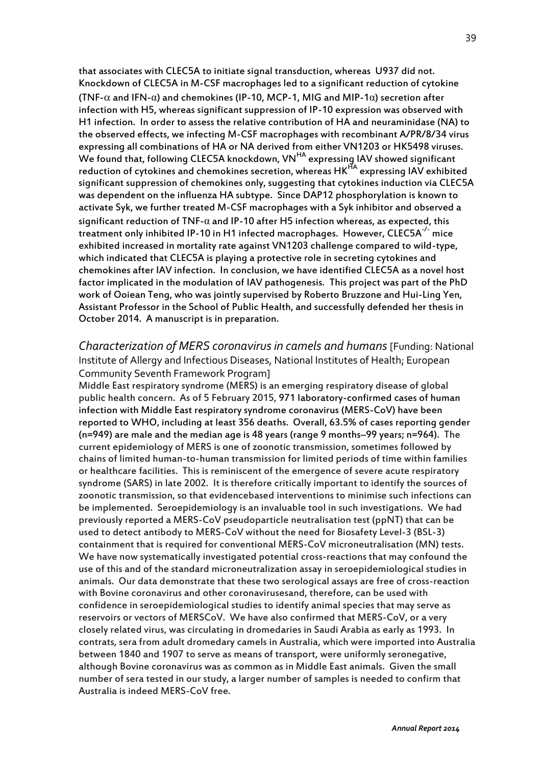that associates with CLEC5A to initiate signal transduction, whereas U937 did not. Knockdown of CLEC5A in M-CSF macrophages led to a significant reduction of cytokine (TNF-$\alpha$ and IFN-$\alpha$) and chemokines (IP-10, MCP-1, MIG and MIP-1$\alpha$) secretion after infection with H5, whereas significant suppression of IP-10 expression was observed with H1 infection. In order to assess the relative contribution of HA and neuraminidase (NA) to the observed effects, we infecting M-CSF macrophages with recombinant A/PR/8/34 virus expressing all combinations of HA or NA derived from either VN1203 or HK5498 viruses. We found that, following CLEC5A knockdown, $VN^{HA}$ expressing IAV showed significant reduction of cytokines and chemokines secretion, whereas $HK^{HA}$ expressing IAV exhibited significant suppression of chemokines only, suggesting that cytokines induction via CLEC5A was dependent on the influenza HA subtype. Since DAP12 phosphorylation is known to activate Syk, we further treated M-CSF macrophages with a Syk inhibitor and observed a significant reduction of TNF-$\alpha$ and IP-10 after H5 infection whereas, as expected, this treatment only inhibited IP-10 in H1 infected macrophages. However, $CLEC5A^{-/-}$ mice exhibited increased in mortality rate against VN1203 challenge compared to wild-type, which indicated that CLEC5A is playing a protective role in secreting cytokines and chemokines after IAV infection. In conclusion, we have identified CLEC5A as a novel host factor implicated in the modulation of IAV pathogenesis. This project was part of the PhD work of Ooiean Teng, who was jointly supervised by Roberto Bruzzone and Hui-Ling Yen, Assistant Professor in the School of Public Health, and successfully defended her thesis in October 2014. A manuscript is in preparation.

*Characterization of MERS coronavirus in camels and humans* [Funding: National Institute of Allergy and Infectious Diseases, National Institutes of Health; European Community Seventh Framework Program]

Middle East respiratory syndrome (MERS) is an emerging respiratory disease of global public health concern. As of 5 February 2015, 971 laboratory-confirmed cases of human infection with Middle East respiratory syndrome coronavirus (MERS-CoV) have been reported to WHO, including at least 356 deaths. Overall, 63.5% of cases reporting gender (n=949) are male and the median age is 48 years (range 9 months–99 years; n=964). The current epidemiology of MERS is one of zoonotic transmission, sometimes followed by chains of limited human-to-human transmission for limited periods of time within families or healthcare facilities. This is reminiscent of the emergence of severe acute respiratory syndrome (SARS) in late 2002. It is therefore critically important to identify the sources of zoonotic transmission, so that evidencebased interventions to minimise such infections can be implemented. Seroepidemiology is an invaluable tool in such investigations. We had previously reported a MERS-CoV pseudoparticle neutralisation test (ppNT) that can be used to detect antibody to MERS-CoV without the need for Biosafety Level-3 (BSL-3) containment that is required for conventional MERS-CoV microneutralisation (MN) tests. We have now systematically investigated potential cross-reactions that may confound the use of this and of the standard microneutralization assay in seroepidemiological studies in animals. Our data demonstrate that these two serological assays are free of cross-reaction with Bovine coronavirus and other coronavirusesand, therefore, can be used with confidence in seroepidemiological studies to identify animal species that may serve as reservoirs or vectors of MERSCoV. We have also confirmed that MERS-CoV, or a very closely related virus, was circulating in dromedaries in Saudi Arabia as early as 1993. In contrats, sera from adult dromedary camels in Australia, which were imported into Australia between 1840 and 1907 to serve as means of transport, were uniformly seronegative, although Bovine coronavirus was as common as in Middle East animals. Given the small number of sera tested in our study, a larger number of samples is needed to confirm that Australia is indeed MERS-CoV free.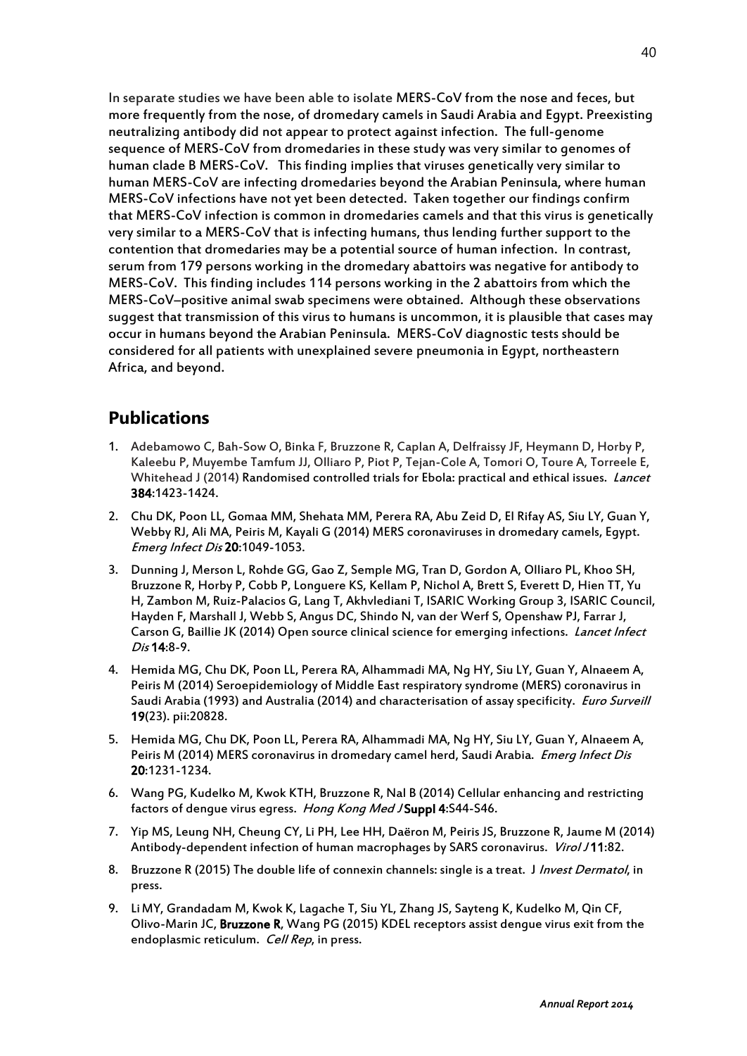In separate studies we have been able to isolate MERS-CoV from the nose and feces, but more frequently from the nose, of dromedary camels in Saudi Arabia and Egypt. Preexisting neutralizing antibody did not appear to protect against infection. The full-genome sequence of MERS-CoV from dromedaries in these study was very similar to genomes of human clade B MERS-CoV. This finding implies that viruses genetically very similar to human MERS-CoV are infecting dromedaries beyond the Arabian Peninsula, where human MERS-CoV infections have not yet been detected. Taken together our findings confirm that MERS-CoV infection is common in dromedaries camels and that this virus is genetically very similar to a MERS-CoV that is infecting humans, thus lending further support to the contention that dromedaries may be a potential source of human infection. In contrast, serum from 179 persons working in the dromedary abattoirs was negative for antibody to MERS-CoV. This finding includes 114 persons working in the 2 abattoirs from which the MERS-CoV–positive animal swab specimens were obtained. Although these observations suggest that transmission of this virus to humans is uncommon, it is plausible that cases may occur in humans beyond the Arabian Peninsula. MERS-CoV diagnostic tests should be considered for all patients with unexplained severe pneumonia in Egypt, northeastern Africa, and beyond.

## Publications

1. Adebamowo C, Bah-Sow O, Binka F, Bruzzone R, Caplan A, Delfraissy JF, Heymann D, Horby P, Kaleebu P, Muyembe Tamfum JJ, Olliaro P, Piot P, Tejan-Cole A, Tomori O, Toure A, Torreele E, Whitehead J (2014) Randomised controlled trials for Ebola: practical and ethical issues. *Lancet* **384**:1423-1424.

2. Chu DK, Poon LL, Gomaa MM, Shehata MM, Perera RA, Abu Zeid D, El Rifay AS, Siu LY, Guan Y, Webby RJ, Ali MA, Peiris M, Kayali G (2014) MERS coronaviruses in dromedary camels, Egypt. *Emerg Infect Dis* **20**:1049-1053.

3. Dunning J, Merson L, Rohde GG, Gao Z, Semple MG, Tran D, Gordon A, Olliaro PL, Khoo SH, Bruzzone R, Horby P, Cobb P, Longuere KS, Kellam P, Nichol A, Brett S, Everett D, Hien TT, Yu H, Zambon M, Ruiz-Palacios G, Lang T, Akhvlediani T, ISARIC Working Group 3, ISARIC Council, Hayden F, Marshall J, Webb S, Angus DC, Shindo N, van der Werf S, Openshaw PJ, Farrar J, Carson G, Baillie JK (2014) Open source clinical science for emerging infections. *Lancet Infect Dis* **14**:8-9.

4. Hemida MG, Chu DK, Poon LL, Perera RA, Alhammadi MA, Ng HY, Siu LY, Guan Y, Alnaeem A, Peiris M (2014) Seroepidemiology of Middle East respiratory syndrome (MERS) coronavirus in Saudi Arabia (1993) and Australia (2014) and characterisation of assay specificity. *Euro Surveill* **19**(23). pii:20828.

5. Hemida MG, Chu DK, Poon LL, Perera RA, Alhammadi MA, Ng HY, Siu LY, Guan Y, Alnaeem A, Peiris M (2014) MERS coronavirus in dromedary camel herd, Saudi Arabia. *Emerg Infect Dis* **20**:1231-1234.

6. Wang PG, Kudelko M, Kwok KTH, Bruzzone R, Nal B (2014) Cellular enhancing and restricting factors of dengue virus egress. *Hong Kong Med J* **Suppl 4**:S44-S46.

7. Yip MS, Leung NH, Cheung CY, Li PH, Lee HH, Daëron M, Peiris JS, Bruzzone R, Jaume M (2014) Antibody-dependent infection of human macrophages by SARS coronavirus. *Virol J* **11**:82.

8. Bruzzone R (2015) The double life of connexin channels: single is a treat. J *Invest Dermatol*, in press.

9. Li MY, Grandadam M, Kwok K, Lagache T, Siu YL, Zhang JS, Sayteng K, Kudelko M, Qin CF, Olivo-Marin JC, **Bruzzone R**, Wang PG (2015) KDEL receptors assist dengue virus exit from the endoplasmic reticulum. *Cell Rep*, in press.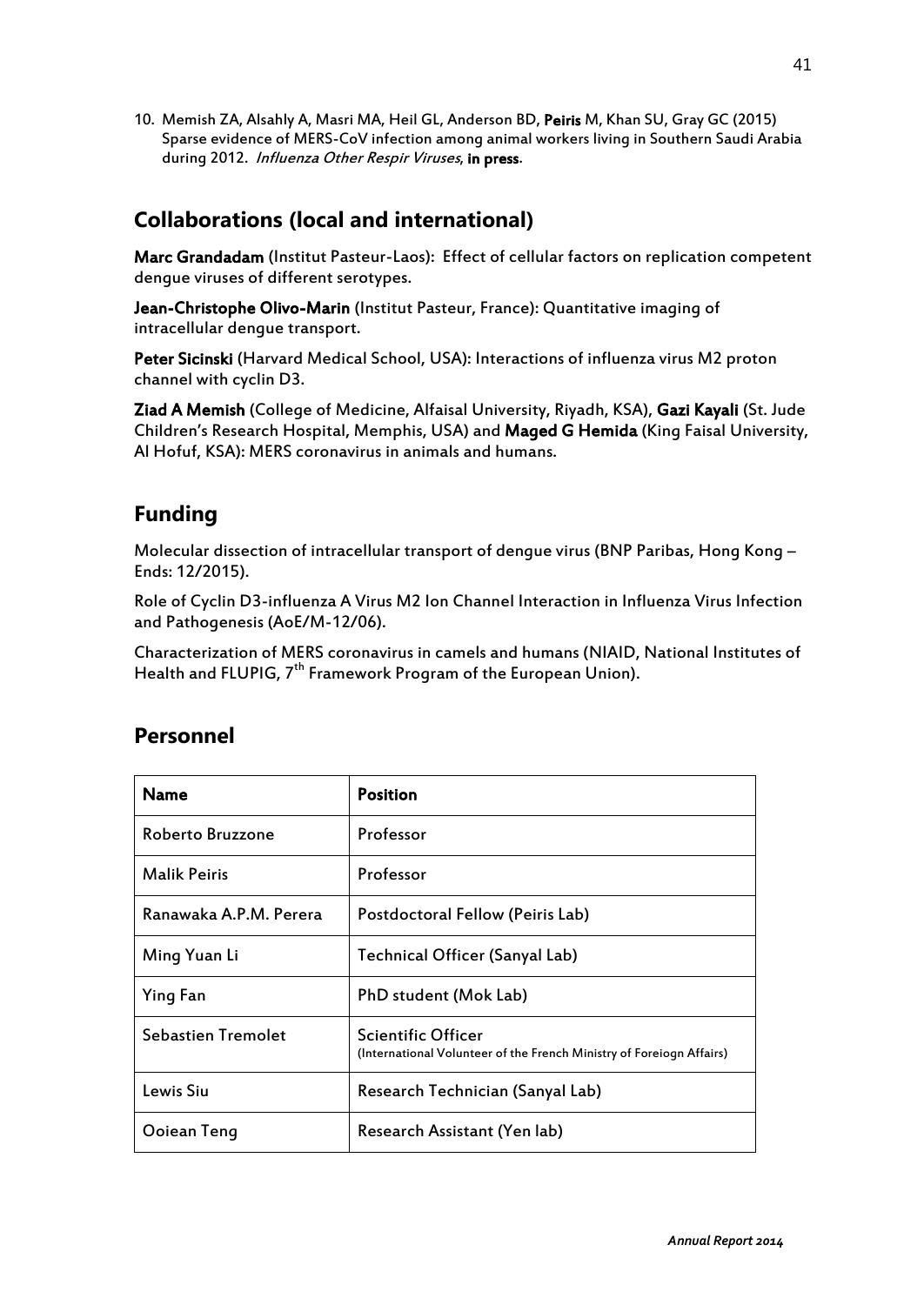10. Memish ZA, Alsahly A, Masri MA, Heil GL, Anderson BD, **Peiris** M, Khan SU, Gray GC (2015) Sparse evidence of MERS-CoV infection among animal workers living in Southern Saudi Arabia during 2012. *Influenza Other Respir Viruses*, **in press**.

## Collaborations (local and international)

**Marc Grandadam** (Institut Pasteur-Laos): Effect of cellular factors on replication competent dengue viruses of different serotypes.

**Jean-Christophe Olivo-Marin** (Institut Pasteur, France): Quantitative imaging of intracellular dengue transport.

**Peter Sicinski** (Harvard Medical School, USA): Interactions of influenza virus M2 proton channel with cyclin D3.

**Ziad A Memish** (College of Medicine, Alfaisal University, Riyadh, KSA), **Gazi Kayali** (St. Jude Children's Research Hospital, Memphis, USA) and **Maged G Hemida** (King Faisal University, Al Hofuf, KSA): MERS coronavirus in animals and humans.

## Funding

Molecular dissection of intracellular transport of dengue virus (BNP Paribas, Hong Kong – Ends: 12/2015).

Role of Cyclin D3-influenza A Virus M2 Ion Channel Interaction in Influenza Virus Infection and Pathogenesis (AoE/M-12/06).

Characterization of MERS coronavirus in camels and humans (NIAID, National Institutes of Health and FLUPIG, 7th Framework Program of the European Union).

## Personnel

| Name | Position |
|---|---|
| Roberto Bruzzone | Professor |
| Malik Peiris | Professor |
| Ranawaka A.P.M. Perera | Postdoctoral Fellow (Peiris Lab) |
| Ming Yuan Li | Technical Officer (Sanyal Lab) |
| Ying Fan | PhD student (Mok Lab) |
| Sebastien Tremolet | Scientific Officer (International Volunteer of the French Ministry of Foreiogn Affairs) |
| Lewis Siu | Research Technician (Sanyal Lab) |
| Ooiean Teng | Research Assistant (Yen lab) |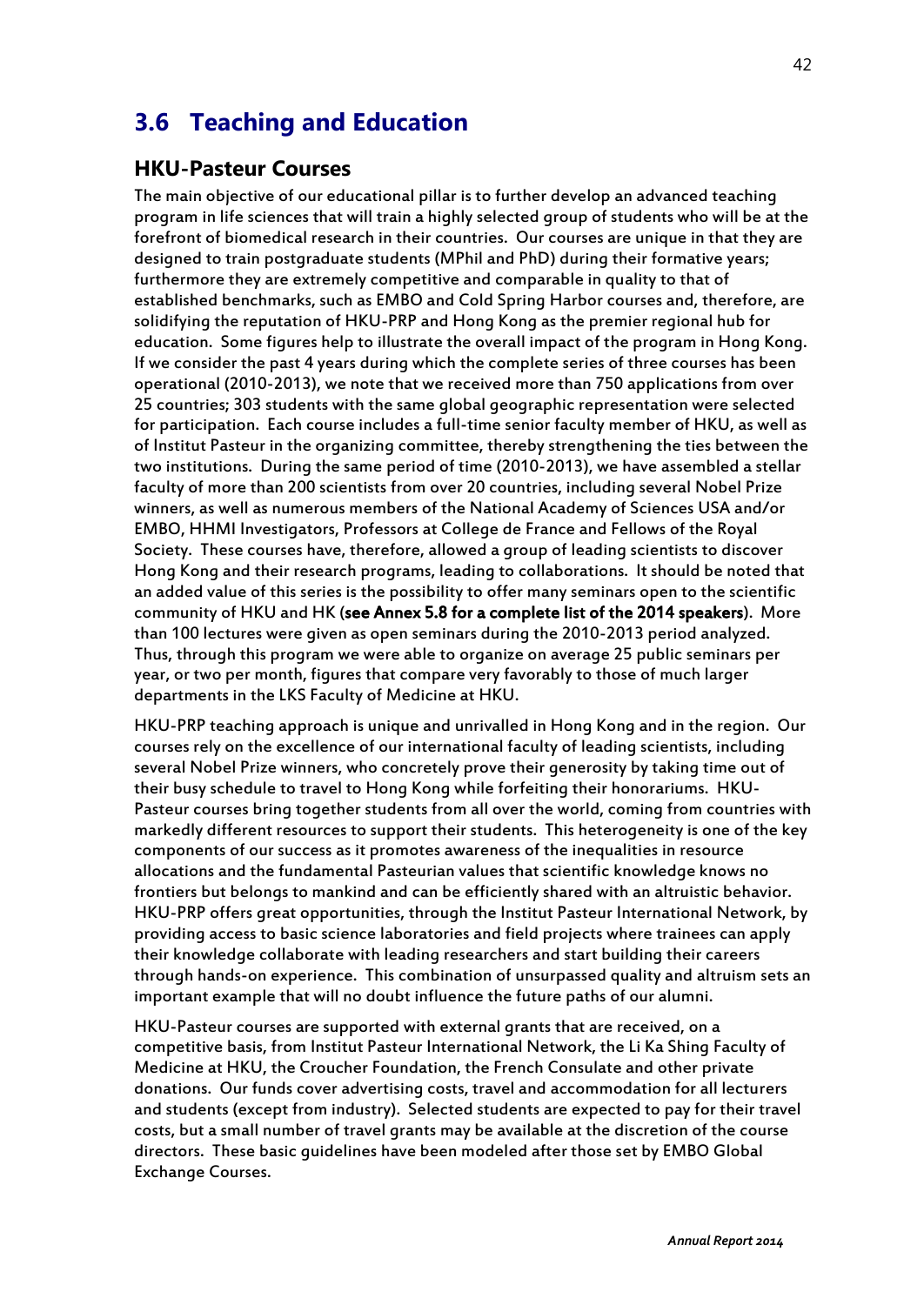## 3.6 Teaching and Education

### HKU-Pasteur Courses

The main objective of our educational pillar is to further develop an advanced teaching program in life sciences that will train a highly selected group of students who will be at the forefront of biomedical research in their countries. Our courses are unique in that they are designed to train postgraduate students (MPhil and PhD) during their formative years; furthermore they are extremely competitive and comparable in quality to that of established benchmarks, such as EMBO and Cold Spring Harbor courses and, therefore, are solidifying the reputation of HKU-PRP and Hong Kong as the premier regional hub for education. Some figures help to illustrate the overall impact of the program in Hong Kong. If we consider the past 4 years during which the complete series of three courses has been operational (2010-2013), we note that we received more than 750 applications from over 25 countries; 303 students with the same global geographic representation were selected for participation. Each course includes a full-time senior faculty member of HKU, as well as of Institut Pasteur in the organizing committee, thereby strengthening the ties between the two institutions. During the same period of time (2010-2013), we have assembled a stellar faculty of more than 200 scientists from over 20 countries, including several Nobel Prize winners, as well as numerous members of the National Academy of Sciences USA and/or EMBO, HHMI Investigators, Professors at College de France and Fellows of the Royal Society. These courses have, therefore, allowed a group of leading scientists to discover Hong Kong and their research programs, leading to collaborations. It should be noted that an added value of this series is the possibility to offer many seminars open to the scientific community of HKU and HK (**see Annex 5.8 for a complete list of the 2014 speakers**). More than 100 lectures were given as open seminars during the 2010-2013 period analyzed. Thus, through this program we were able to organize on average 25 public seminars per year, or two per month, figures that compare very favorably to those of much larger departments in the LKS Faculty of Medicine at HKU.

HKU-PRP teaching approach is unique and unrivalled in Hong Kong and in the region. Our courses rely on the excellence of our international faculty of leading scientists, including several Nobel Prize winners, who concretely prove their generosity by taking time out of their busy schedule to travel to Hong Kong while forfeiting their honorariums. HKU-Pasteur courses bring together students from all over the world, coming from countries with markedly different resources to support their students. This heterogeneity is one of the key components of our success as it promotes awareness of the inequalities in resource allocations and the fundamental Pasteurian values that scientific knowledge knows no frontiers but belongs to mankind and can be efficiently shared with an altruistic behavior. HKU-PRP offers great opportunities, through the Institut Pasteur International Network, by providing access to basic science laboratories and field projects where trainees can apply their knowledge collaborate with leading researchers and start building their careers through hands-on experience. This combination of unsurpassed quality and altruism sets an important example that will no doubt influence the future paths of our alumni.

HKU-Pasteur courses are supported with external grants that are received, on a competitive basis, from Institut Pasteur International Network, the Li Ka Shing Faculty of Medicine at HKU, the Croucher Foundation, the French Consulate and other private donations. Our funds cover advertising costs, travel and accommodation for all lecturers and students (except from industry). Selected students are expected to pay for their travel costs, but a small number of travel grants may be available at the discretion of the course directors. These basic guidelines have been modeled after those set by EMBO Global Exchange Courses.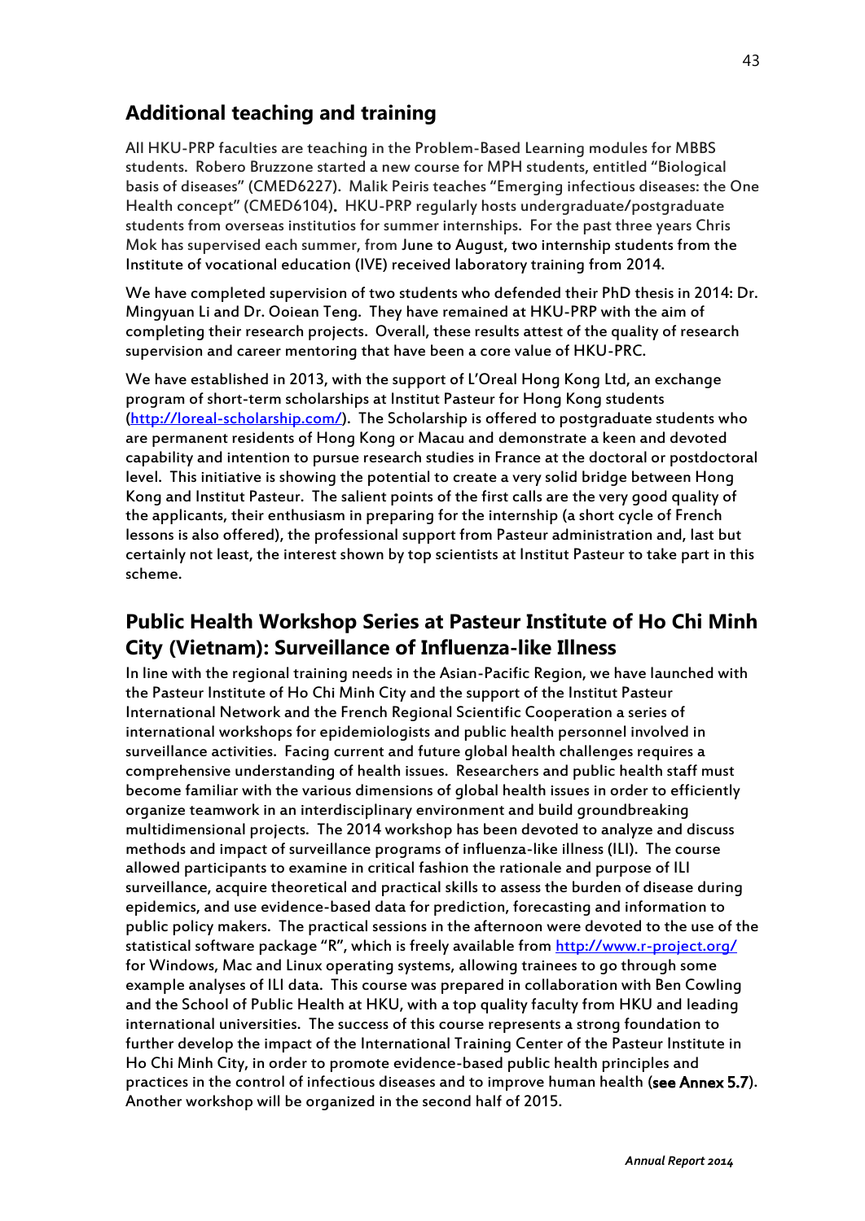## Additional teaching and training

All HKU-PRP faculties are teaching in the Problem-Based Learning modules for MBBS students. Robero Bruzzone started a new course for MPH students, entitled "Biological basis of diseases" (CMED6227). Malik Peiris teaches "Emerging infectious diseases: the One Health concept" (CMED6104). HKU-PRP regularly hosts undergraduate/postgraduate students from overseas institutios for summer internships. For the past three years Chris Mok has supervised each summer, from June to August, two internship students from the Institute of vocational education (IVE) received laboratory training from 2014.

We have completed supervision of two students who defended their PhD thesis in 2014: Dr. Mingyuan Li and Dr. Ooiean Teng. They have remained at HKU-PRP with the aim of completing their research projects. Overall, these results attest of the quality of research supervision and career mentoring that have been a core value of HKU-PRC.

We have established in 2013, with the support of L'Oreal Hong Kong Ltd, an exchange program of short-term scholarships at Institut Pasteur for Hong Kong students (http://loreal-scholarship.com/). The Scholarship is offered to postgraduate students who are permanent residents of Hong Kong or Macau and demonstrate a keen and devoted capability and intention to pursue research studies in France at the doctoral or postdoctoral level. This initiative is showing the potential to create a very solid bridge between Hong Kong and Institut Pasteur. The salient points of the first calls are the very good quality of the applicants, their enthusiasm in preparing for the internship (a short cycle of French lessons is also offered), the professional support from Pasteur administration and, last but certainly not least, the interest shown by top scientists at Institut Pasteur to take part in this scheme.

## Public Health Workshop Series at Pasteur Institute of Ho Chi Minh City (Vietnam): Surveillance of Influenza-like Illness

In line with the regional training needs in the Asian-Pacific Region, we have launched with the Pasteur Institute of Ho Chi Minh City and the support of the Institut Pasteur International Network and the French Regional Scientific Cooperation a series of international workshops for epidemiologists and public health personnel involved in surveillance activities. Facing current and future global health challenges requires a comprehensive understanding of health issues. Researchers and public health staff must become familiar with the various dimensions of global health issues in order to efficiently organize teamwork in an interdisciplinary environment and build groundbreaking multidimensional projects. The 2014 workshop has been devoted to analyze and discuss methods and impact of surveillance programs of influenza-like illness (ILI). The course allowed participants to examine in critical fashion the rationale and purpose of ILI surveillance, acquire theoretical and practical skills to assess the burden of disease during epidemics, and use evidence-based data for prediction, forecasting and information to public policy makers. The practical sessions in the afternoon were devoted to the use of the statistical software package "R", which is freely available from http://www.r-project.org/ for Windows, Mac and Linux operating systems, allowing trainees to go through some example analyses of ILI data. This course was prepared in collaboration with Ben Cowling and the School of Public Health at HKU, with a top quality faculty from HKU and leading international universities. The success of this course represents a strong foundation to further develop the impact of the International Training Center of the Pasteur Institute in Ho Chi Minh City, in order to promote evidence-based public health principles and practices in the control of infectious diseases and to improve human health (**see Annex 5.7**). Another workshop will be organized in the second half of 2015.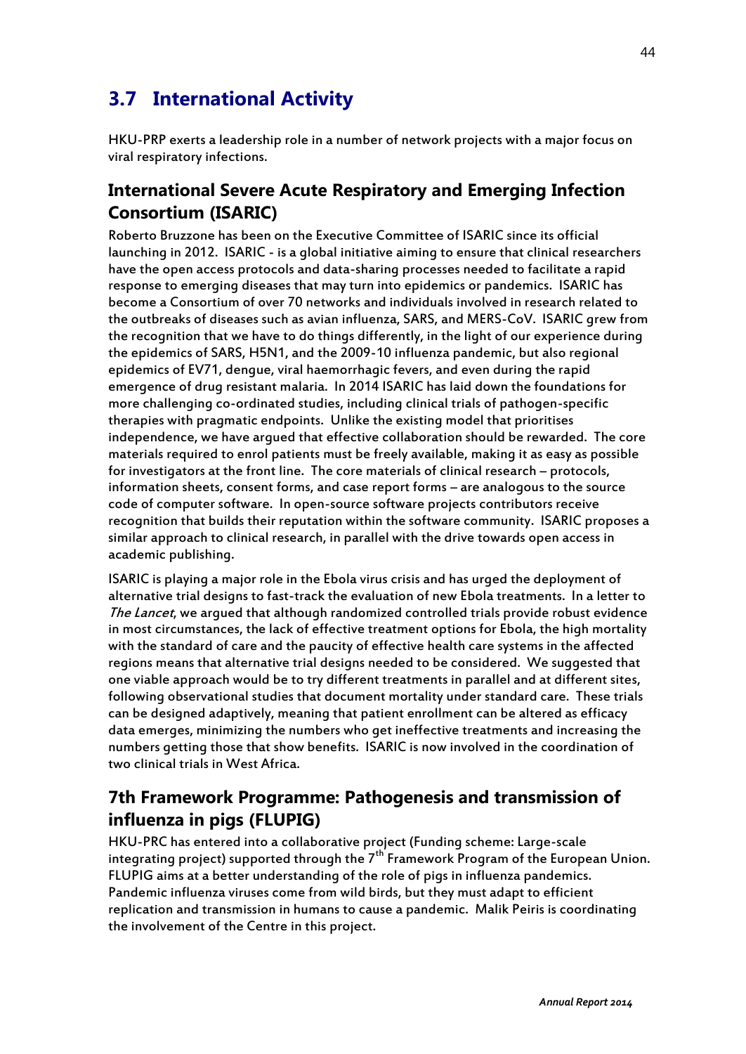## 3.7 International Activity

HKU-PRP exerts a leadership role in a number of network projects with a major focus on viral respiratory infections.

### International Severe Acute Respiratory and Emerging Infection Consortium (ISARIC)

Roberto Bruzzone has been on the Executive Committee of ISARIC since its official launching in 2012. ISARIC - is a global initiative aiming to ensure that clinical researchers have the open access protocols and data-sharing processes needed to facilitate a rapid response to emerging diseases that may turn into epidemics or pandemics. ISARIC has become a Consortium of over 70 networks and individuals involved in research related to the outbreaks of diseases such as avian influenza, SARS, and MERS-CoV. ISARIC grew from the recognition that we have to do things differently, in the light of our experience during the epidemics of SARS, H5N1, and the 2009-10 influenza pandemic, but also regional epidemics of EV71, dengue, viral haemorrhagic fevers, and even during the rapid emergence of drug resistant malaria. In 2014 ISARIC has laid down the foundations for more challenging co-ordinated studies, including clinical trials of pathogen-specific therapies with pragmatic endpoints. Unlike the existing model that prioritises independence, we have argued that effective collaboration should be rewarded. The core materials required to enrol patients must be freely available, making it as easy as possible for investigators at the front line. The core materials of clinical research – protocols, information sheets, consent forms, and case report forms – are analogous to the source code of computer software. In open-source software projects contributors receive recognition that builds their reputation within the software community. ISARIC proposes a similar approach to clinical research, in parallel with the drive towards open access in academic publishing.

ISARIC is playing a major role in the Ebola virus crisis and has urged the deployment of alternative trial designs to fast-track the evaluation of new Ebola treatments. In a letter to *The Lancet*, we argued that although randomized controlled trials provide robust evidence in most circumstances, the lack of effective treatment options for Ebola, the high mortality with the standard of care and the paucity of effective health care systems in the affected regions means that alternative trial designs needed to be considered. We suggested that one viable approach would be to try different treatments in parallel and at different sites, following observational studies that document mortality under standard care. These trials can be designed adaptively, meaning that patient enrollment can be altered as efficacy data emerges, minimizing the numbers who get ineffective treatments and increasing the numbers getting those that show benefits. ISARIC is now involved in the coordination of two clinical trials in West Africa.

### 7th Framework Programme: Pathogenesis and transmission of influenza in pigs (FLUPIG)

HKU-PRC has entered into a collaborative project (Funding scheme: Large-scale integrating project) supported through the 7$^{th}$ Framework Program of the European Union. FLUPIG aims at a better understanding of the role of pigs in influenza pandemics. Pandemic influenza viruses come from wild birds, but they must adapt to efficient replication and transmission in humans to cause a pandemic. Malik Peiris is coordinating the involvement of the Centre in this project.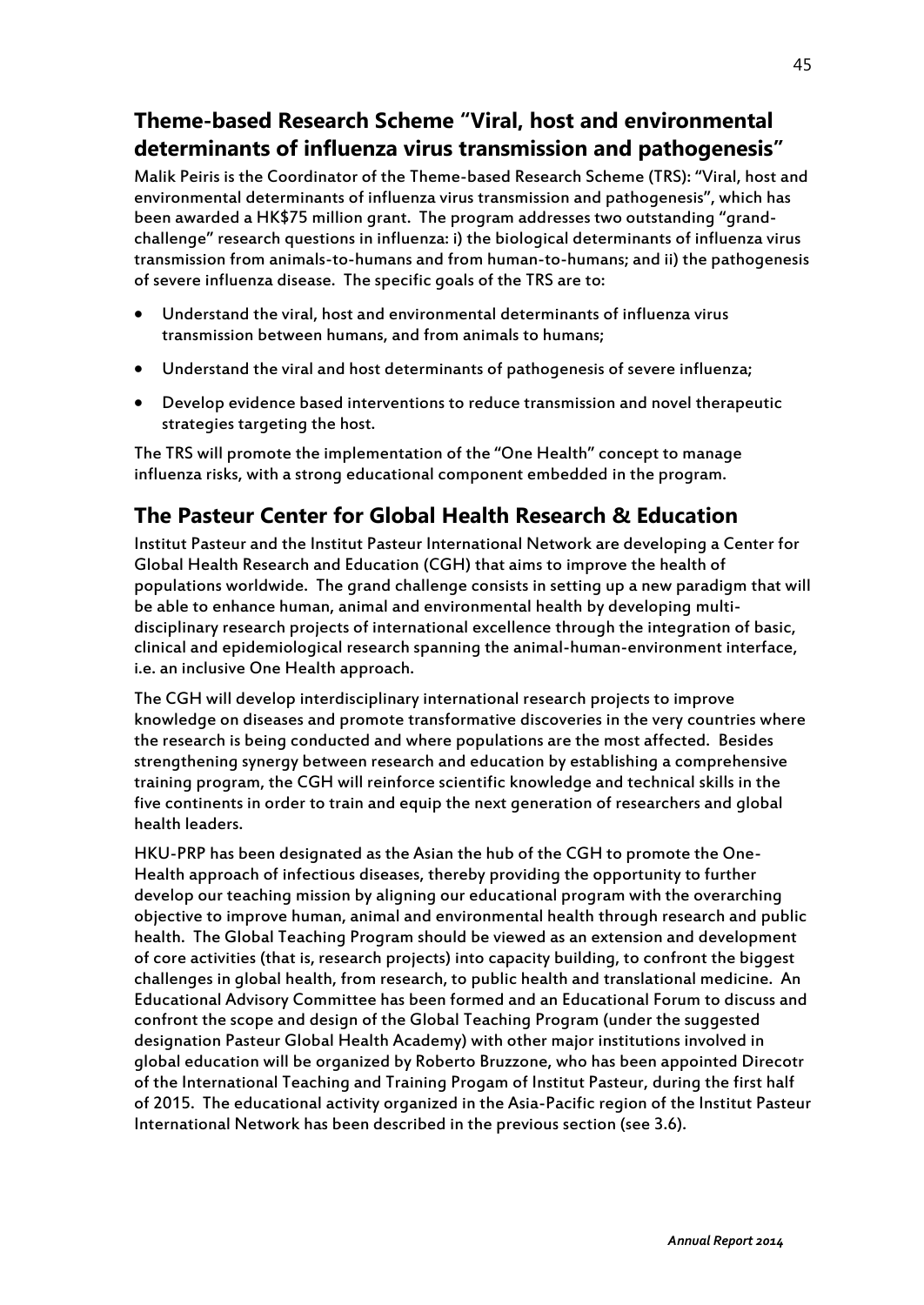## Theme-based Research Scheme "Viral, host and environmental determinants of influenza virus transmission and pathogenesis"

Malik Peiris is the Coordinator of the Theme-based Research Scheme (TRS): "Viral, host and environmental determinants of influenza virus transmission and pathogenesis", which has been awarded a HK$75 million grant. The program addresses two outstanding "grand-challenge" research questions in influenza: i) the biological determinants of influenza virus transmission from animals-to-humans and from human-to-humans; and ii) the pathogenesis of severe influenza disease. The specific goals of the TRS are to:

- Understand the viral, host and environmental determinants of influenza virus transmission between humans, and from animals to humans;
- Understand the viral and host determinants of pathogenesis of severe influenza;
- Develop evidence based interventions to reduce transmission and novel therapeutic strategies targeting the host.

The TRS will promote the implementation of the "One Health" concept to manage influenza risks, with a strong educational component embedded in the program.

## The Pasteur Center for Global Health Research & Education

Institut Pasteur and the Institut Pasteur International Network are developing a Center for Global Health Research and Education (CGH) that aims to improve the health of populations worldwide. The grand challenge consists in setting up a new paradigm that will be able to enhance human, animal and environmental health by developing multi-disciplinary research projects of international excellence through the integration of basic, clinical and epidemiological research spanning the animal-human-environment interface, i.e. an inclusive One Health approach.

The CGH will develop interdisciplinary international research projects to improve knowledge on diseases and promote transformative discoveries in the very countries where the research is being conducted and where populations are the most affected. Besides strengthening synergy between research and education by establishing a comprehensive training program, the CGH will reinforce scientific knowledge and technical skills in the five continents in order to train and equip the next generation of researchers and global health leaders.

HKU-PRP has been designated as the Asian the hub of the CGH to promote the One-Health approach of infectious diseases, thereby providing the opportunity to further develop our teaching mission by aligning our educational program with the overarching objective to improve human, animal and environmental health through research and public health. The Global Teaching Program should be viewed as an extension and development of core activities (that is, research projects) into capacity building, to confront the biggest challenges in global health, from research, to public health and translational medicine. An Educational Advisory Committee has been formed and an Educational Forum to discuss and confront the scope and design of the Global Teaching Program (under the suggested designation Pasteur Global Health Academy) with other major institutions involved in global education will be organized by Roberto Bruzzone, who has been appointed Direcotr of the International Teaching and Training Progam of Institut Pasteur, during the first half of 2015. The educational activity organized in the Asia-Pacific region of the Institut Pasteur International Network has been described in the previous section (see 3.6).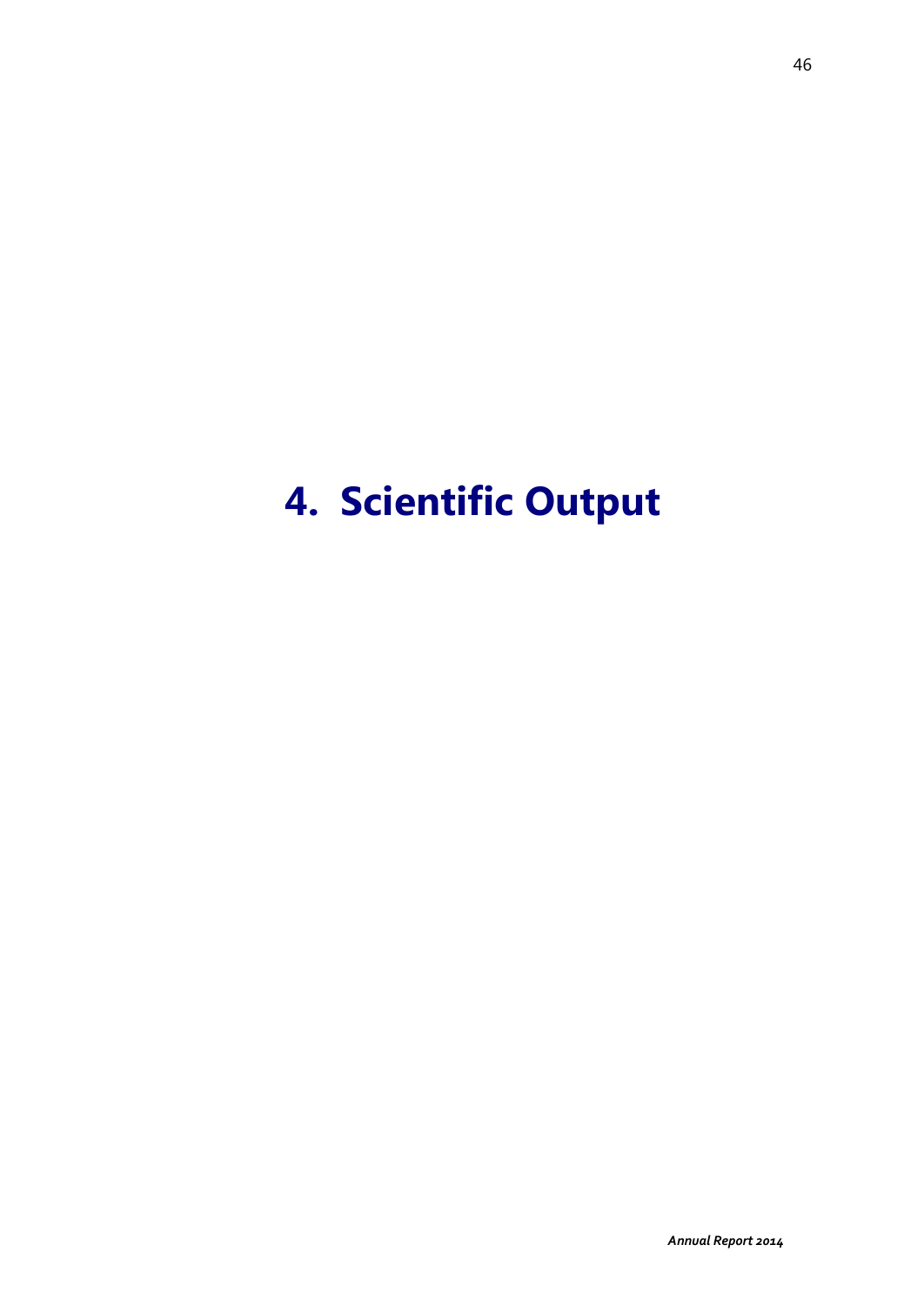# 4. Scientific Output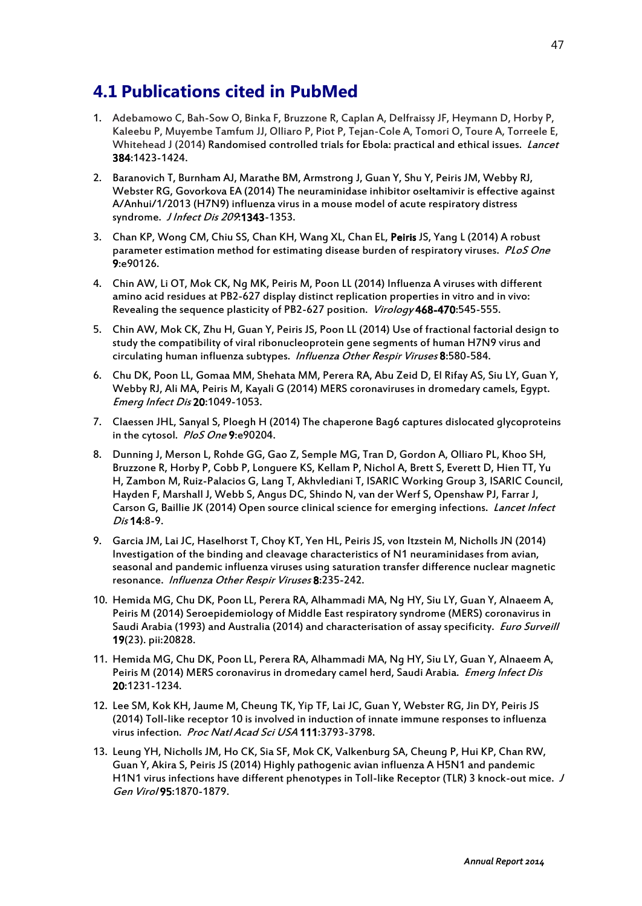## 4.1 Publications cited in PubMed

1. Adebamowo C, Bah-Sow O, Binka F, Bruzzone R, Caplan A, Delfraissy JF, Heymann D, Horby P, Kaleebu P, Muyembe Tamfum JJ, Olliaro P, Piot P, Tejan-Cole A, Tomori O, Toure A, Torreele E, Whitehead J (2014) Randomised controlled trials for Ebola: practical and ethical issues. *Lancet* **384**:1423-1424.

2. Baranovich T, Burnham AJ, Marathe BM, Armstrong J, Guan Y, Shu Y, Peiris JM, Webby RJ, Webster RG, Govorkova EA (2014) The neuraminidase inhibitor oseltamivir is effective against A/Anhui/1/2013 (H7N9) influenza virus in a mouse model of acute respiratory distress syndrome. *J Infect Dis 209*:**1343**-1353.

3. Chan KP, Wong CM, Chiu SS, Chan KH, Wang XL, Chan EL, **Peiris** JS, Yang L (2014) A robust parameter estimation method for estimating disease burden of respiratory viruses. *PLoS One* **9**:e90126.

4. Chin AW, Li OT, Mok CK, Ng MK, Peiris M, Poon LL (2014) Influenza A viruses with different amino acid residues at PB2-627 display distinct replication properties in vitro and in vivo: Revealing the sequence plasticity of PB2-627 position. *Virology* **468-470**:545-555.

5. Chin AW, Mok CK, Zhu H, Guan Y, Peiris JS, Poon LL (2014) Use of fractional factorial design to study the compatibility of viral ribonucleoprotein gene segments of human H7N9 virus and circulating human influenza subtypes. *Influenza Other Respir Viruses* **8**:580-584.

6. Chu DK, Poon LL, Gomaa MM, Shehata MM, Perera RA, Abu Zeid D, El Rifay AS, Siu LY, Guan Y, Webby RJ, Ali MA, Peiris M, Kayali G (2014) MERS coronaviruses in dromedary camels, Egypt. *Emerg Infect Dis* **20**:1049-1053.

7. Claessen JHL, Sanyal S, Ploegh H (2014) The chaperone Bag6 captures dislocated glycoproteins in the cytosol. *PloS One* **9**:e90204.

8. Dunning J, Merson L, Rohde GG, Gao Z, Semple MG, Tran D, Gordon A, Olliaro PL, Khoo SH, Bruzzone R, Horby P, Cobb P, Longuere KS, Kellam P, Nichol A, Brett S, Everett D, Hien TT, Yu H, Zambon M, Ruiz-Palacios G, Lang T, Akhvlediani T, ISARIC Working Group 3, ISARIC Council, Hayden F, Marshall J, Webb S, Angus DC, Shindo N, van der Werf S, Openshaw PJ, Farrar J, Carson G, Baillie JK (2014) Open source clinical science for emerging infections. *Lancet Infect Dis* **14**:8-9.

9. Garcia JM, Lai JC, Haselhorst T, Choy KT, Yen HL, Peiris JS, von Itzstein M, Nicholls JN (2014) Investigation of the binding and cleavage characteristics of N1 neuraminidases from avian, seasonal and pandemic influenza viruses using saturation transfer difference nuclear magnetic resonance. *Influenza Other Respir Viruses* **8**:235-242.

10. Hemida MG, Chu DK, Poon LL, Perera RA, Alhammadi MA, Ng HY, Siu LY, Guan Y, Alnaeem A, Peiris M (2014) Seroepidemiology of Middle East respiratory syndrome (MERS) coronavirus in Saudi Arabia (1993) and Australia (2014) and characterisation of assay specificity. *Euro Surveill* **19**(23). pii:20828.

11. Hemida MG, Chu DK, Poon LL, Perera RA, Alhammadi MA, Ng HY, Siu LY, Guan Y, Alnaeem A, Peiris M (2014) MERS coronavirus in dromedary camel herd, Saudi Arabia. *Emerg Infect Dis* **20**:1231-1234.

12. Lee SM, Kok KH, Jaume M, Cheung TK, Yip TF, Lai JC, Guan Y, Webster RG, Jin DY, Peiris JS (2014) Toll-like receptor 10 is involved in induction of innate immune responses to influenza virus infection. *Proc Natl Acad Sci USA* **111**:3793-3798.

13. Leung YH, Nicholls JM, Ho CK, Sia SF, Mok CK, Valkenburg SA, Cheung P, Hui KP, Chan RW, Guan Y, Akira S, Peiris JS (2014) Highly pathogenic avian influenza A H5N1 and pandemic H1N1 virus infections have different phenotypes in Toll-like Receptor (TLR) 3 knock-out mice. *J Gen Virol* **95**:1870-1879.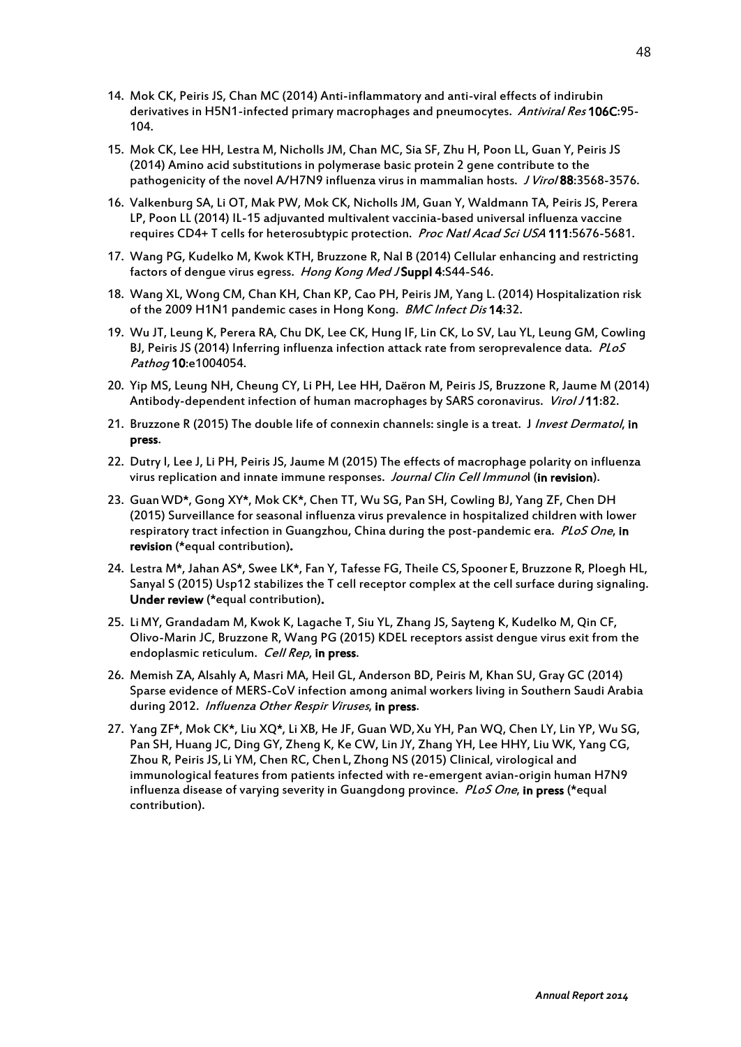14. Mok CK, Peiris JS, Chan MC (2014) Anti-inflammatory and anti-viral effects of indirubin derivatives in H5N1-infected primary macrophages and pneumocytes. *Antiviral Res* **106C**:95-104.

15. Mok CK, Lee HH, Lestra M, Nicholls JM, Chan MC, Sia SF, Zhu H, Poon LL, Guan Y, Peiris JS (2014) Amino acid substitutions in polymerase basic protein 2 gene contribute to the pathogenicity of the novel A/H7N9 influenza virus in mammalian hosts. *J Virol* **88**:3568-3576.

16. Valkenburg SA, Li OT, Mak PW, Mok CK, Nicholls JM, Guan Y, Waldmann TA, Peiris JS, Perera LP, Poon LL (2014) IL-15 adjuvanted multivalent vaccinia-based universal influenza vaccine requires CD4+ T cells for heterosubtypic protection. *Proc Natl Acad Sci USA* **111**:5676-5681.

17. Wang PG, Kudelko M, Kwok KTH, Bruzzone R, Nal B (2014) Cellular enhancing and restricting factors of dengue virus egress. *Hong Kong Med J* **Suppl 4**:S44-S46.

18. Wang XL, Wong CM, Chan KH, Chan KP, Cao PH, Peiris JM, Yang L. (2014) Hospitalization risk of the 2009 H1N1 pandemic cases in Hong Kong. *BMC Infect Dis* **14**:32.

19. Wu JT, Leung K, Perera RA, Chu DK, Lee CK, Hung IF, Lin CK, Lo SV, Lau YL, Leung GM, Cowling BJ, Peiris JS (2014) Inferring influenza infection attack rate from seroprevalence data. *PLoS Pathog* **10**:e1004054.

20. Yip MS, Leung NH, Cheung CY, Li PH, Lee HH, Daëron M, Peiris JS, Bruzzone R, Jaume M (2014) Antibody-dependent infection of human macrophages by SARS coronavirus. *Virol J* **11**:82.

21. Bruzzone R (2015) The double life of connexin channels: single is a treat. J *Invest Dermatol*, **in press**.

22. Dutry I, Lee J, Li PH, Peiris JS, Jaume M (2015) The effects of macrophage polarity on influenza virus replication and innate immune responses. *Journal Clin Cell Immuno*l (**in revision**).

23. Guan WD*, Gong XY*, Mok CK*, Chen TT, Wu SG, Pan SH, Cowling BJ, Yang ZF, Chen DH (2015) Surveillance for seasonal influenza virus prevalence in hospitalized children with lower respiratory tract infection in Guangzhou, China during the post-pandemic era. *PLoS One*, **in revision** (*equal contribution)**.**

24. Lestra M*, Jahan AS*, Swee LK*, Fan Y, Tafesse FG, Theile CS, Spooner E, Bruzzone R, Ploegh HL, Sanyal S (2015) Usp12 stabilizes the T cell receptor complex at the cell surface during signaling. **Under review** (*equal contribution)**.**

25. Li MY, Grandadam M, Kwok K, Lagache T, Siu YL, Zhang JS, Sayteng K, Kudelko M, Qin CF, Olivo-Marin JC, Bruzzone R, Wang PG (2015) KDEL receptors assist dengue virus exit from the endoplasmic reticulum. *Cell Rep*, **in press**.

26. Memish ZA, Alsahly A, Masri MA, Heil GL, Anderson BD, Peiris M, Khan SU, Gray GC (2014) Sparse evidence of MERS-CoV infection among animal workers living in Southern Saudi Arabia during 2012. *Influenza Other Respir Viruses*, **in press**.

27. Yang ZF*, Mok CK*, Liu XQ*, Li XB, He JF, Guan WD, Xu YH, Pan WQ, Chen LY, Lin YP, Wu SG, Pan SH, Huang JC, Ding GY, Zheng K, Ke CW, Lin JY, Zhang YH, Lee HHY, Liu WK, Yang CG, Zhou R, Peiris JS, Li YM, Chen RC, Chen L, Zhong NS (2015) Clinical, virological and immunological features from patients infected with re-emergent avian-origin human H7N9 influenza disease of varying severity in Guangdong province. *PLoS One*, **in press** (*equal contribution).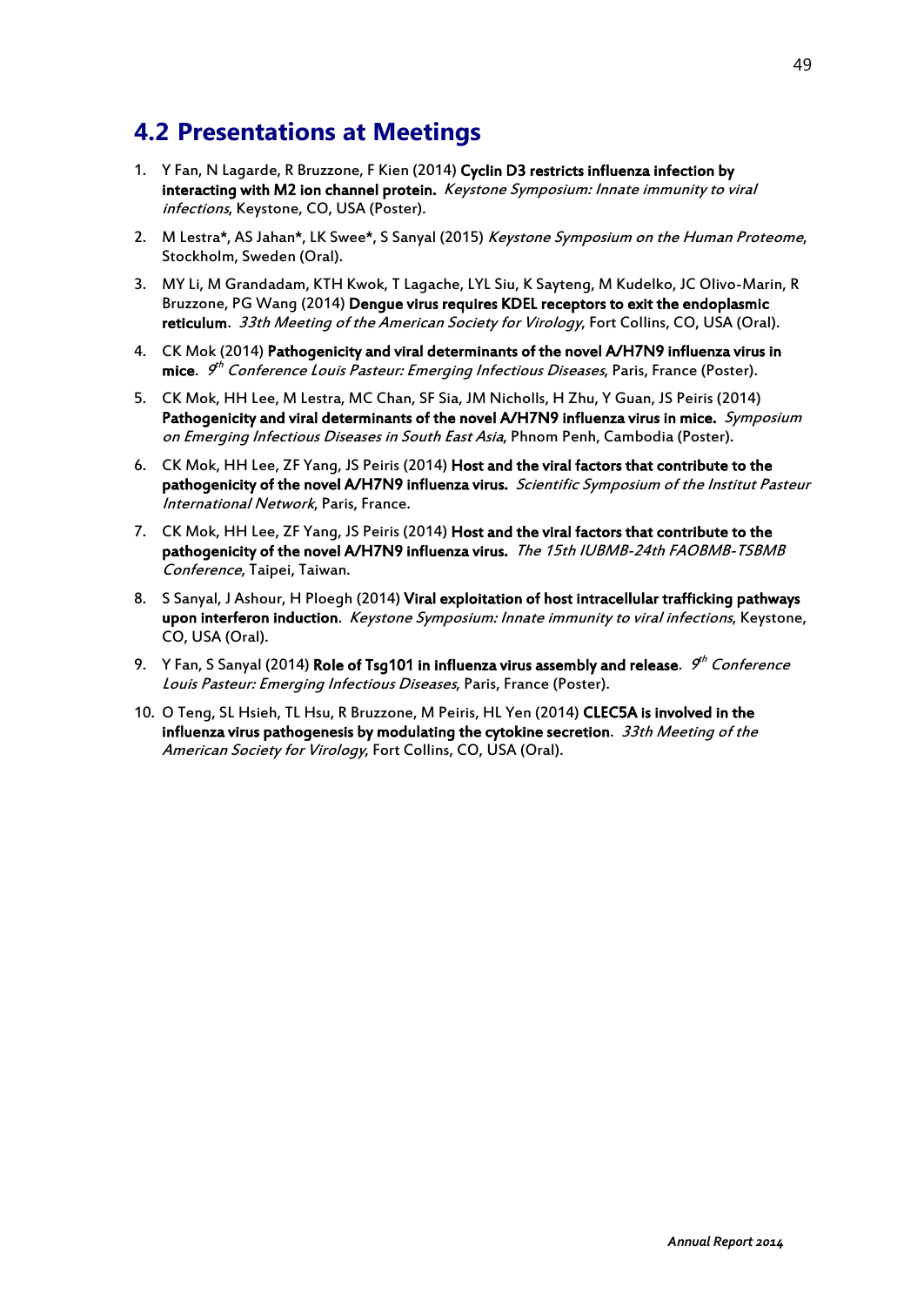## 4.2 Presentations at Meetings

1. Y Fan, N Lagarde, R Bruzzone, F Kien (2014) **Cyclin D3 restricts influenza infection by interacting with M2 ion channel protein.** *Keystone Symposium: Innate immunity to viral infections*, Keystone, CO, USA (Poster).
2. M Lestra*, AS Jahan*, LK Swee*, S Sanyal (2015) *Keystone Symposium on the Human Proteome*, Stockholm, Sweden (Oral).
3. MY Li, M Grandadam, KTH Kwok, T Lagache, LYL Siu, K Sayteng, M Kudelko, JC Olivo-Marin, R Bruzzone, PG Wang (2014) **Dengue virus requires KDEL receptors to exit the endoplasmic reticulum**. *33th Meeting of the American Society for Virology*, Fort Collins, CO, USA (Oral).
4. CK Mok (2014) **Pathogenicity and viral determinants of the novel A/H7N9 influenza virus in mice**. *9th Conference Louis Pasteur: Emerging Infectious Diseases*, Paris, France (Poster).
5. CK Mok, HH Lee, M Lestra, MC Chan, SF Sia, JM Nicholls, H Zhu, Y Guan, JS Peiris (2014) **Pathogenicity and viral determinants of the novel A/H7N9 influenza virus in mice.** *Symposium on Emerging Infectious Diseases in South East Asia*, Phnom Penh, Cambodia (Poster).
6. CK Mok, HH Lee, ZF Yang, JS Peiris (2014) **Host and the viral factors that contribute to the pathogenicity of the novel A/H7N9 influenza virus.** *Scientific Symposium of the Institut Pasteur International Network*, Paris, France.
7. CK Mok, HH Lee, ZF Yang, JS Peiris (2014) **Host and the viral factors that contribute to the pathogenicity of the novel A/H7N9 influenza virus.** *The 15th IUBMB-24th FAOBMB-TSBMB Conference*, Taipei, Taiwan.
8. S Sanyal, J Ashour, H Ploegh (2014) **Viral exploitation of host intracellular trafficking pathways upon interferon induction**. *Keystone Symposium: Innate immunity to viral infections*, Keystone, CO, USA (Oral).
9. Y Fan, S Sanyal (2014) **Role of Tsg101 in influenza virus assembly and release**. *9th Conference Louis Pasteur: Emerging Infectious Diseases*, Paris, France (Poster).
10. O Teng, SL Hsieh, TL Hsu, R Bruzzone, M Peiris, HL Yen (2014) **CLEC5A is involved in the influenza virus pathogenesis by modulating the cytokine secretion**. *33th Meeting of the American Society for Virology*, Fort Collins, CO, USA (Oral).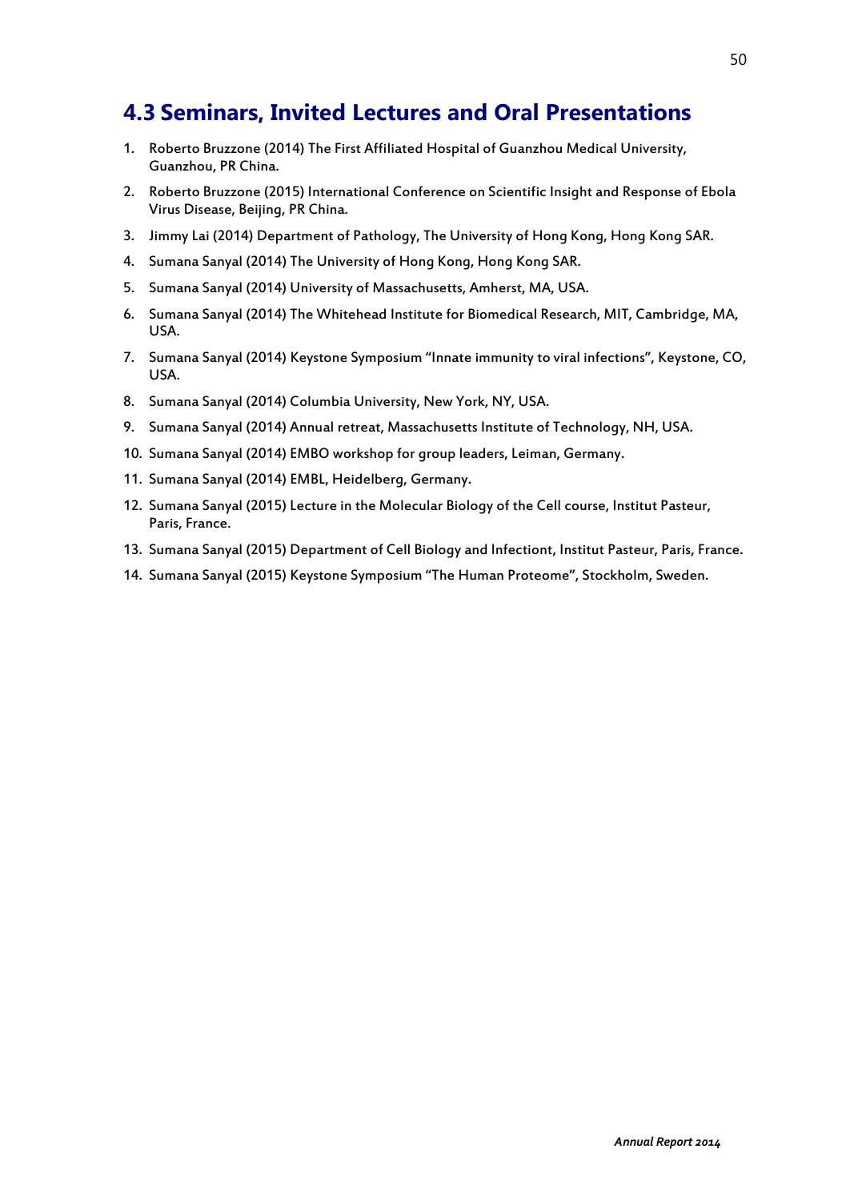## 4.3 Seminars, Invited Lectures and Oral Presentations

1. Roberto Bruzzone (2014) The First Affiliated Hospital of Guanzhou Medical University, Guanzhou, PR China.
2. Roberto Bruzzone (2015) International Conference on Scientific Insight and Response of Ebola Virus Disease, Beijing, PR China.
3. Jimmy Lai (2014) Department of Pathology, The University of Hong Kong, Hong Kong SAR.
4. Sumana Sanyal (2014) The University of Hong Kong, Hong Kong SAR.
5. Sumana Sanyal (2014) University of Massachusetts, Amherst, MA, USA.
6. Sumana Sanyal (2014) The Whitehead Institute for Biomedical Research, MIT, Cambridge, MA, USA.
7. Sumana Sanyal (2014) Keystone Symposium "Innate immunity to viral infections", Keystone, CO, USA.
8. Sumana Sanyal (2014) Columbia University, New York, NY, USA.
9. Sumana Sanyal (2014) Annual retreat, Massachusetts Institute of Technology, NH, USA.
10. Sumana Sanyal (2014) EMBO workshop for group leaders, Leiman, Germany.
11. Sumana Sanyal (2014) EMBL, Heidelberg, Germany.
12. Sumana Sanyal (2015) Lecture in the Molecular Biology of the Cell course, Institut Pasteur, Paris, France.
13. Sumana Sanyal (2015) Department of Cell Biology and Infectiont, Institut Pasteur, Paris, France.
14. Sumana Sanyal (2015) Keystone Symposium "The Human Proteome", Stockholm, Sweden.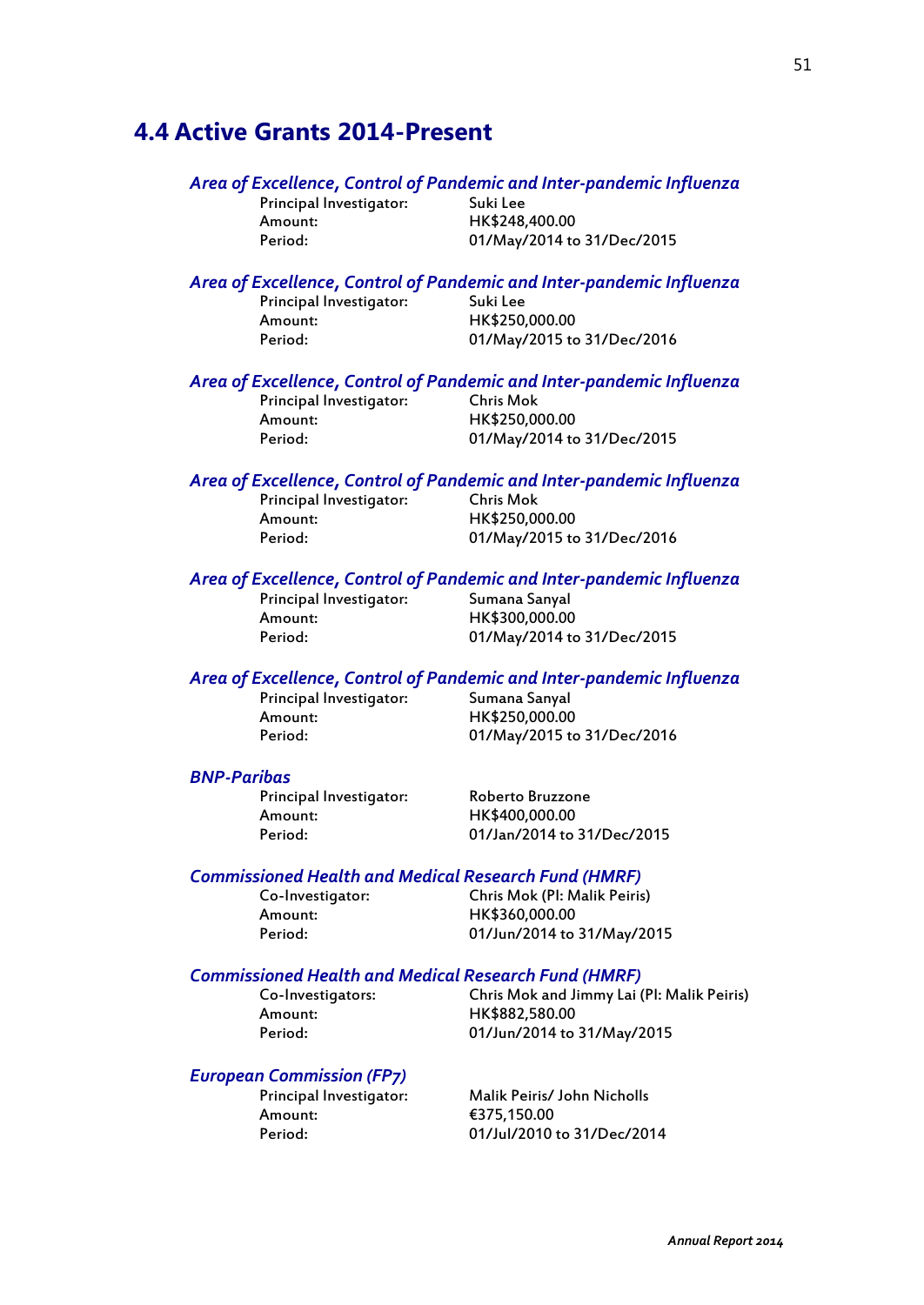## 4.4 Active Grants 2014-Present

***Area of Excellence, Control of Pandemic and Inter-pandemic Influenza***

Principal Investigator: Suki Lee
Amount: HK$248,400.00
Period: 01/May/2014 to 31/Dec/2015

***Area of Excellence, Control of Pandemic and Inter-pandemic Influenza***

Principal Investigator: Suki Lee
Amount: HK$250,000.00
Period: 01/May/2015 to 31/Dec/2016

***Area of Excellence, Control of Pandemic and Inter-pandemic Influenza***

Principal Investigator: Chris Mok
Amount: HK$250,000.00
Period: 01/May/2014 to 31/Dec/2015

***Area of Excellence, Control of Pandemic and Inter-pandemic Influenza***

Principal Investigator: Chris Mok
Amount: HK$250,000.00
Period: 01/May/2015 to 31/Dec/2016

***Area of Excellence, Control of Pandemic and Inter-pandemic Influenza***

Principal Investigator: Sumana Sanyal
Amount: HK$300,000.00
Period: 01/May/2014 to 31/Dec/2015

***Area of Excellence, Control of Pandemic and Inter-pandemic Influenza***

Principal Investigator: Sumana Sanyal
Amount: HK$250,000.00
Period: 01/May/2015 to 31/Dec/2016

***BNP-Paribas***

Principal Investigator: Roberto Bruzzone
Amount: HK$400,000.00
Period: 01/Jan/2014 to 31/Dec/2015

***Commissioned Health and Medical Research Fund (HMRF)***

Co-Investigator: Chris Mok (PI: Malik Peiris)
Amount: HK$360,000.00
Period: 01/Jun/2014 to 31/May/2015

***Commissioned Health and Medical Research Fund (HMRF)***

Co-Investigators: Chris Mok and Jimmy Lai (PI: Malik Peiris)
Amount: HK$882,580.00
Period: 01/Jun/2014 to 31/May/2015

***European Commission (FP7)***

Principal Investigator: Malik Peiris/ John Nicholls
Amount: €375,150.00
Period: 01/Jul/2010 to 31/Dec/2014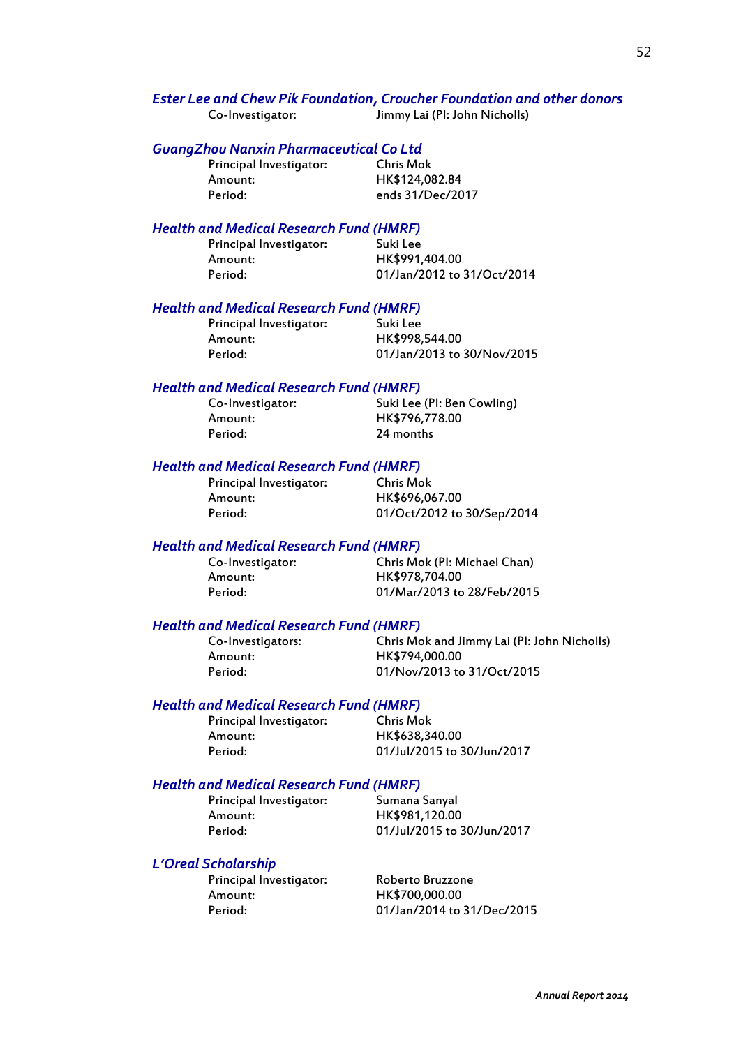### *Ester Lee and Chew Pik Foundation, Croucher Foundation and other donors*

Co-Investigator: Jimmy Lai (PI: John Nicholls)

### *GuangZhou Nanxin Pharmaceutical Co Ltd*

Principal Investigator: Chris Mok
Amount: HK$124,082.84
Period: ends 31/Dec/2017

### *Health and Medical Research Fund (HMRF)*

Principal Investigator: Suki Lee
Amount: HK$991,404.00
Period: 01/Jan/2012 to 31/Oct/2014

### *Health and Medical Research Fund (HMRF)*

Principal Investigator: Suki Lee
Amount: HK$998,544.00
Period: 01/Jan/2013 to 30/Nov/2015

### *Health and Medical Research Fund (HMRF)*

Co-Investigator: Suki Lee (PI: Ben Cowling)
Amount: HK$796,778.00
Period: 24 months

### *Health and Medical Research Fund (HMRF)*

Principal Investigator: Chris Mok
Amount: HK$696,067.00
Period: 01/Oct/2012 to 30/Sep/2014

### *Health and Medical Research Fund (HMRF)*

Co-Investigator: Chris Mok (PI: Michael Chan)
Amount: HK$978,704.00
Period: 01/Mar/2013 to 28/Feb/2015

### *Health and Medical Research Fund (HMRF)*

Co-Investigators: Chris Mok and Jimmy Lai (PI: John Nicholls)
Amount: HK$794,000.00
Period: 01/Nov/2013 to 31/Oct/2015

### *Health and Medical Research Fund (HMRF)*

Principal Investigator: Chris Mok
Amount: HK$638,340.00
Period: 01/Jul/2015 to 30/Jun/2017

### *Health and Medical Research Fund (HMRF)*

Principal Investigator: Sumana Sanyal
Amount: HK$981,120.00
Period: 01/Jul/2015 to 30/Jun/2017

### *L'Oreal Scholarship*

Principal Investigator: Roberto Bruzzone
Amount: HK$700,000.00
Period: 01/Jan/2014 to 31/Dec/2015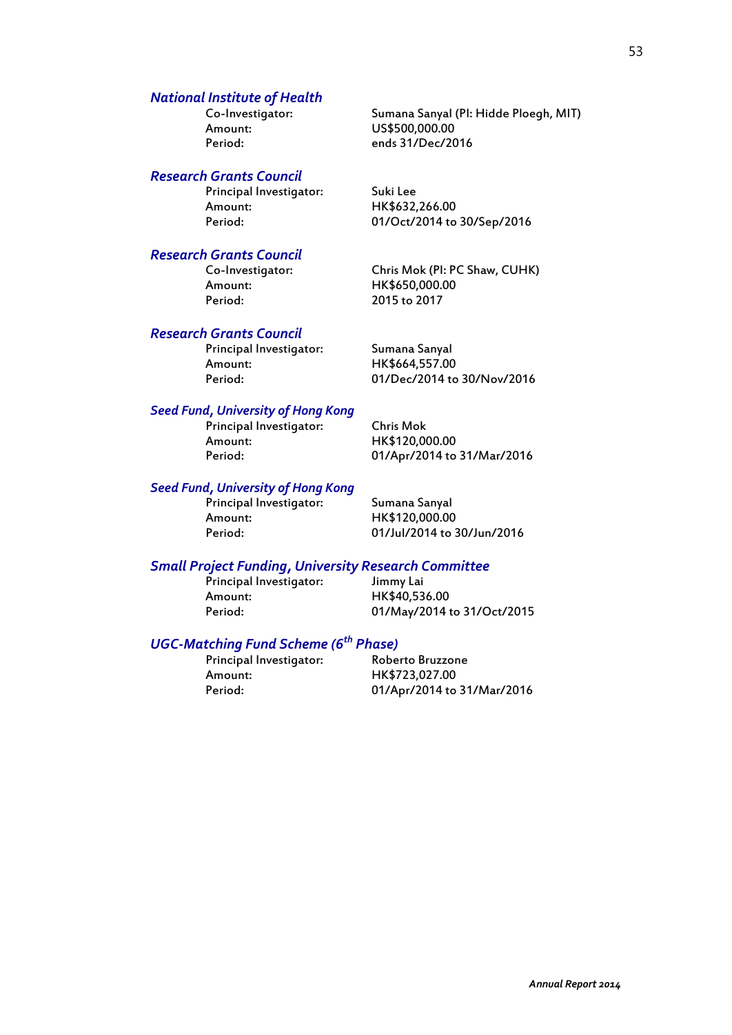### *National Institute of Health*

| | |
|---|---|
| Co-Investigator: | Sumana Sanyal (PI: Hidde Ploegh, MIT) |
| Amount: | US$500,000.00 |
| Period: | ends 31/Dec/2016 |

### *Research Grants Council*

| | |
|---|---|
| Principal Investigator: | Suki Lee |
| Amount: | HK$632,266.00 |
| Period: | 01/Oct/2014 to 30/Sep/2016 |

### *Research Grants Council*

| | |
|---|---|
| Co-Investigator: | Chris Mok (PI: PC Shaw, CUHK) |
| Amount: | HK$650,000.00 |
| Period: | 2015 to 2017 |

### *Research Grants Council*

| | |
|---|---|
| Principal Investigator: | Sumana Sanyal |
| Amount: | HK$664,557.00 |
| Period: | 01/Dec/2014 to 30/Nov/2016 |

### *Seed Fund, University of Hong Kong*

| | |
|---|---|
| Principal Investigator: | Chris Mok |
| Amount: | HK$120,000.00 |
| Period: | 01/Apr/2014 to 31/Mar/2016 |

### *Seed Fund, University of Hong Kong*

| | |
|---|---|
| Principal Investigator: | Sumana Sanyal |
| Amount: | HK$120,000.00 |
| Period: | 01/Jul/2014 to 30/Jun/2016 |

### *Small Project Funding, University Research Committee*

| | |
|---|---|
| Principal Investigator: | Jimmy Lai |
| Amount: | HK$40,536.00 |
| Period: | 01/May/2014 to 31/Oct/2015 |

### *UGC-Matching Fund Scheme (6th Phase)*

| | |
|---|---|
| Principal Investigator: | Roberto Bruzzone |
| Amount: | HK$723,027.00 |
| Period: | 01/Apr/2014 to 31/Mar/2016 |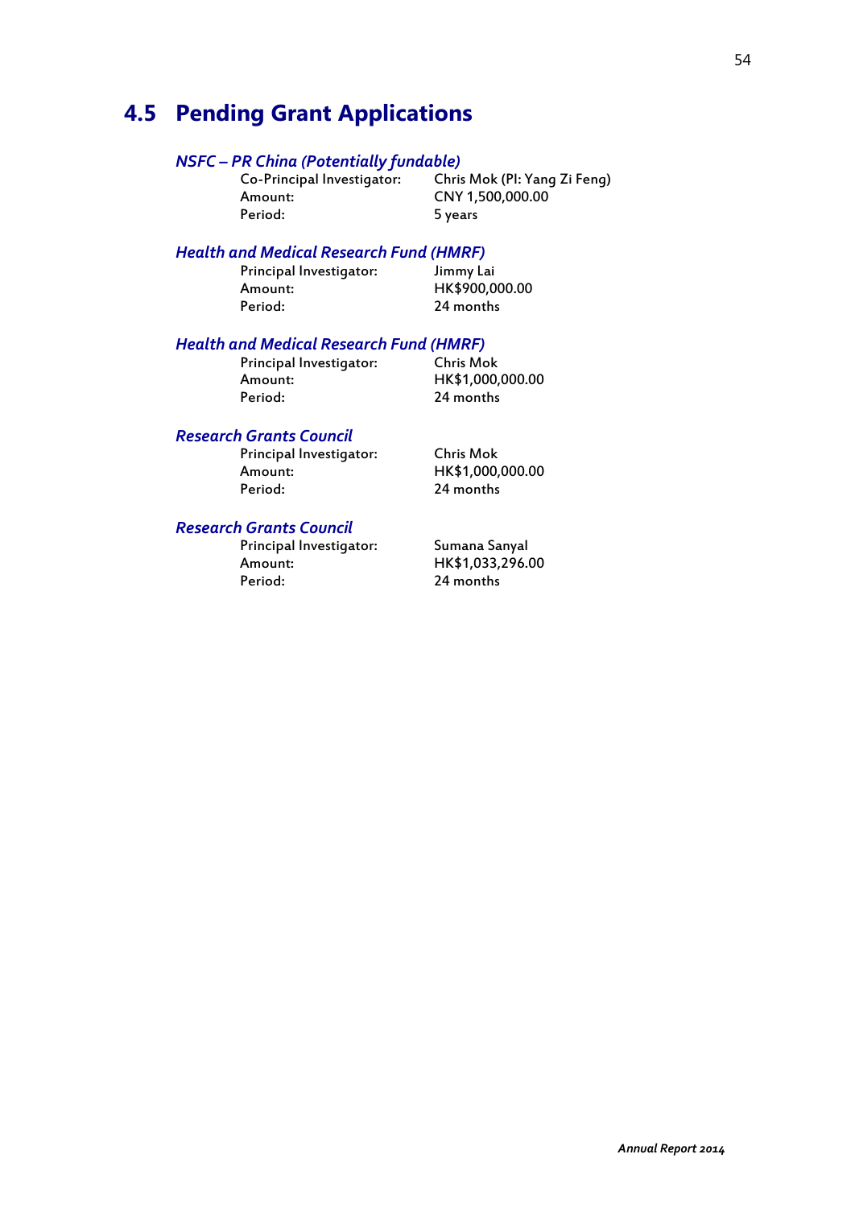## 4.5 Pending Grant Applications

### *NSFC – PR China (Potentially fundable)*

Co-Principal Investigator: Chris Mok (PI: Yang Zi Feng)
Amount: CNY 1,500,000.00
Period: 5 years

### *Health and Medical Research Fund (HMRF)*

Principal Investigator: Jimmy Lai
Amount: HK$900,000.00
Period: 24 months

### *Health and Medical Research Fund (HMRF)*

Principal Investigator: Chris Mok
Amount: HK$1,000,000.00
Period: 24 months

### *Research Grants Council*

Principal Investigator: Chris Mok
Amount: HK$1,000,000.00
Period: 24 months

### *Research Grants Council*

Principal Investigator: Sumana Sanyal
Amount: HK$1,033,296.00
Period: 24 months